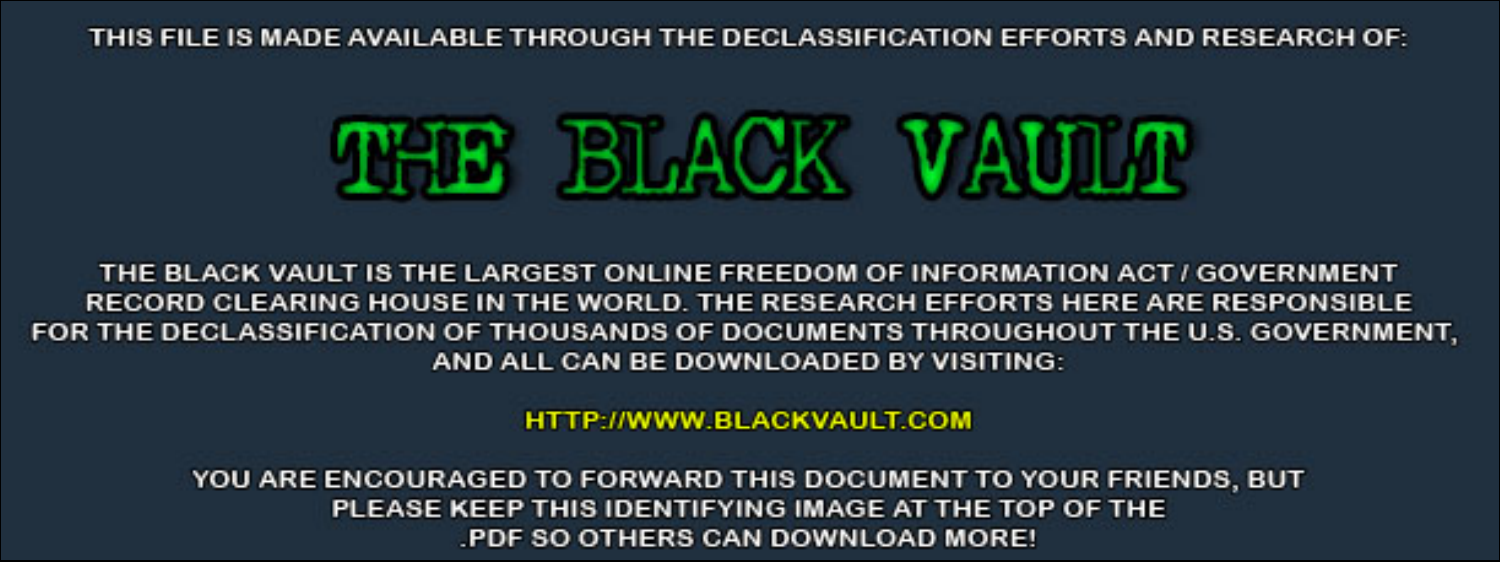THIS FILE IS MADE AVAILABLE THROUGH THE DECLASSIFICATION EFFORTS AND RESEARCH OF:

# THE BLACK VAULT

THE BLACK VAULT IS THE LARGEST ONLINE FREEDOM OF INFORMATION ACT / GOVERNMENT RECORD CLEARING HOUSE IN THE WORLD. THE RESEARCH EFFORTS HERE ARE RESPONSIBLE FOR THE DECLASSIFICATION OF THOUSANDS OF DOCUMENTS THROUGHOUT THE U.S. GOVERNMENT, AND ALL CAN BE DOWNLOADED BY VISITING:

HTTP://WWW.BLACKVAULT.COM

YOU ARE ENCOURAGED TO FORWARD THIS DOCUMENT TO YOUR FRIENDS, BUT PLEASE KEEP THIS IDENTIFYING IMAGE AT THE TOP OF THE .PDF SO OTHERS CAN DOWNLOAD MORE!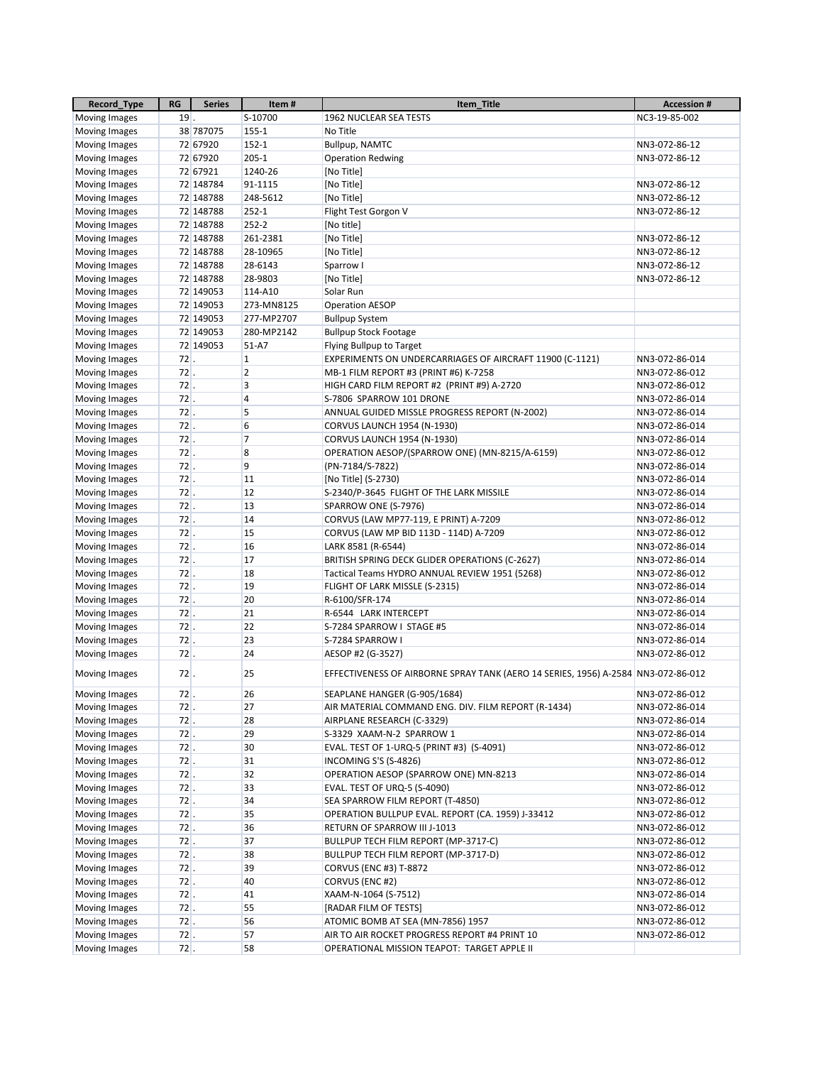| Record_Type | RG | Series | Item # | Item_Title | Accession # |
|---|---|---|---|---|---|
| Moving Images | 19 | . | S-10700 | 1962 NUCLEAR SEA TESTS | NC3-19-85-002 |
| Moving Images | 38 | 787075 | 155-1 | No Title | |
| Moving Images | 72 | 67920 | 152-1 | Bullpup, NAMTC | NN3-072-86-12 |
| Moving Images | 72 | 67920 | 205-1 | Operation Redwing | NN3-072-86-12 |
| Moving Images | 72 | 67921 | 1240-26 | [No Title] | |
| Moving Images | 72 | 148784 | 91-1115 | [No Title] | NN3-072-86-12 |
| Moving Images | 72 | 148788 | 248-5612 | [No Title] | NN3-072-86-12 |
| Moving Images | 72 | 148788 | 252-1 | Flight Test Gorgon V | NN3-072-86-12 |
| Moving Images | 72 | 148788 | 252-2 | [No title] | |
| Moving Images | 72 | 148788 | 261-2381 | [No Title] | NN3-072-86-12 |
| Moving Images | 72 | 148788 | 28-10965 | [No Title] | NN3-072-86-12 |
| Moving Images | 72 | 148788 | 28-6143 | Sparrow I | NN3-072-86-12 |
| Moving Images | 72 | 148788 | 28-9803 | [No Title] | NN3-072-86-12 |
| Moving Images | 72 | 149053 | 114-A10 | Solar Run | |
| Moving Images | 72 | 149053 | 273-MN8125 | Operation AESOP | |
| Moving Images | 72 | 149053 | 277-MP2707 | Bullpup System | |
| Moving Images | 72 | 149053 | 280-MP2142 | Bullpup Stock Footage | |
| Moving Images | 72 | 149053 | 51-A7 | Flying Bullpup to Target | |
| Moving Images | 72 | . | 1 | EXPERIMENTS ON UNDERCARRIAGES OF AIRCRAFT 11900 (C-1121) | NN3-072-86-014 |
| Moving Images | 72 | . | 2 | MB-1 FILM REPORT #3 (PRINT #6) K-7258 | NN3-072-86-012 |
| Moving Images | 72 | . | 3 | HIGH CARD FILM REPORT #2 (PRINT #9) A-2720 | NN3-072-86-012 |
| Moving Images | 72 | . | 4 | S-7806 SPARROW 101 DRONE | NN3-072-86-014 |
| Moving Images | 72 | . | 5 | ANNUAL GUIDED MISSLE PROGRESS REPORT (N-2002) | NN3-072-86-014 |
| Moving Images | 72 | . | 6 | CORVUS LAUNCH 1954 (N-1930) | NN3-072-86-014 |
| Moving Images | 72 | . | 7 | CORVUS LAUNCH 1954 (N-1930) | NN3-072-86-014 |
| Moving Images | 72 | . | 8 | OPERATION AESOP/(SPARROW ONE) (MN-8215/A-6159) | NN3-072-86-012 |
| Moving Images | 72 | . | 9 | (PN-7184/S-7822) | NN3-072-86-014 |
| Moving Images | 72 | . | 11 | [No Title] (S-2730) | NN3-072-86-014 |
| Moving Images | 72 | . | 12 | S-2340/P-3645 FLIGHT OF THE LARK MISSILE | NN3-072-86-014 |
| Moving Images | 72 | . | 13 | SPARROW ONE (S-7976) | NN3-072-86-014 |
| Moving Images | 72 | . | 14 | CORVUS (LAW MP77-119, E PRINT) A-7209 | NN3-072-86-012 |
| Moving Images | 72 | . | 15 | CORVUS (LAW MP BID 113D - 114D) A-7209 | NN3-072-86-012 |
| Moving Images | 72 | . | 16 | LARK 8581 (R-6544) | NN3-072-86-014 |
| Moving Images | 72 | . | 17 | BRITISH SPRING DECK GLIDER OPERATIONS (C-2627) | NN3-072-86-014 |
| Moving Images | 72 | . | 18 | Tactical Teams HYDRO ANNUAL REVIEW 1951 (5268) | NN3-072-86-012 |
| Moving Images | 72 | . | 19 | FLIGHT OF LARK MISSLE (S-2315) | NN3-072-86-014 |
| Moving Images | 72 | . | 20 | R-6100/SFR-174 | NN3-072-86-014 |
| Moving Images | 72 | . | 21 | R-6544 LARK INTERCEPT | NN3-072-86-014 |
| Moving Images | 72 | . | 22 | S-7284 SPARROW I STAGE #5 | NN3-072-86-014 |
| Moving Images | 72 | . | 23 | S-7284 SPARROW I | NN3-072-86-014 |
| Moving Images | 72 | . | 24 | AESOP #2 (G-3527) | NN3-072-86-012 |
| Moving Images | 72 | . | 25 | EFFECTIVENESS OF AIRBORNE SPRAY TANK (AERO 14 SERIES, 1956) A-2584 | NN3-072-86-012 |
| Moving Images | 72 | . | 26 | SEAPLANE HANGER (G-905/1684) | NN3-072-86-012 |
| Moving Images | 72 | . | 27 | AIR MATERIAL COMMAND ENG. DIV. FILM REPORT (R-1434) | NN3-072-86-014 |
| Moving Images | 72 | . | 28 | AIRPLANE RESEARCH (C-3329) | NN3-072-86-014 |
| Moving Images | 72 | . | 29 | S-3329 XAAM-N-2 SPARROW 1 | NN3-072-86-014 |
| Moving Images | 72 | . | 30 | EVAL. TEST OF 1-URQ-5 (PRINT #3) (S-4091) | NN3-072-86-012 |
| Moving Images | 72 | . | 31 | INCOMING S'S (S-4826) | NN3-072-86-012 |
| Moving Images | 72 | . | 32 | OPERATION AESOP (SPARROW ONE) MN-8213 | NN3-072-86-014 |
| Moving Images | 72 | . | 33 | EVAL. TEST OF URQ-5 (S-4090) | NN3-072-86-012 |
| Moving Images | 72 | . | 34 | SEA SPARROW FILM REPORT (T-4850) | NN3-072-86-012 |
| Moving Images | 72 | . | 35 | OPERATION BULLPUP EVAL. REPORT (CA. 1959) J-33412 | NN3-072-86-012 |
| Moving Images | 72 | . | 36 | RETURN OF SPARROW III J-1013 | NN3-072-86-012 |
| Moving Images | 72 | . | 37 | BULLPUP TECH FILM REPORT (MP-3717-C) | NN3-072-86-012 |
| Moving Images | 72 | . | 38 | BULLPUP TECH FILM REPORT (MP-3717-D) | NN3-072-86-012 |
| Moving Images | 72 | . | 39 | CORVUS (ENC #3) T-8872 | NN3-072-86-012 |
| Moving Images | 72 | . | 40 | CORVUS (ENC #2) | NN3-072-86-012 |
| Moving Images | 72 | . | 41 | XAAM-N-1064 (S-7512) | NN3-072-86-014 |
| Moving Images | 72 | . | 55 | [RADAR FILM OF TESTS] | NN3-072-86-012 |
| Moving Images | 72 | . | 56 | ATOMIC BOMB AT SEA (MN-7856) 1957 | NN3-072-86-012 |
| Moving Images | 72 | . | 57 | AIR TO AIR ROCKET PROGRESS REPORT #4 PRINT 10 | NN3-072-86-012 |
| Moving Images | 72 | . | 58 | OPERATIONAL MISSION TEAPOT: TARGET APPLE II | |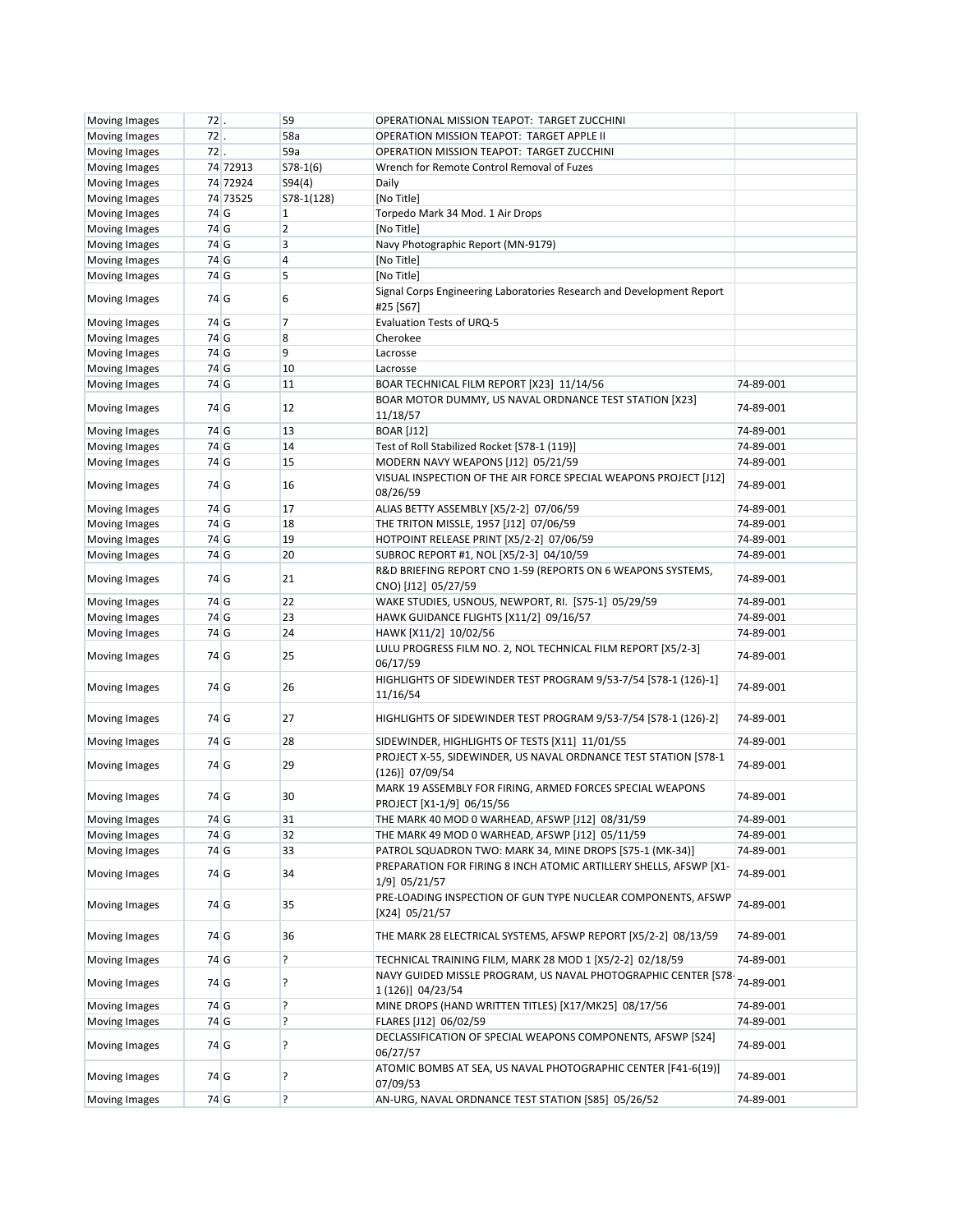| | | | | | |
|---|---|---|---|---|---|
| Moving Images | 72 | . | 59 | OPERATIONAL MISSION TEAPOT: TARGET ZUCCHINI | |
| Moving Images | 72 | . | 58a | OPERATION MISSION TEAPOT: TARGET APPLE II | |
| Moving Images | 72 | . | 59a | OPERATION MISSION TEAPOT: TARGET ZUCCHINI | |
| Moving Images | 74 | 72913 | S78-1(6) | Wrench for Remote Control Removal of Fuzes | |
| Moving Images | 74 | 72924 | S94(4) | Daily | |
| Moving Images | 74 | 73525 | S78-1(128) | [No Title] | |
| Moving Images | 74 | G | 1 | Torpedo Mark 34 Mod. 1 Air Drops | |
| Moving Images | 74 | G | 2 | [No Title] | |
| Moving Images | 74 | G | 3 | Navy Photographic Report (MN-9179) | |
| Moving Images | 74 | G | 4 | [No Title] | |
| Moving Images | 74 | G | 5 | [No Title] | |
| Moving Images | 74 | G | 6 | Signal Corps Engineering Laboratories Research and Development Report #25 [S67] | |
| Moving Images | 74 | G | 7 | Evaluation Tests of URQ-5 | |
| Moving Images | 74 | G | 8 | Cherokee | |
| Moving Images | 74 | G | 9 | Lacrosse | |
| Moving Images | 74 | G | 10 | Lacrosse | |
| Moving Images | 74 | G | 11 | BOAR TECHNICAL FILM REPORT [X23] 11/14/56 | 74-89-001 |
| Moving Images | 74 | G | 12 | BOAR MOTOR DUMMY, US NAVAL ORDNANCE TEST STATION [X23] 11/18/57 | 74-89-001 |
| Moving Images | 74 | G | 13 | BOAR [J12] | 74-89-001 |
| Moving Images | 74 | G | 14 | Test of Roll Stabilized Rocket [S78-1 (119)] | 74-89-001 |
| Moving Images | 74 | G | 15 | MODERN NAVY WEAPONS [J12] 05/21/59 | 74-89-001 |
| Moving Images | 74 | G | 16 | VISUAL INSPECTION OF THE AIR FORCE SPECIAL WEAPONS PROJECT [J12] 08/26/59 | 74-89-001 |
| Moving Images | 74 | G | 17 | ALIAS BETTY ASSEMBLY [X5/2-2] 07/06/59 | 74-89-001 |
| Moving Images | 74 | G | 18 | THE TRITON MISSLE, 1957 [J12] 07/06/59 | 74-89-001 |
| Moving Images | 74 | G | 19 | HOTPOINT RELEASE PRINT [X5/2-2] 07/06/59 | 74-89-001 |
| Moving Images | 74 | G | 20 | SUBROC REPORT #1, NOL [X5/2-3] 04/10/59 | 74-89-001 |
| Moving Images | 74 | G | 21 | R&D BRIEFING REPORT CNO 1-59 (REPORTS ON 6 WEAPONS SYSTEMS, CNO) [J12] 05/27/59 | 74-89-001 |
| Moving Images | 74 | G | 22 | WAKE STUDIES, USNOUS, NEWPORT, RI. [S75-1] 05/29/59 | 74-89-001 |
| Moving Images | 74 | G | 23 | HAWK GUIDANCE FLIGHTS [X11/2] 09/16/57 | 74-89-001 |
| Moving Images | 74 | G | 24 | HAWK [X11/2] 10/02/56 | 74-89-001 |
| Moving Images | 74 | G | 25 | LULU PROGRESS FILM NO. 2, NOL TECHNICAL FILM REPORT [X5/2-3] 06/17/59 | 74-89-001 |
| Moving Images | 74 | G | 26 | HIGHLIGHTS OF SIDEWINDER TEST PROGRAM 9/53-7/54 [S78-1 (126)-1] 11/16/54 | 74-89-001 |
| Moving Images | 74 | G | 27 | HIGHLIGHTS OF SIDEWINDER TEST PROGRAM 9/53-7/54 [S78-1 (126)-2] | 74-89-001 |
| Moving Images | 74 | G | 28 | SIDEWINDER, HIGHLIGHTS OF TESTS [X11] 11/01/55 | 74-89-001 |
| Moving Images | 74 | G | 29 | PROJECT X-55, SIDEWINDER, US NAVAL ORDNANCE TEST STATION [S78-1 (126)] 07/09/54 | 74-89-001 |
| Moving Images | 74 | G | 30 | MARK 19 ASSEMBLY FOR FIRING, ARMED FORCES SPECIAL WEAPONS PROJECT [X1-1/9] 06/15/56 | 74-89-001 |
| Moving Images | 74 | G | 31 | THE MARK 40 MOD 0 WARHEAD, AFSWP [J12] 08/31/59 | 74-89-001 |
| Moving Images | 74 | G | 32 | THE MARK 49 MOD 0 WARHEAD, AFSWP [J12] 05/11/59 | 74-89-001 |
| Moving Images | 74 | G | 33 | PATROL SQUADRON TWO: MARK 34, MINE DROPS [S75-1 (MK-34)] | 74-89-001 |
| Moving Images | 74 | G | 34 | PREPARATION FOR FIRING 8 INCH ATOMIC ARTILLERY SHELLS, AFSWP [X1-1/9] 05/21/57 | 74-89-001 |
| Moving Images | 74 | G | 35 | PRE-LOADING INSPECTION OF GUN TYPE NUCLEAR COMPONENTS, AFSWP [X24] 05/21/57 | 74-89-001 |
| Moving Images | 74 | G | 36 | THE MARK 28 ELECTRICAL SYSTEMS, AFSWP REPORT [X5/2-2] 08/13/59 | 74-89-001 |
| Moving Images | 74 | G | ? | TECHNICAL TRAINING FILM, MARK 28 MOD 1 [X5/2-2] 02/18/59 | 74-89-001 |
| Moving Images | 74 | G | ? | NAVY GUIDED MISSLE PROGRAM, US NAVAL PHOTOGRAPHIC CENTER [S78-1 (126)] 04/23/54 | 74-89-001 |
| Moving Images | 74 | G | ? | MINE DROPS (HAND WRITTEN TITLES) [X17/MK25] 08/17/56 | 74-89-001 |
| Moving Images | 74 | G | ? | FLARES [J12] 06/02/59 | 74-89-001 |
| Moving Images | 74 | G | ? | DECLASSIFICATION OF SPECIAL WEAPONS COMPONENTS, AFSWP [S24] 06/27/57 | 74-89-001 |
| Moving Images | 74 | G | ? | ATOMIC BOMBS AT SEA, US NAVAL PHOTOGRAPHIC CENTER [F41-6(19)] 07/09/53 | 74-89-001 |
| Moving Images | 74 | G | ? | AN-URG, NAVAL ORDNANCE TEST STATION [S85] 05/26/52 | 74-89-001 |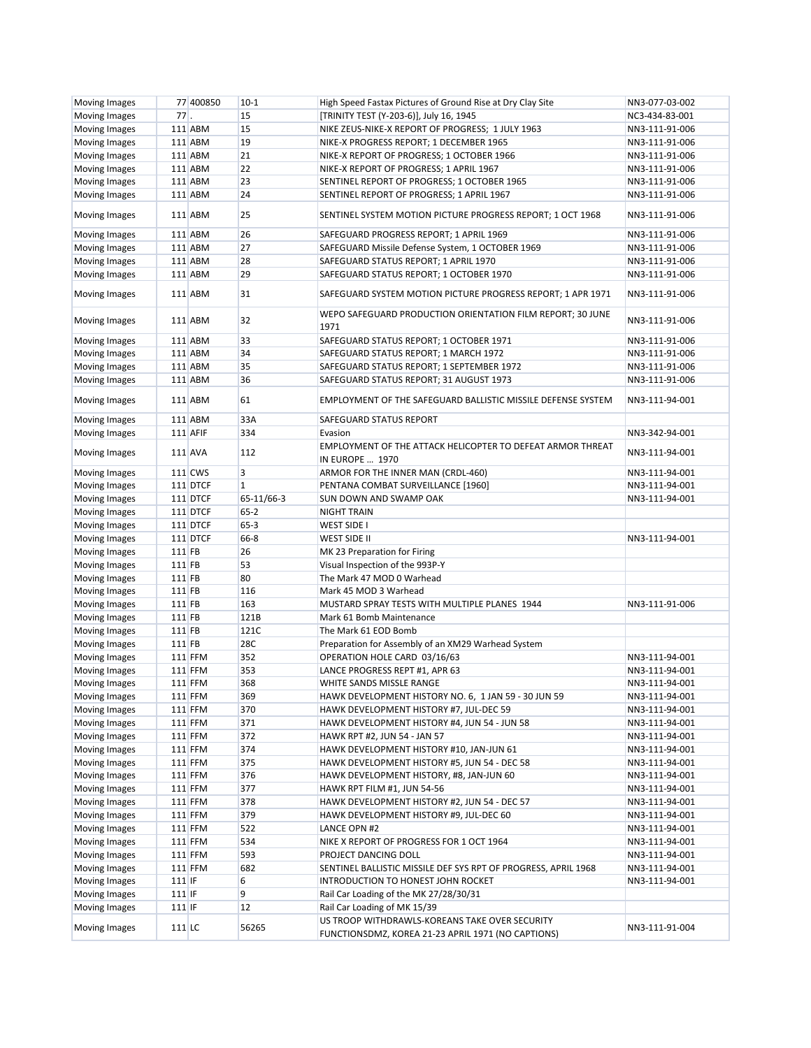| | | | | |
|---|---|---|---|---|
| Moving Images | 77 400850 | 10-1 | High Speed Fastax Pictures of Ground Rise at Dry Clay Site | NN3-077-03-002 |
| Moving Images | 77 . | 15 | [TRINITY TEST (Y-203-6)], July 16, 1945 | NC3-434-83-001 |
| Moving Images | 111 ABM | 15 | NIKE ZEUS-NIKE-X REPORT OF PROGRESS; 1 JULY 1963 | NN3-111-91-006 |
| Moving Images | 111 ABM | 19 | NIKE-X PROGRESS REPORT; 1 DECEMBER 1965 | NN3-111-91-006 |
| Moving Images | 111 ABM | 21 | NIKE-X REPORT OF PROGRESS; 1 OCTOBER 1966 | NN3-111-91-006 |
| Moving Images | 111 ABM | 22 | NIKE-X REPORT OF PROGRESS; 1 APRIL 1967 | NN3-111-91-006 |
| Moving Images | 111 ABM | 23 | SENTINEL REPORT OF PROGRESS; 1 OCTOBER 1965 | NN3-111-91-006 |
| Moving Images | 111 ABM | 24 | SENTINEL REPORT OF PROGRESS; 1 APRIL 1967 | NN3-111-91-006 |
| Moving Images | 111 ABM | 25 | SENTINEL SYSTEM MOTION PICTURE PROGRESS REPORT; 1 OCT 1968 | NN3-111-91-006 |
| Moving Images | 111 ABM | 26 | SAFEGUARD PROGRESS REPORT; 1 APRIL 1969 | NN3-111-91-006 |
| Moving Images | 111 ABM | 27 | SAFEGUARD Missile Defense System, 1 OCTOBER 1969 | NN3-111-91-006 |
| Moving Images | 111 ABM | 28 | SAFEGUARD STATUS REPORT; 1 APRIL 1970 | NN3-111-91-006 |
| Moving Images | 111 ABM | 29 | SAFEGUARD STATUS REPORT; 1 OCTOBER 1970 | NN3-111-91-006 |
| Moving Images | 111 ABM | 31 | SAFEGUARD SYSTEM MOTION PICTURE PROGRESS REPORT; 1 APR 1971 | NN3-111-91-006 |
| Moving Images | 111 ABM | 32 | WEPO SAFEGUARD PRODUCTION ORIENTATION FILM REPORT; 30 JUNE 1971 | NN3-111-91-006 |
| Moving Images | 111 ABM | 33 | SAFEGUARD STATUS REPORT; 1 OCTOBER 1971 | NN3-111-91-006 |
| Moving Images | 111 ABM | 34 | SAFEGUARD STATUS REPORT; 1 MARCH 1972 | NN3-111-91-006 |
| Moving Images | 111 ABM | 35 | SAFEGUARD STATUS REPORT; 1 SEPTEMBER 1972 | NN3-111-91-006 |
| Moving Images | 111 ABM | 36 | SAFEGUARD STATUS REPORT; 31 AUGUST 1973 | NN3-111-91-006 |
| Moving Images | 111 ABM | 61 | EMPLOYMENT OF THE SAFEGUARD BALLISTIC MISSILE DEFENSE SYSTEM | NN3-111-94-001 |
| Moving Images | 111 ABM | 33A | SAFEGUARD STATUS REPORT | |
| Moving Images | 111 AFIF | 334 | Evasion | NN3-342-94-001 |
| Moving Images | 111 AVA | 112 | EMPLOYMENT OF THE ATTACK HELICOPTER TO DEFEAT ARMOR THREAT IN EUROPE … 1970 | NN3-111-94-001 |
| Moving Images | 111 CWS | 3 | ARMOR FOR THE INNER MAN (CRDL-460) | NN3-111-94-001 |
| Moving Images | 111 DTCF | 1 | PENTANA COMBAT SURVEILLANCE [1960] | NN3-111-94-001 |
| Moving Images | 111 DTCF | 65-11/66-3 | SUN DOWN AND SWAMP OAK | NN3-111-94-001 |
| Moving Images | 111 DTCF | 65-2 | NIGHT TRAIN | |
| Moving Images | 111 DTCF | 65-3 | WEST SIDE I | |
| Moving Images | 111 DTCF | 66-8 | WEST SIDE II | NN3-111-94-001 |
| Moving Images | 111 FB | 26 | MK 23 Preparation for Firing | |
| Moving Images | 111 FB | 53 | Visual Inspection of the 993P-Y | |
| Moving Images | 111 FB | 80 | The Mark 47 MOD 0 Warhead | |
| Moving Images | 111 FB | 116 | Mark 45 MOD 3 Warhead | |
| Moving Images | 111 FB | 163 | MUSTARD SPRAY TESTS WITH MULTIPLE PLANES 1944 | NN3-111-91-006 |
| Moving Images | 111 FB | 121B | Mark 61 Bomb Maintenance | |
| Moving Images | 111 FB | 121C | The Mark 61 EOD Bomb | |
| Moving Images | 111 FB | 28C | Preparation for Assembly of an XM29 Warhead System | |
| Moving Images | 111 FFM | 352 | OPERATION HOLE CARD 03/16/63 | NN3-111-94-001 |
| Moving Images | 111 FFM | 353 | LANCE PROGRESS REPT #1, APR 63 | NN3-111-94-001 |
| Moving Images | 111 FFM | 368 | WHITE SANDS MISSLE RANGE | NN3-111-94-001 |
| Moving Images | 111 FFM | 369 | HAWK DEVELOPMENT HISTORY NO. 6, 1 JAN 59 - 30 JUN 59 | NN3-111-94-001 |
| Moving Images | 111 FFM | 370 | HAWK DEVELOPMENT HISTORY #7, JUL-DEC 59 | NN3-111-94-001 |
| Moving Images | 111 FFM | 371 | HAWK DEVELOPMENT HISTORY #4, JUN 54 - JUN 58 | NN3-111-94-001 |
| Moving Images | 111 FFM | 372 | HAWK RPT #2, JUN 54 - JAN 57 | NN3-111-94-001 |
| Moving Images | 111 FFM | 374 | HAWK DEVELOPMENT HISTORY #10, JAN-JUN 61 | NN3-111-94-001 |
| Moving Images | 111 FFM | 375 | HAWK DEVELOPMENT HISTORY #5, JUN 54 - DEC 58 | NN3-111-94-001 |
| Moving Images | 111 FFM | 376 | HAWK DEVELOPMENT HISTORY, #8, JAN-JUN 60 | NN3-111-94-001 |
| Moving Images | 111 FFM | 377 | HAWK RPT FILM #1, JUN 54-56 | NN3-111-94-001 |
| Moving Images | 111 FFM | 378 | HAWK DEVELOPMENT HISTORY #2, JUN 54 - DEC 57 | NN3-111-94-001 |
| Moving Images | 111 FFM | 379 | HAWK DEVELOPMENT HISTORY #9, JUL-DEC 60 | NN3-111-94-001 |
| Moving Images | 111 FFM | 522 | LANCE OPN #2 | NN3-111-94-001 |
| Moving Images | 111 FFM | 534 | NIKE X REPORT OF PROGRESS FOR 1 OCT 1964 | NN3-111-94-001 |
| Moving Images | 111 FFM | 593 | PROJECT DANCING DOLL | NN3-111-94-001 |
| Moving Images | 111 FFM | 682 | SENTINEL BALLISTIC MISSILE DEF SYS RPT OF PROGRESS, APRIL 1968 | NN3-111-94-001 |
| Moving Images | 111 IF | 6 | INTRODUCTION TO HONEST JOHN ROCKET | NN3-111-94-001 |
| Moving Images | 111 IF | 9 | Rail Car Loading of the MK 27/28/30/31 | |
| Moving Images | 111 IF | 12 | Rail Car Loading of MK 15/39 | |
| Moving Images | 111 LC | 56265 | US TROOP WITHDRAWLS-KOREANS TAKE OVER SECURITY FUNCTIONSDMZ, KOREA 21-23 APRIL 1971 (NO CAPTIONS) | NN3-111-91-004 |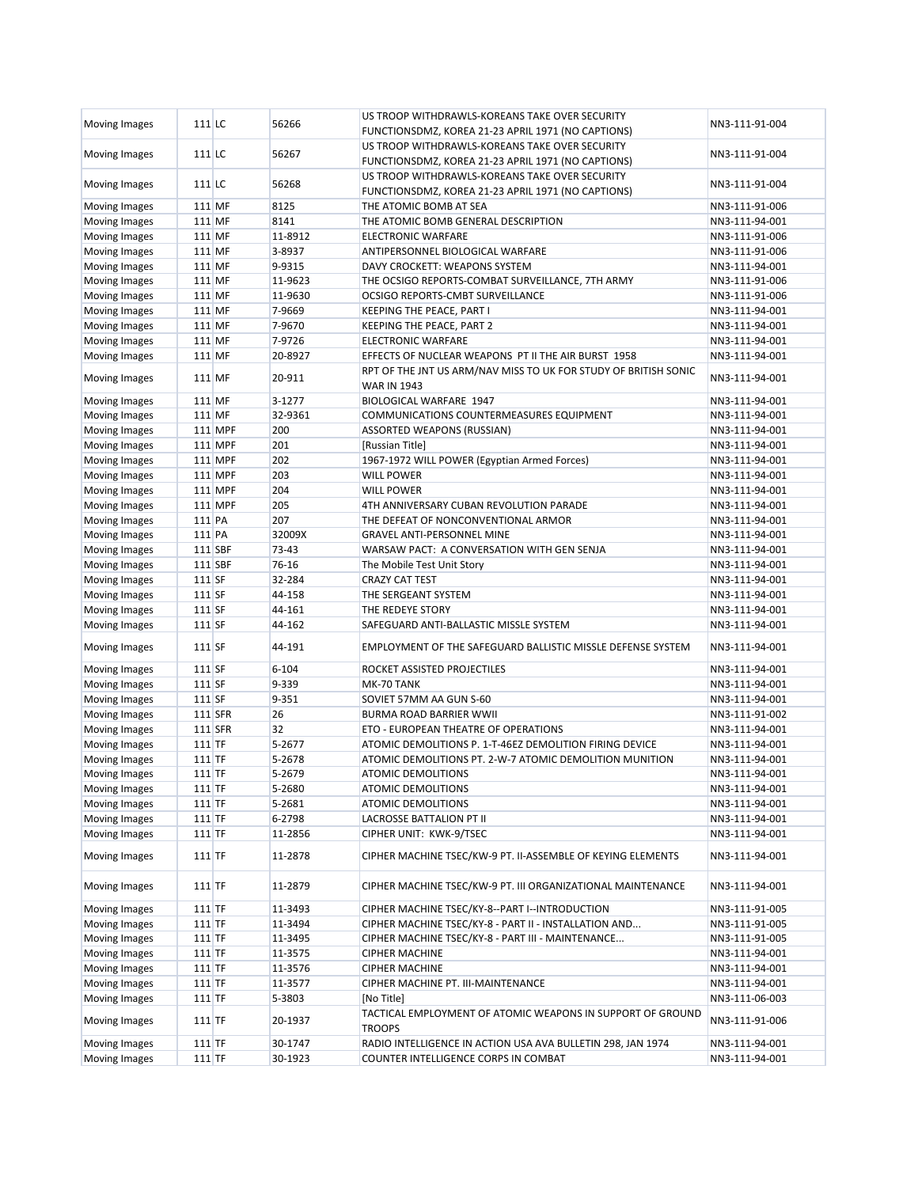| | | | | | |
|---|---|---|---|---|---|
| Moving Images | 111 | LC | 56266 | US TROOP WITHDRAWLS-KOREANS TAKE OVER SECURITY FUNCTIONSDMZ, KOREA 21-23 APRIL 1971 (NO CAPTIONS) | NN3-111-91-004 |
| Moving Images | 111 | LC | 56267 | US TROOP WITHDRAWLS-KOREANS TAKE OVER SECURITY FUNCTIONSDMZ, KOREA 21-23 APRIL 1971 (NO CAPTIONS) | NN3-111-91-004 |
| Moving Images | 111 | LC | 56268 | US TROOP WITHDRAWLS-KOREANS TAKE OVER SECURITY FUNCTIONSDMZ, KOREA 21-23 APRIL 1971 (NO CAPTIONS) | NN3-111-91-004 |
| Moving Images | 111 | MF | 8125 | THE ATOMIC BOMB AT SEA | NN3-111-91-006 |
| Moving Images | 111 | MF | 8141 | THE ATOMIC BOMB GENERAL DESCRIPTION | NN3-111-94-001 |
| Moving Images | 111 | MF | 11-8912 | ELECTRONIC WARFARE | NN3-111-91-006 |
| Moving Images | 111 | MF | 3-8937 | ANTIPERSONNEL BIOLOGICAL WARFARE | NN3-111-91-006 |
| Moving Images | 111 | MF | 9-9315 | DAVY CROCKETT: WEAPONS SYSTEM | NN3-111-94-001 |
| Moving Images | 111 | MF | 11-9623 | THE OCSIGO REPORTS-COMBAT SURVEILLANCE, 7TH ARMY | NN3-111-91-006 |
| Moving Images | 111 | MF | 11-9630 | OCSIGO REPORTS-CMBT SURVEILLANCE | NN3-111-91-006 |
| Moving Images | 111 | MF | 7-9669 | KEEPING THE PEACE, PART I | NN3-111-94-001 |
| Moving Images | 111 | MF | 7-9670 | KEEPING THE PEACE, PART 2 | NN3-111-94-001 |
| Moving Images | 111 | MF | 7-9726 | ELECTRONIC WARFARE | NN3-111-94-001 |
| Moving Images | 111 | MF | 20-8927 | EFFECTS OF NUCLEAR WEAPONS PT II THE AIR BURST 1958 | NN3-111-94-001 |
| Moving Images | 111 | MF | 20-911 | RPT OF THE JNT US ARM/NAV MISS TO UK FOR STUDY OF BRITISH SONIC WAR IN 1943 | NN3-111-94-001 |
| Moving Images | 111 | MF | 3-1277 | BIOLOGICAL WARFARE 1947 | NN3-111-94-001 |
| Moving Images | 111 | MF | 32-9361 | COMMUNICATIONS COUNTERMEASURES EQUIPMENT | NN3-111-94-001 |
| Moving Images | 111 | MPF | 200 | ASSORTED WEAPONS (RUSSIAN) | NN3-111-94-001 |
| Moving Images | 111 | MPF | 201 | [Russian Title] | NN3-111-94-001 |
| Moving Images | 111 | MPF | 202 | 1967-1972 WILL POWER (Egyptian Armed Forces) | NN3-111-94-001 |
| Moving Images | 111 | MPF | 203 | WILL POWER | NN3-111-94-001 |
| Moving Images | 111 | MPF | 204 | WILL POWER | NN3-111-94-001 |
| Moving Images | 111 | MPF | 205 | 4TH ANNIVERSARY CUBAN REVOLUTION PARADE | NN3-111-94-001 |
| Moving Images | 111 | PA | 207 | THE DEFEAT OF NONCONVENTIONAL ARMOR | NN3-111-94-001 |
| Moving Images | 111 | PA | 32009X | GRAVEL ANTI-PERSONNEL MINE | NN3-111-94-001 |
| Moving Images | 111 | SBF | 73-43 | WARSAW PACT: A CONVERSATION WITH GEN SENJA | NN3-111-94-001 |
| Moving Images | 111 | SBF | 76-16 | The Mobile Test Unit Story | NN3-111-94-001 |
| Moving Images | 111 | SF | 32-284 | CRAZY CAT TEST | NN3-111-94-001 |
| Moving Images | 111 | SF | 44-158 | THE SERGEANT SYSTEM | NN3-111-94-001 |
| Moving Images | 111 | SF | 44-161 | THE REDEYE STORY | NN3-111-94-001 |
| Moving Images | 111 | SF | 44-162 | SAFEGUARD ANTI-BALLASTIC MISSLE SYSTEM | NN3-111-94-001 |
| Moving Images | 111 | SF | 44-191 | EMPLOYMENT OF THE SAFEGUARD BALLISTIC MISSLE DEFENSE SYSTEM | NN3-111-94-001 |
| Moving Images | 111 | SF | 6-104 | ROCKET ASSISTED PROJECTILES | NN3-111-94-001 |
| Moving Images | 111 | SF | 9-339 | MK-70 TANK | NN3-111-94-001 |
| Moving Images | 111 | SF | 9-351 | SOVIET 57MM AA GUN S-60 | NN3-111-94-001 |
| Moving Images | 111 | SFR | 26 | BURMA ROAD BARRIER WWII | NN3-111-91-002 |
| Moving Images | 111 | SFR | 32 | ETO - EUROPEAN THEATRE OF OPERATIONS | NN3-111-94-001 |
| Moving Images | 111 | TF | 5-2677 | ATOMIC DEMOLITIONS P. 1-T-46EZ DEMOLITION FIRING DEVICE | NN3-111-94-001 |
| Moving Images | 111 | TF | 5-2678 | ATOMIC DEMOLITIONS PT. 2-W-7 ATOMIC DEMOLITION MUNITION | NN3-111-94-001 |
| Moving Images | 111 | TF | 5-2679 | ATOMIC DEMOLITIONS | NN3-111-94-001 |
| Moving Images | 111 | TF | 5-2680 | ATOMIC DEMOLITIONS | NN3-111-94-001 |
| Moving Images | 111 | TF | 5-2681 | ATOMIC DEMOLITIONS | NN3-111-94-001 |
| Moving Images | 111 | TF | 6-2798 | LACROSSE BATTALION PT II | NN3-111-94-001 |
| Moving Images | 111 | TF | 11-2856 | CIPHER UNIT: KWK-9/TSEC | NN3-111-94-001 |
| Moving Images | 111 | TF | 11-2878 | CIPHER MACHINE TSEC/KW-9 PT. II-ASSEMBLE OF KEYING ELEMENTS | NN3-111-94-001 |
| Moving Images | 111 | TF | 11-2879 | CIPHER MACHINE TSEC/KW-9 PT. III ORGANIZATIONAL MAINTENANCE | NN3-111-94-001 |
| Moving Images | 111 | TF | 11-3493 | CIPHER MACHINE TSEC/KY-8--PART I--INTRODUCTION | NN3-111-91-005 |
| Moving Images | 111 | TF | 11-3494 | CIPHER MACHINE TSEC/KY-8 - PART II - INSTALLATION AND... | NN3-111-91-005 |
| Moving Images | 111 | TF | 11-3495 | CIPHER MACHINE TSEC/KY-8 - PART III - MAINTENANCE... | NN3-111-91-005 |
| Moving Images | 111 | TF | 11-3575 | CIPHER MACHINE | NN3-111-94-001 |
| Moving Images | 111 | TF | 11-3576 | CIPHER MACHINE | NN3-111-94-001 |
| Moving Images | 111 | TF | 11-3577 | CIPHER MACHINE PT. III-MAINTENANCE | NN3-111-94-001 |
| Moving Images | 111 | TF | 5-3803 | [No Title] | NN3-111-06-003 |
| Moving Images | 111 | TF | 20-1937 | TACTICAL EMPLOYMENT OF ATOMIC WEAPONS IN SUPPORT OF GROUND TROOPS | NN3-111-91-006 |
| Moving Images | 111 | TF | 30-1747 | RADIO INTELLIGENCE IN ACTION USA AVA BULLETIN 298, JAN 1974 | NN3-111-94-001 |
| Moving Images | 111 | TF | 30-1923 | COUNTER INTELLIGENCE CORPS IN COMBAT | NN3-111-94-001 |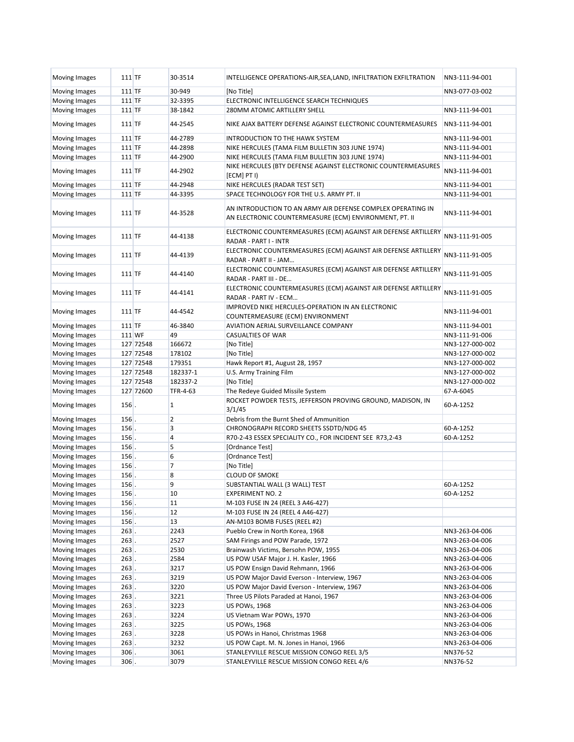| | | | | | |
|---|---|---|---|---|---|
| Moving Images | 111 | TF | 30-3514 | INTELLIGENCE OPERATIONS-AIR,SEA,LAND, INFILTRATION EXFILTRATION | NN3-111-94-001 |
| Moving Images | 111 | TF | 30-949 | [No Title] | NN3-077-03-002 |
| Moving Images | 111 | TF | 32-3395 | ELECTRONIC INTELLIGENCE SEARCH TECHNIQUES | |
| Moving Images | 111 | TF | 38-1842 | 280MM ATOMIC ARTILLERY SHELL | NN3-111-94-001 |
| Moving Images | 111 | TF | 44-2545 | NIKE AJAX BATTERY DEFENSE AGAINST ELECTRONIC COUNTERMEASURES | NN3-111-94-001 |
| Moving Images | 111 | TF | 44-2789 | INTRODUCTION TO THE HAWK SYSTEM | NN3-111-94-001 |
| Moving Images | 111 | TF | 44-2898 | NIKE HERCULES (TAMA FILM BULLETIN 303 JUNE 1974) | NN3-111-94-001 |
| Moving Images | 111 | TF | 44-2900 | NIKE HERCULES (TAMA FILM BULLETIN 303 JUNE 1974) | NN3-111-94-001 |
| Moving Images | 111 | TF | 44-2902 | NIKE HERCULES (BTY DEFENSE AGAINST ELECTRONIC COUNTERMEASURES [ECM] PT I) | NN3-111-94-001 |
| Moving Images | 111 | TF | 44-2948 | NIKE HERCULES (RADAR TEST SET) | NN3-111-94-001 |
| Moving Images | 111 | TF | 44-3395 | SPACE TECHNOLOGY FOR THE U.S. ARMY PT. II | NN3-111-94-001 |
| Moving Images | 111 | TF | 44-3528 | AN INTRODUCTION TO AN ARMY AIR DEFENSE COMPLEX OPERATING IN AN ELECTRONIC COUNTERMEASURE (ECM) ENVIRONMENT, PT. II | NN3-111-94-001 |
| Moving Images | 111 | TF | 44-4138 | ELECTRONIC COUNTERMEASURES (ECM) AGAINST AIR DEFENSE ARTILLERY RADAR - PART I - INTR | NN3-111-91-005 |
| Moving Images | 111 | TF | 44-4139 | ELECTRONIC COUNTERMEASURES (ECM) AGAINST AIR DEFENSE ARTILLERY RADAR - PART II - JAM… | NN3-111-91-005 |
| Moving Images | 111 | TF | 44-4140 | ELECTRONIC COUNTERMEASURES (ECM) AGAINST AIR DEFENSE ARTILLERY RADAR - PART III - DE… | NN3-111-91-005 |
| Moving Images | 111 | TF | 44-4141 | ELECTRONIC COUNTERMEASURES (ECM) AGAINST AIR DEFENSE ARTILLERY RADAR - PART IV - ECM… | NN3-111-91-005 |
| Moving Images | 111 | TF | 44-4542 | IMPROVED NIKE HERCULES-OPERATION IN AN ELECTRONIC COUNTERMEASURE (ECM) ENVIRONMENT | NN3-111-94-001 |
| Moving Images | 111 | TF | 46-3840 | AVIATION AERIAL SURVEILLANCE COMPANY | NN3-111-94-001 |
| Moving Images | 111 | WF | 49 | CASUALTIES OF WAR | NN3-111-91-006 |
| Moving Images | 127 | 72548 | 166672 | [No Title] | NN3-127-000-002 |
| Moving Images | 127 | 72548 | 178102 | [No Title] | NN3-127-000-002 |
| Moving Images | 127 | 72548 | 179351 | Hawk Report #1, August 28, 1957 | NN3-127-000-002 |
| Moving Images | 127 | 72548 | 182337-1 | U.S. Army Training Film | NN3-127-000-002 |
| Moving Images | 127 | 72548 | 182337-2 | [No Title] | NN3-127-000-002 |
| Moving Images | 127 | 72600 | TFR-4-63 | The Redeye Guided Missile System | 67-A-6045 |
| Moving Images | 156 | . | 1 | ROCKET POWDER TESTS, JEFFERSON PROVING GROUND, MADISON, IN 3/1/45 | 60-A-1252 |
| Moving Images | 156 | . | 2 | Debris from the Burnt Shed of Ammunition | |
| Moving Images | 156 | . | 3 | CHRONOGRAPH RECORD SHEETS SSDTD/NDG 45 | 60-A-1252 |
| Moving Images | 156 | . | 4 | R70-2-43 ESSEX SPECIALITY CO., FOR INCIDENT SEE R73,2-43 | 60-A-1252 |
| Moving Images | 156 | . | 5 | [Ordnance Test] | |
| Moving Images | 156 | . | 6 | [Ordnance Test] | |
| Moving Images | 156 | . | 7 | [No Title] | |
| Moving Images | 156 | . | 8 | CLOUD OF SMOKE | |
| Moving Images | 156 | . | 9 | SUBSTANTIAL WALL (3 WALL) TEST | 60-A-1252 |
| Moving Images | 156 | . | 10 | EXPERIMENT NO. 2 | 60-A-1252 |
| Moving Images | 156 | . | 11 | M-103 FUSE IN 24 (REEL 3 A46-427) | |
| Moving Images | 156 | . | 12 | M-103 FUSE IN 24 (REEL 4 A46-427) | |
| Moving Images | 156 | . | 13 | AN-M103 BOMB FUSES (REEL #2) | |
| Moving Images | 263 | . | 2243 | Pueblo Crew in North Korea, 1968 | NN3-263-04-006 |
| Moving Images | 263 | . | 2527 | SAM Firings and POW Parade, 1972 | NN3-263-04-006 |
| Moving Images | 263 | . | 2530 | Brainwash Victims, Bersohn POW, 1955 | NN3-263-04-006 |
| Moving Images | 263 | . | 2584 | US POW USAF Major J. H. Kasler, 1966 | NN3-263-04-006 |
| Moving Images | 263 | . | 3217 | US POW Ensign David Rehmann, 1966 | NN3-263-04-006 |
| Moving Images | 263 | . | 3219 | US POW Major David Everson - Interview, 1967 | NN3-263-04-006 |
| Moving Images | 263 | . | 3220 | US POW Major David Everson - Interview, 1967 | NN3-263-04-006 |
| Moving Images | 263 | . | 3221 | Three US Pilots Paraded at Hanoi, 1967 | NN3-263-04-006 |
| Moving Images | 263 | . | 3223 | US POWs, 1968 | NN3-263-04-006 |
| Moving Images | 263 | . | 3224 | US Vietnam War POWs, 1970 | NN3-263-04-006 |
| Moving Images | 263 | . | 3225 | US POWs, 1968 | NN3-263-04-006 |
| Moving Images | 263 | . | 3228 | US POWs in Hanoi, Christmas 1968 | NN3-263-04-006 |
| Moving Images | 263 | . | 3232 | US POW Capt. M. N. Jones in Hanoi, 1966 | NN3-263-04-006 |
| Moving Images | 306 | . | 3061 | STANLEYVILLE RESCUE MISSION CONGO REEL 3/5 | NN376-52 |
| Moving Images | 306 | . | 3079 | STANLEYVILLE RESCUE MISSION CONGO REEL 4/6 | NN376-52 |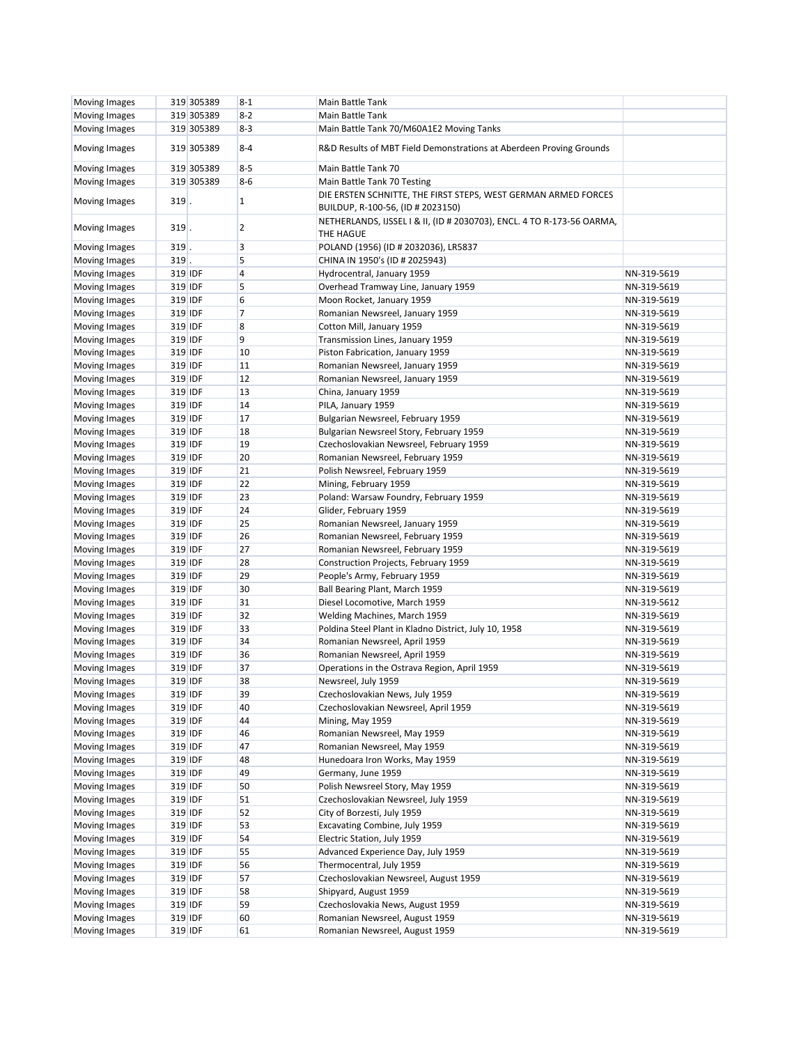| | | | | | |
|---|---|---|---|---|---|
| Moving Images | 319 | 305389 | 8-1 | Main Battle Tank | |
| Moving Images | 319 | 305389 | 8-2 | Main Battle Tank | |
| Moving Images | 319 | 305389 | 8-3 | Main Battle Tank 70/M60A1E2 Moving Tanks | |
| Moving Images | 319 | 305389 | 8-4 | R&D Results of MBT Field Demonstrations at Aberdeen Proving Grounds | |
| Moving Images | 319 | 305389 | 8-5 | Main Battle Tank 70 | |
| Moving Images | 319 | 305389 | 8-6 | Main Battle Tank 70 Testing | |
| Moving Images | 319 | . | 1 | DIE ERSTEN SCHNITTE, THE FIRST STEPS, WEST GERMAN ARMED FORCES BUILDUP, R-100-56, (ID # 2023150) | |
| Moving Images | 319 | . | 2 | NETHERLANDS, IJSSEL I & II, (ID # 2030703), ENCL. 4 TO R-173-56 OARMA, THE HAGUE | |
| Moving Images | 319 | . | 3 | POLAND (1956) (ID # 2032036), LR5837 | |
| Moving Images | 319 | . | 5 | CHINA IN 1950's (ID # 2025943) | |
| Moving Images | 319 | IDF | 4 | Hydrocentral, January 1959 | NN-319-5619 |
| Moving Images | 319 | IDF | 5 | Overhead Tramway Line, January 1959 | NN-319-5619 |
| Moving Images | 319 | IDF | 6 | Moon Rocket, January 1959 | NN-319-5619 |
| Moving Images | 319 | IDF | 7 | Romanian Newsreel, January 1959 | NN-319-5619 |
| Moving Images | 319 | IDF | 8 | Cotton Mill, January 1959 | NN-319-5619 |
| Moving Images | 319 | IDF | 9 | Transmission Lines, January 1959 | NN-319-5619 |
| Moving Images | 319 | IDF | 10 | Piston Fabrication, January 1959 | NN-319-5619 |
| Moving Images | 319 | IDF | 11 | Romanian Newsreel, January 1959 | NN-319-5619 |
| Moving Images | 319 | IDF | 12 | Romanian Newsreel, January 1959 | NN-319-5619 |
| Moving Images | 319 | IDF | 13 | China, January 1959 | NN-319-5619 |
| Moving Images | 319 | IDF | 14 | PILA, January 1959 | NN-319-5619 |
| Moving Images | 319 | IDF | 17 | Bulgarian Newsreel, February 1959 | NN-319-5619 |
| Moving Images | 319 | IDF | 18 | Bulgarian Newsreel Story, February 1959 | NN-319-5619 |
| Moving Images | 319 | IDF | 19 | Czechoslovakian Newsreel, February 1959 | NN-319-5619 |
| Moving Images | 319 | IDF | 20 | Romanian Newsreel, February 1959 | NN-319-5619 |
| Moving Images | 319 | IDF | 21 | Polish Newsreel, February 1959 | NN-319-5619 |
| Moving Images | 319 | IDF | 22 | Mining, February 1959 | NN-319-5619 |
| Moving Images | 319 | IDF | 23 | Poland: Warsaw Foundry, February 1959 | NN-319-5619 |
| Moving Images | 319 | IDF | 24 | Glider, February 1959 | NN-319-5619 |
| Moving Images | 319 | IDF | 25 | Romanian Newsreel, January 1959 | NN-319-5619 |
| Moving Images | 319 | IDF | 26 | Romanian Newsreel, February 1959 | NN-319-5619 |
| Moving Images | 319 | IDF | 27 | Romanian Newsreel, February 1959 | NN-319-5619 |
| Moving Images | 319 | IDF | 28 | Construction Projects, February 1959 | NN-319-5619 |
| Moving Images | 319 | IDF | 29 | People's Army, February 1959 | NN-319-5619 |
| Moving Images | 319 | IDF | 30 | Ball Bearing Plant, March 1959 | NN-319-5619 |
| Moving Images | 319 | IDF | 31 | Diesel Locomotive, March 1959 | NN-319-5612 |
| Moving Images | 319 | IDF | 32 | Welding Machines, March 1959 | NN-319-5619 |
| Moving Images | 319 | IDF | 33 | Poldina Steel Plant in Kladno District, July 10, 1958 | NN-319-5619 |
| Moving Images | 319 | IDF | 34 | Romanian Newsreel, April 1959 | NN-319-5619 |
| Moving Images | 319 | IDF | 36 | Romanian Newsreel, April 1959 | NN-319-5619 |
| Moving Images | 319 | IDF | 37 | Operations in the Ostrava Region, April 1959 | NN-319-5619 |
| Moving Images | 319 | IDF | 38 | Newsreel, July 1959 | NN-319-5619 |
| Moving Images | 319 | IDF | 39 | Czechoslovakian News, July 1959 | NN-319-5619 |
| Moving Images | 319 | IDF | 40 | Czechoslovakian Newsreel, April 1959 | NN-319-5619 |
| Moving Images | 319 | IDF | 44 | Mining, May 1959 | NN-319-5619 |
| Moving Images | 319 | IDF | 46 | Romanian Newsreel, May 1959 | NN-319-5619 |
| Moving Images | 319 | IDF | 47 | Romanian Newsreel, May 1959 | NN-319-5619 |
| Moving Images | 319 | IDF | 48 | Hunedoara Iron Works, May 1959 | NN-319-5619 |
| Moving Images | 319 | IDF | 49 | Germany, June 1959 | NN-319-5619 |
| Moving Images | 319 | IDF | 50 | Polish Newsreel Story, May 1959 | NN-319-5619 |
| Moving Images | 319 | IDF | 51 | Czechoslovakian Newsreel, July 1959 | NN-319-5619 |
| Moving Images | 319 | IDF | 52 | City of Borzesti, July 1959 | NN-319-5619 |
| Moving Images | 319 | IDF | 53 | Excavating Combine, July 1959 | NN-319-5619 |
| Moving Images | 319 | IDF | 54 | Electric Station, July 1959 | NN-319-5619 |
| Moving Images | 319 | IDF | 55 | Advanced Experience Day, July 1959 | NN-319-5619 |
| Moving Images | 319 | IDF | 56 | Thermocentral, July 1959 | NN-319-5619 |
| Moving Images | 319 | IDF | 57 | Czechoslovakian Newsreel, August 1959 | NN-319-5619 |
| Moving Images | 319 | IDF | 58 | Shipyard, August 1959 | NN-319-5619 |
| Moving Images | 319 | IDF | 59 | Czechoslovakia News, August 1959 | NN-319-5619 |
| Moving Images | 319 | IDF | 60 | Romanian Newsreel, August 1959 | NN-319-5619 |
| Moving Images | 319 | IDF | 61 | Romanian Newsreel, August 1959 | NN-319-5619 |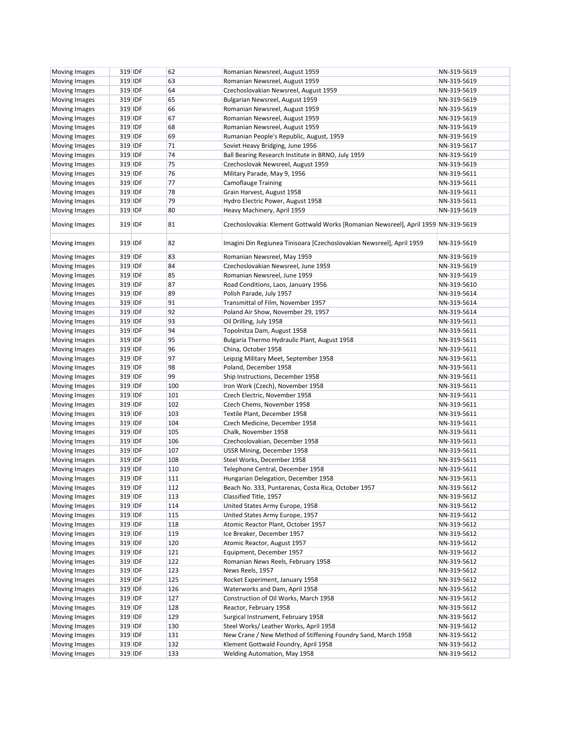| | | | | | |
|---|---|---|---|---|---|
| Moving Images | 319 | IDF | 62 | Romanian Newsreel, August 1959 | NN-319-5619 |
| Moving Images | 319 | IDF | 63 | Romanian Newsreel, August 1959 | NN-319-5619 |
| Moving Images | 319 | IDF | 64 | Czechoslovakian Newsreel, August 1959 | NN-319-5619 |
| Moving Images | 319 | IDF | 65 | Bulgarian Newsreel, August 1959 | NN-319-5619 |
| Moving Images | 319 | IDF | 66 | Romanian Newsreel, August 1959 | NN-319-5619 |
| Moving Images | 319 | IDF | 67 | Romanian Newsreel, August 1959 | NN-319-5619 |
| Moving Images | 319 | IDF | 68 | Romanian Newsreel, August 1959 | NN-319-5619 |
| Moving Images | 319 | IDF | 69 | Rumanian People's Republic, August, 1959 | NN-319-5619 |
| Moving Images | 319 | IDF | 71 | Soviet Heavy Bridging, June 1956 | NN-319-5617 |
| Moving Images | 319 | IDF | 74 | Ball Bearing Research Institute in BRNO, July 1959 | NN-319-5619 |
| Moving Images | 319 | IDF | 75 | Czechoslovak Newsreel, August 1959 | NN-319-5619 |
| Moving Images | 319 | IDF | 76 | Military Parade, May 9, 1956 | NN-319-5611 |
| Moving Images | 319 | IDF | 77 | Camoflauge Training | NN-319-5611 |
| Moving Images | 319 | IDF | 78 | Grain Harvest, August 1958 | NN-319-5611 |
| Moving Images | 319 | IDF | 79 | Hydro Electric Power, August 1958 | NN-319-5611 |
| Moving Images | 319 | IDF | 80 | Heavy Machinery, April 1959 | NN-319-5619 |
| Moving Images | 319 | IDF | 81 | Czechoslovakia: Klement Gottwald Works [Romanian Newsreel], April 1959 | NN-319-5619 |
| Moving Images | 319 | IDF | 82 | Imagini Din Regiunea Tinisoara [Czechoslovakian Newsreel], April 1959 | NN-319-5619 |
| Moving Images | 319 | IDF | 83 | Romanian Newsreel, May 1959 | NN-319-5619 |
| Moving Images | 319 | IDF | 84 | Czechoslovakian Newsreel, June 1959 | NN-319-5619 |
| Moving Images | 319 | IDF | 85 | Romanian Newsreel, June 1959 | NN-319-5619 |
| Moving Images | 319 | IDF | 87 | Road Conditions, Laos, January 1956 | NN-319-5610 |
| Moving Images | 319 | IDF | 89 | Polish Parade, July 1957 | NN-319-5614 |
| Moving Images | 319 | IDF | 91 | Transmittal of Film, November 1957 | NN-319-5614 |
| Moving Images | 319 | IDF | 92 | Poland Air Show, November 29, 1957 | NN-319-5614 |
| Moving Images | 319 | IDF | 93 | Oil Drilling, July 1958 | NN-319-5611 |
| Moving Images | 319 | IDF | 94 | Topolnitza Dam, August 1958 | NN-319-5611 |
| Moving Images | 319 | IDF | 95 | Bulgaria Thermo Hydraulic Plant, August 1958 | NN-319-5611 |
| Moving Images | 319 | IDF | 96 | China, October 1958 | NN-319-5611 |
| Moving Images | 319 | IDF | 97 | Leipzig Military Meet, September 1958 | NN-319-5611 |
| Moving Images | 319 | IDF | 98 | Poland, December 1958 | NN-319-5611 |
| Moving Images | 319 | IDF | 99 | Ship Instructions, December 1958 | NN-319-5611 |
| Moving Images | 319 | IDF | 100 | Iron Work (Czech), November 1958 | NN-319-5611 |
| Moving Images | 319 | IDF | 101 | Czech Electric, November 1958 | NN-319-5611 |
| Moving Images | 319 | IDF | 102 | Czech Chems, November 1958 | NN-319-5611 |
| Moving Images | 319 | IDF | 103 | Textile Plant, December 1958 | NN-319-5611 |
| Moving Images | 319 | IDF | 104 | Czech Medicine, December 1958 | NN-319-5611 |
| Moving Images | 319 | IDF | 105 | Chalk, November 1958 | NN-319-5611 |
| Moving Images | 319 | IDF | 106 | Czechoslovakian, December 1958 | NN-319-5611 |
| Moving Images | 319 | IDF | 107 | USSR Mining, December 1958 | NN-319-5611 |
| Moving Images | 319 | IDF | 108 | Steel Works, December 1958 | NN-319-5611 |
| Moving Images | 319 | IDF | 110 | Telephone Central, December 1958 | NN-319-5611 |
| Moving Images | 319 | IDF | 111 | Hungarian Delegation, December 1958 | NN-319-5611 |
| Moving Images | 319 | IDF | 112 | Beach No. 333, Puntarenas, Costa Rica, October 1957 | NN-319-5612 |
| Moving Images | 319 | IDF | 113 | Classified Title, 1957 | NN-319-5612 |
| Moving Images | 319 | IDF | 114 | United States Army Europe, 1958 | NN-319-5612 |
| Moving Images | 319 | IDF | 115 | United States Army Europe, 1957 | NN-319-5612 |
| Moving Images | 319 | IDF | 118 | Atomic Reactor Plant, October 1957 | NN-319-5612 |
| Moving Images | 319 | IDF | 119 | Ice Breaker, December 1957 | NN-319-5612 |
| Moving Images | 319 | IDF | 120 | Atomic Reactor, August 1957 | NN-319-5612 |
| Moving Images | 319 | IDF | 121 | Equipment, December 1957 | NN-319-5612 |
| Moving Images | 319 | IDF | 122 | Romanian News Reels, February 1958 | NN-319-5612 |
| Moving Images | 319 | IDF | 123 | News Reels, 1957 | NN-319-5612 |
| Moving Images | 319 | IDF | 125 | Rocket Experiment, January 1958 | NN-319-5612 |
| Moving Images | 319 | IDF | 126 | Waterworks and Dam, April 1958 | NN-319-5612 |
| Moving Images | 319 | IDF | 127 | Construction of Oil Works, March 1958 | NN-319-5612 |
| Moving Images | 319 | IDF | 128 | Reactor, February 1958 | NN-319-5612 |
| Moving Images | 319 | IDF | 129 | Surgical Instrument, February 1958 | NN-319-5612 |
| Moving Images | 319 | IDF | 130 | Steel Works/ Leather Works, April 1958 | NN-319-5612 |
| Moving Images | 319 | IDF | 131 | New Crane / New Method of Stiffening Foundry Sand, March 1958 | NN-319-5612 |
| Moving Images | 319 | IDF | 132 | Klement Gottwald Foundry, April 1958 | NN-319-5612 |
| Moving Images | 319 | IDF | 133 | Welding Automation, May 1958 | NN-319-5612 |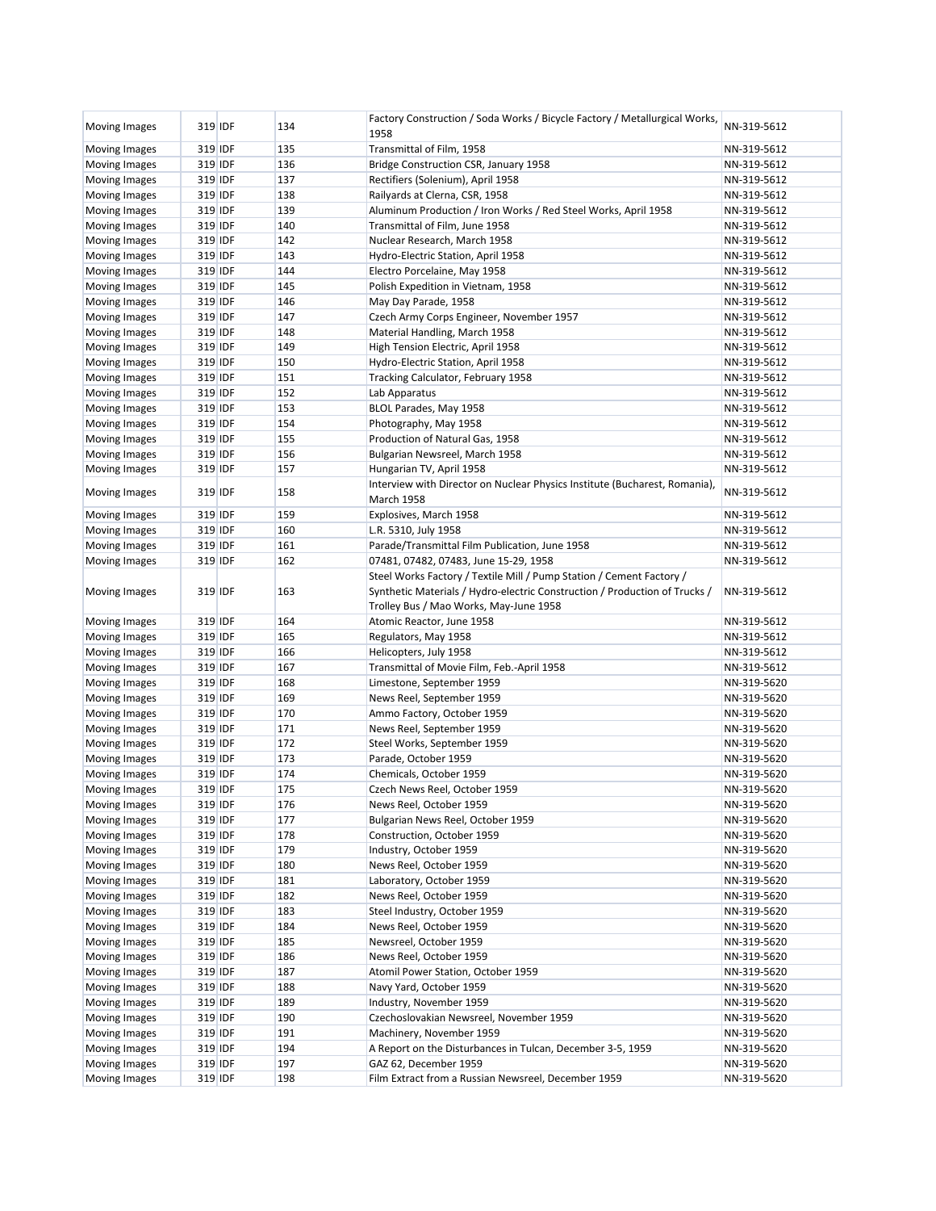| | | | | | |
|---|---|---|---|---|---|
| Moving Images | 319 | IDF | 134 | Factory Construction / Soda Works / Bicycle Factory / Metallurgical Works, 1958 | NN-319-5612 |
| Moving Images | 319 | IDF | 135 | Transmittal of Film, 1958 | NN-319-5612 |
| Moving Images | 319 | IDF | 136 | Bridge Construction CSR, January 1958 | NN-319-5612 |
| Moving Images | 319 | IDF | 137 | Rectifiers (Solenium), April 1958 | NN-319-5612 |
| Moving Images | 319 | IDF | 138 | Railyards at Clerna, CSR, 1958 | NN-319-5612 |
| Moving Images | 319 | IDF | 139 | Aluminum Production / Iron Works / Red Steel Works, April 1958 | NN-319-5612 |
| Moving Images | 319 | IDF | 140 | Transmittal of Film, June 1958 | NN-319-5612 |
| Moving Images | 319 | IDF | 142 | Nuclear Research, March 1958 | NN-319-5612 |
| Moving Images | 319 | IDF | 143 | Hydro-Electric Station, April 1958 | NN-319-5612 |
| Moving Images | 319 | IDF | 144 | Electro Porcelaine, May 1958 | NN-319-5612 |
| Moving Images | 319 | IDF | 145 | Polish Expedition in Vietnam, 1958 | NN-319-5612 |
| Moving Images | 319 | IDF | 146 | May Day Parade, 1958 | NN-319-5612 |
| Moving Images | 319 | IDF | 147 | Czech Army Corps Engineer, November 1957 | NN-319-5612 |
| Moving Images | 319 | IDF | 148 | Material Handling, March 1958 | NN-319-5612 |
| Moving Images | 319 | IDF | 149 | High Tension Electric, April 1958 | NN-319-5612 |
| Moving Images | 319 | IDF | 150 | Hydro-Electric Station, April 1958 | NN-319-5612 |
| Moving Images | 319 | IDF | 151 | Tracking Calculator, February 1958 | NN-319-5612 |
| Moving Images | 319 | IDF | 152 | Lab Apparatus | NN-319-5612 |
| Moving Images | 319 | IDF | 153 | BLOL Parades, May 1958 | NN-319-5612 |
| Moving Images | 319 | IDF | 154 | Photography, May 1958 | NN-319-5612 |
| Moving Images | 319 | IDF | 155 | Production of Natural Gas, 1958 | NN-319-5612 |
| Moving Images | 319 | IDF | 156 | Bulgarian Newsreel, March 1958 | NN-319-5612 |
| Moving Images | 319 | IDF | 157 | Hungarian TV, April 1958 | NN-319-5612 |
| Moving Images | 319 | IDF | 158 | Interview with Director on Nuclear Physics Institute (Bucharest, Romania), March 1958 | NN-319-5612 |
| Moving Images | 319 | IDF | 159 | Explosives, March 1958 | NN-319-5612 |
| Moving Images | 319 | IDF | 160 | L.R. 5310, July 1958 | NN-319-5612 |
| Moving Images | 319 | IDF | 161 | Parade/Transmittal Film Publication, June 1958 | NN-319-5612 |
| Moving Images | 319 | IDF | 162 | 07481, 07482, 07483, June 15-29, 1958 | NN-319-5612 |
| Moving Images | 319 | IDF | 163 | Steel Works Factory / Textile Mill / Pump Station / Cement Factory / Synthetic Materials / Hydro-electric Construction / Production of Trucks / Trolley Bus / Mao Works, May-June 1958 | NN-319-5612 |
| Moving Images | 319 | IDF | 164 | Atomic Reactor, June 1958 | NN-319-5612 |
| Moving Images | 319 | IDF | 165 | Regulators, May 1958 | NN-319-5612 |
| Moving Images | 319 | IDF | 166 | Helicopters, July 1958 | NN-319-5612 |
| Moving Images | 319 | IDF | 167 | Transmittal of Movie Film, Feb.-April 1958 | NN-319-5612 |
| Moving Images | 319 | IDF | 168 | Limestone, September 1959 | NN-319-5620 |
| Moving Images | 319 | IDF | 169 | News Reel, September 1959 | NN-319-5620 |
| Moving Images | 319 | IDF | 170 | Ammo Factory, October 1959 | NN-319-5620 |
| Moving Images | 319 | IDF | 171 | News Reel, September 1959 | NN-319-5620 |
| Moving Images | 319 | IDF | 172 | Steel Works, September 1959 | NN-319-5620 |
| Moving Images | 319 | IDF | 173 | Parade, October 1959 | NN-319-5620 |
| Moving Images | 319 | IDF | 174 | Chemicals, October 1959 | NN-319-5620 |
| Moving Images | 319 | IDF | 175 | Czech News Reel, October 1959 | NN-319-5620 |
| Moving Images | 319 | IDF | 176 | News Reel, October 1959 | NN-319-5620 |
| Moving Images | 319 | IDF | 177 | Bulgarian News Reel, October 1959 | NN-319-5620 |
| Moving Images | 319 | IDF | 178 | Construction, October 1959 | NN-319-5620 |
| Moving Images | 319 | IDF | 179 | Industry, October 1959 | NN-319-5620 |
| Moving Images | 319 | IDF | 180 | News Reel, October 1959 | NN-319-5620 |
| Moving Images | 319 | IDF | 181 | Laboratory, October 1959 | NN-319-5620 |
| Moving Images | 319 | IDF | 182 | News Reel, October 1959 | NN-319-5620 |
| Moving Images | 319 | IDF | 183 | Steel Industry, October 1959 | NN-319-5620 |
| Moving Images | 319 | IDF | 184 | News Reel, October 1959 | NN-319-5620 |
| Moving Images | 319 | IDF | 185 | Newsreel, October 1959 | NN-319-5620 |
| Moving Images | 319 | IDF | 186 | News Reel, October 1959 | NN-319-5620 |
| Moving Images | 319 | IDF | 187 | Atomil Power Station, October 1959 | NN-319-5620 |
| Moving Images | 319 | IDF | 188 | Navy Yard, October 1959 | NN-319-5620 |
| Moving Images | 319 | IDF | 189 | Industry, November 1959 | NN-319-5620 |
| Moving Images | 319 | IDF | 190 | Czechoslovakian Newsreel, November 1959 | NN-319-5620 |
| Moving Images | 319 | IDF | 191 | Machinery, November 1959 | NN-319-5620 |
| Moving Images | 319 | IDF | 194 | A Report on the Disturbances in Tulcan, December 3-5, 1959 | NN-319-5620 |
| Moving Images | 319 | IDF | 197 | GAZ 62, December 1959 | NN-319-5620 |
| Moving Images | 319 | IDF | 198 | Film Extract from a Russian Newsreel, December 1959 | NN-319-5620 |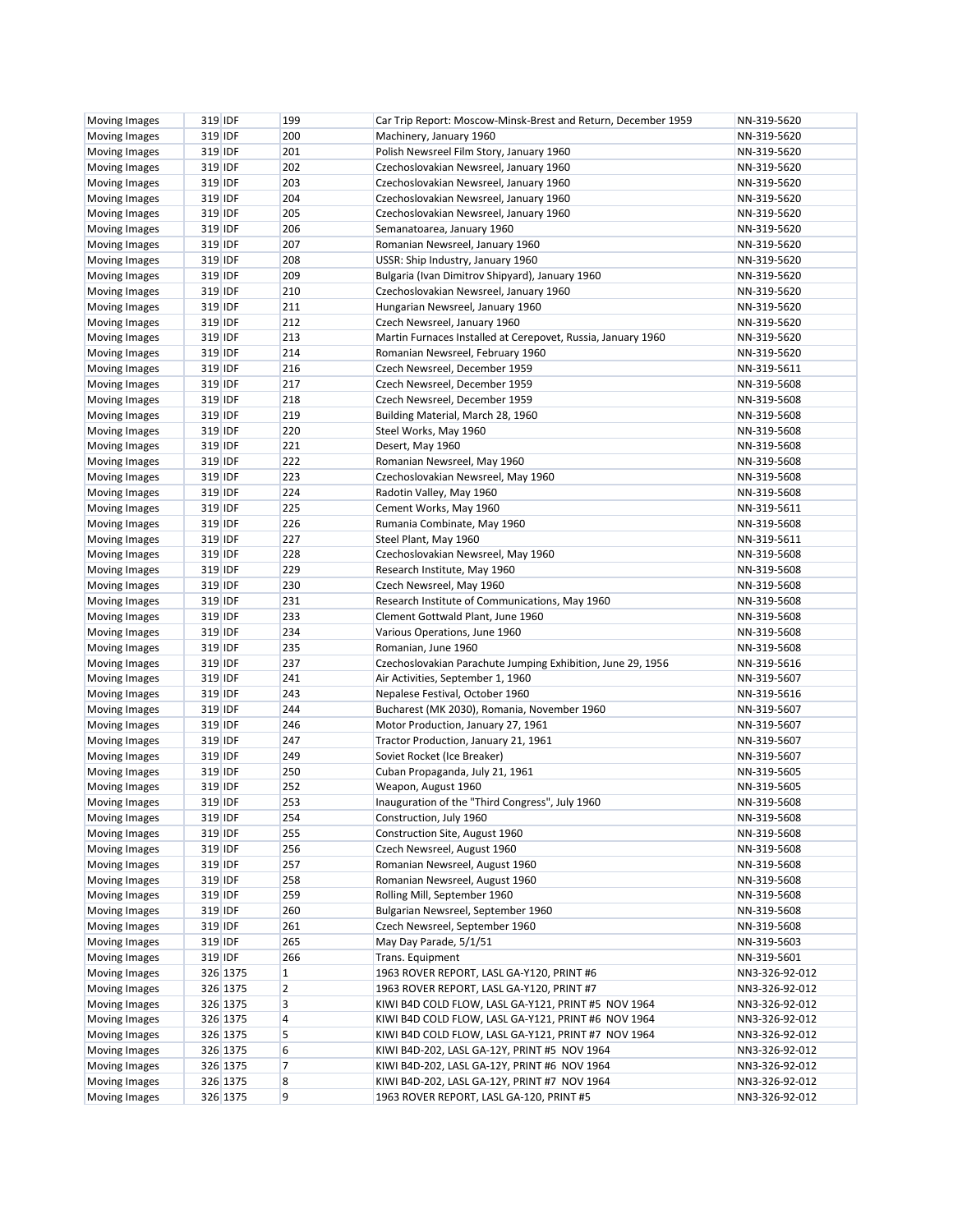| | | | | | |
|---|---|---|---|---|---|
| Moving Images | 319 | IDF | 199 | Car Trip Report: Moscow-Minsk-Brest and Return, December 1959 | NN-319-5620 |
| Moving Images | 319 | IDF | 200 | Machinery, January 1960 | NN-319-5620 |
| Moving Images | 319 | IDF | 201 | Polish Newsreel Film Story, January 1960 | NN-319-5620 |
| Moving Images | 319 | IDF | 202 | Czechoslovakian Newsreel, January 1960 | NN-319-5620 |
| Moving Images | 319 | IDF | 203 | Czechoslovakian Newsreel, January 1960 | NN-319-5620 |
| Moving Images | 319 | IDF | 204 | Czechoslovakian Newsreel, January 1960 | NN-319-5620 |
| Moving Images | 319 | IDF | 205 | Czechoslovakian Newsreel, January 1960 | NN-319-5620 |
| Moving Images | 319 | IDF | 206 | Semanatoarea, January 1960 | NN-319-5620 |
| Moving Images | 319 | IDF | 207 | Romanian Newsreel, January 1960 | NN-319-5620 |
| Moving Images | 319 | IDF | 208 | USSR: Ship Industry, January 1960 | NN-319-5620 |
| Moving Images | 319 | IDF | 209 | Bulgaria (Ivan Dimitrov Shipyard), January 1960 | NN-319-5620 |
| Moving Images | 319 | IDF | 210 | Czechoslovakian Newsreel, January 1960 | NN-319-5620 |
| Moving Images | 319 | IDF | 211 | Hungarian Newsreel, January 1960 | NN-319-5620 |
| Moving Images | 319 | IDF | 212 | Czech Newsreel, January 1960 | NN-319-5620 |
| Moving Images | 319 | IDF | 213 | Martin Furnaces Installed at Cerepovet, Russia, January 1960 | NN-319-5620 |
| Moving Images | 319 | IDF | 214 | Romanian Newsreel, February 1960 | NN-319-5620 |
| Moving Images | 319 | IDF | 216 | Czech Newsreel, December 1959 | NN-319-5611 |
| Moving Images | 319 | IDF | 217 | Czech Newsreel, December 1959 | NN-319-5608 |
| Moving Images | 319 | IDF | 218 | Czech Newsreel, December 1959 | NN-319-5608 |
| Moving Images | 319 | IDF | 219 | Building Material, March 28, 1960 | NN-319-5608 |
| Moving Images | 319 | IDF | 220 | Steel Works, May 1960 | NN-319-5608 |
| Moving Images | 319 | IDF | 221 | Desert, May 1960 | NN-319-5608 |
| Moving Images | 319 | IDF | 222 | Romanian Newsreel, May 1960 | NN-319-5608 |
| Moving Images | 319 | IDF | 223 | Czechoslovakian Newsreel, May 1960 | NN-319-5608 |
| Moving Images | 319 | IDF | 224 | Radotin Valley, May 1960 | NN-319-5608 |
| Moving Images | 319 | IDF | 225 | Cement Works, May 1960 | NN-319-5611 |
| Moving Images | 319 | IDF | 226 | Rumania Combinate, May 1960 | NN-319-5608 |
| Moving Images | 319 | IDF | 227 | Steel Plant, May 1960 | NN-319-5611 |
| Moving Images | 319 | IDF | 228 | Czechoslovakian Newsreel, May 1960 | NN-319-5608 |
| Moving Images | 319 | IDF | 229 | Research Institute, May 1960 | NN-319-5608 |
| Moving Images | 319 | IDF | 230 | Czech Newsreel, May 1960 | NN-319-5608 |
| Moving Images | 319 | IDF | 231 | Research Institute of Communications, May 1960 | NN-319-5608 |
| Moving Images | 319 | IDF | 233 | Clement Gottwald Plant, June 1960 | NN-319-5608 |
| Moving Images | 319 | IDF | 234 | Various Operations, June 1960 | NN-319-5608 |
| Moving Images | 319 | IDF | 235 | Romanian, June 1960 | NN-319-5608 |
| Moving Images | 319 | IDF | 237 | Czechoslovakian Parachute Jumping Exhibition, June 29, 1956 | NN-319-5616 |
| Moving Images | 319 | IDF | 241 | Air Activities, September 1, 1960 | NN-319-5607 |
| Moving Images | 319 | IDF | 243 | Nepalese Festival, October 1960 | NN-319-5616 |
| Moving Images | 319 | IDF | 244 | Bucharest (MK 2030), Romania, November 1960 | NN-319-5607 |
| Moving Images | 319 | IDF | 246 | Motor Production, January 27, 1961 | NN-319-5607 |
| Moving Images | 319 | IDF | 247 | Tractor Production, January 21, 1961 | NN-319-5607 |
| Moving Images | 319 | IDF | 249 | Soviet Rocket (Ice Breaker) | NN-319-5607 |
| Moving Images | 319 | IDF | 250 | Cuban Propaganda, July 21, 1961 | NN-319-5605 |
| Moving Images | 319 | IDF | 252 | Weapon, August 1960 | NN-319-5605 |
| Moving Images | 319 | IDF | 253 | Inauguration of the "Third Congress", July 1960 | NN-319-5608 |
| Moving Images | 319 | IDF | 254 | Construction, July 1960 | NN-319-5608 |
| Moving Images | 319 | IDF | 255 | Construction Site, August 1960 | NN-319-5608 |
| Moving Images | 319 | IDF | 256 | Czech Newsreel, August 1960 | NN-319-5608 |
| Moving Images | 319 | IDF | 257 | Romanian Newsreel, August 1960 | NN-319-5608 |
| Moving Images | 319 | IDF | 258 | Romanian Newsreel, August 1960 | NN-319-5608 |
| Moving Images | 319 | IDF | 259 | Rolling Mill, September 1960 | NN-319-5608 |
| Moving Images | 319 | IDF | 260 | Bulgarian Newsreel, September 1960 | NN-319-5608 |
| Moving Images | 319 | IDF | 261 | Czech Newsreel, September 1960 | NN-319-5608 |
| Moving Images | 319 | IDF | 265 | May Day Parade, 5/1/51 | NN-319-5603 |
| Moving Images | 319 | IDF | 266 | Trans. Equipment | NN-319-5601 |
| Moving Images | 326 | 1375 | 1 | 1963 ROVER REPORT, LASL GA-Y120, PRINT #6 | NN3-326-92-012 |
| Moving Images | 326 | 1375 | 2 | 1963 ROVER REPORT, LASL GA-Y120, PRINT #7 | NN3-326-92-012 |
| Moving Images | 326 | 1375 | 3 | KIWI B4D COLD FLOW, LASL GA-Y121, PRINT #5 NOV 1964 | NN3-326-92-012 |
| Moving Images | 326 | 1375 | 4 | KIWI B4D COLD FLOW, LASL GA-Y121, PRINT #6 NOV 1964 | NN3-326-92-012 |
| Moving Images | 326 | 1375 | 5 | KIWI B4D COLD FLOW, LASL GA-Y121, PRINT #7 NOV 1964 | NN3-326-92-012 |
| Moving Images | 326 | 1375 | 6 | KIWI B4D-202, LASL GA-12Y, PRINT #5 NOV 1964 | NN3-326-92-012 |
| Moving Images | 326 | 1375 | 7 | KIWI B4D-202, LASL GA-12Y, PRINT #6 NOV 1964 | NN3-326-92-012 |
| Moving Images | 326 | 1375 | 8 | KIWI B4D-202, LASL GA-12Y, PRINT #7 NOV 1964 | NN3-326-92-012 |
| Moving Images | 326 | 1375 | 9 | 1963 ROVER REPORT, LASL GA-120, PRINT #5 | NN3-326-92-012 |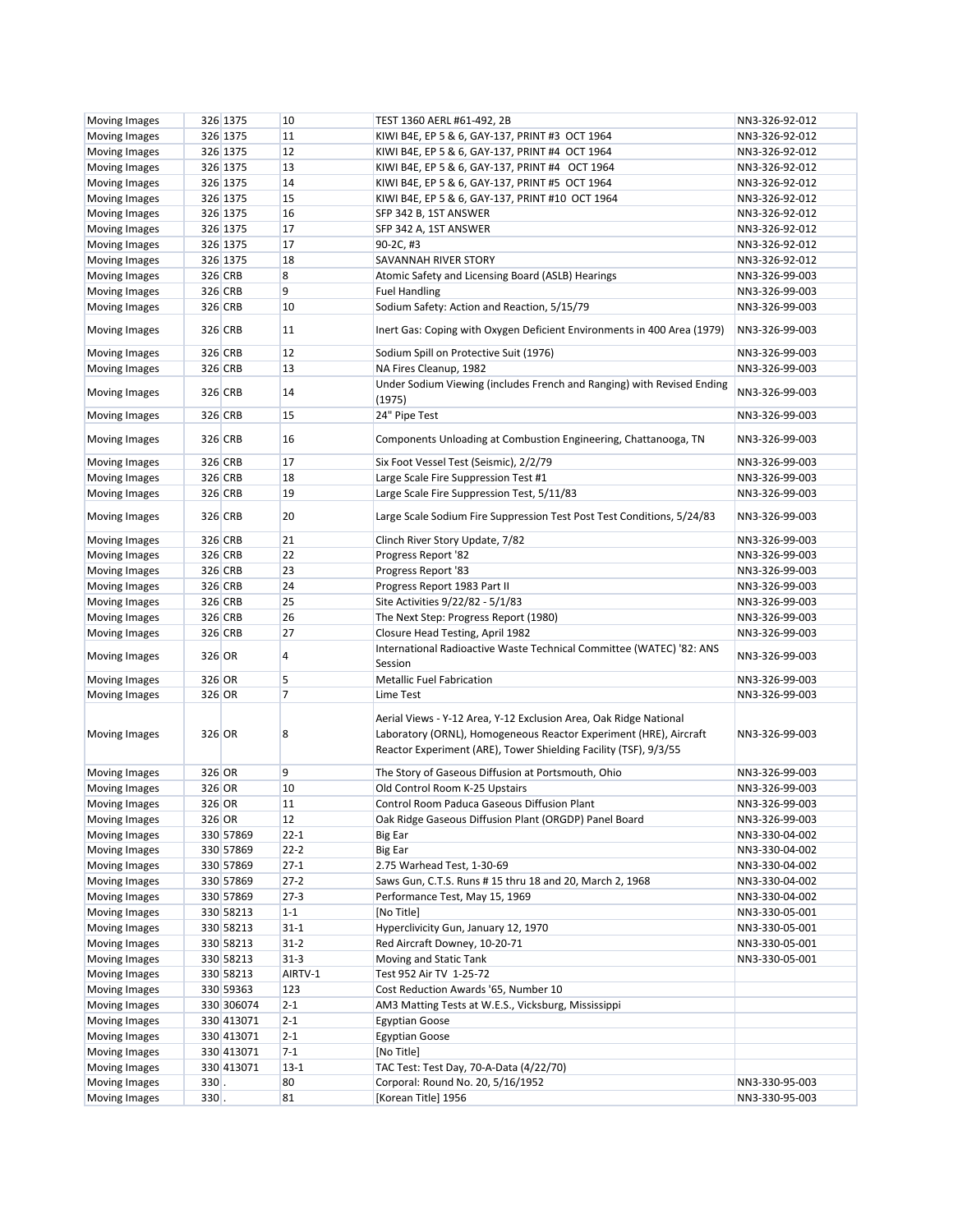| | | | | | |
|---|---|---|---|---|---|
| Moving Images | 326 | 1375 | 10 | TEST 1360 AERL #61-492, 2B | NN3-326-92-012 |
| Moving Images | 326 | 1375 | 11 | KIWI B4E, EP 5 & 6, GAY-137, PRINT #3 OCT 1964 | NN3-326-92-012 |
| Moving Images | 326 | 1375 | 12 | KIWI B4E, EP 5 & 6, GAY-137, PRINT #4 OCT 1964 | NN3-326-92-012 |
| Moving Images | 326 | 1375 | 13 | KIWI B4E, EP 5 & 6, GAY-137, PRINT #4 OCT 1964 | NN3-326-92-012 |
| Moving Images | 326 | 1375 | 14 | KIWI B4E, EP 5 & 6, GAY-137, PRINT #5 OCT 1964 | NN3-326-92-012 |
| Moving Images | 326 | 1375 | 15 | KIWI B4E, EP 5 & 6, GAY-137, PRINT #10 OCT 1964 | NN3-326-92-012 |
| Moving Images | 326 | 1375 | 16 | SFP 342 B, 1ST ANSWER | NN3-326-92-012 |
| Moving Images | 326 | 1375 | 17 | SFP 342 A, 1ST ANSWER | NN3-326-92-012 |
| Moving Images | 326 | 1375 | 17 | 90-2C, #3 | NN3-326-92-012 |
| Moving Images | 326 | 1375 | 18 | SAVANNAH RIVER STORY | NN3-326-92-012 |
| Moving Images | 326 | CRB | 8 | Atomic Safety and Licensing Board (ASLB) Hearings | NN3-326-99-003 |
| Moving Images | 326 | CRB | 9 | Fuel Handling | NN3-326-99-003 |
| Moving Images | 326 | CRB | 10 | Sodium Safety: Action and Reaction, 5/15/79 | NN3-326-99-003 |
| Moving Images | 326 | CRB | 11 | Inert Gas: Coping with Oxygen Deficient Environments in 400 Area (1979) | NN3-326-99-003 |
| Moving Images | 326 | CRB | 12 | Sodium Spill on Protective Suit (1976) | NN3-326-99-003 |
| Moving Images | 326 | CRB | 13 | NA Fires Cleanup, 1982 | NN3-326-99-003 |
| Moving Images | 326 | CRB | 14 | Under Sodium Viewing (includes French and Ranging) with Revised Ending (1975) | NN3-326-99-003 |
| Moving Images | 326 | CRB | 15 | 24" Pipe Test | NN3-326-99-003 |
| Moving Images | 326 | CRB | 16 | Components Unloading at Combustion Engineering, Chattanooga, TN | NN3-326-99-003 |
| Moving Images | 326 | CRB | 17 | Six Foot Vessel Test (Seismic), 2/2/79 | NN3-326-99-003 |
| Moving Images | 326 | CRB | 18 | Large Scale Fire Suppression Test #1 | NN3-326-99-003 |
| Moving Images | 326 | CRB | 19 | Large Scale Fire Suppression Test, 5/11/83 | NN3-326-99-003 |
| Moving Images | 326 | CRB | 20 | Large Scale Sodium Fire Suppression Test Post Test Conditions, 5/24/83 | NN3-326-99-003 |
| Moving Images | 326 | CRB | 21 | Clinch River Story Update, 7/82 | NN3-326-99-003 |
| Moving Images | 326 | CRB | 22 | Progress Report '82 | NN3-326-99-003 |
| Moving Images | 326 | CRB | 23 | Progress Report '83 | NN3-326-99-003 |
| Moving Images | 326 | CRB | 24 | Progress Report 1983 Part II | NN3-326-99-003 |
| Moving Images | 326 | CRB | 25 | Site Activities 9/22/82 - 5/1/83 | NN3-326-99-003 |
| Moving Images | 326 | CRB | 26 | The Next Step: Progress Report (1980) | NN3-326-99-003 |
| Moving Images | 326 | CRB | 27 | Closure Head Testing, April 1982 | NN3-326-99-003 |
| Moving Images | 326 | OR | 4 | International Radioactive Waste Technical Committee (WATEC) '82: ANS Session | NN3-326-99-003 |
| Moving Images | 326 | OR | 5 | Metallic Fuel Fabrication | NN3-326-99-003 |
| Moving Images | 326 | OR | 7 | Lime Test | NN3-326-99-003 |
| Moving Images | 326 | OR | 8 | Aerial Views - Y-12 Area, Y-12 Exclusion Area, Oak Ridge National Laboratory (ORNL), Homogeneous Reactor Experiment (HRE), Aircraft Reactor Experiment (ARE), Tower Shielding Facility (TSF), 9/3/55 | NN3-326-99-003 |
| Moving Images | 326 | OR | 9 | The Story of Gaseous Diffusion at Portsmouth, Ohio | NN3-326-99-003 |
| Moving Images | 326 | OR | 10 | Old Control Room K-25 Upstairs | NN3-326-99-003 |
| Moving Images | 326 | OR | 11 | Control Room Paduca Gaseous Diffusion Plant | NN3-326-99-003 |
| Moving Images | 326 | OR | 12 | Oak Ridge Gaseous Diffusion Plant (ORGDP) Panel Board | NN3-326-99-003 |
| Moving Images | 330 | 57869 | 22-1 | Big Ear | NN3-330-04-002 |
| Moving Images | 330 | 57869 | 22-2 | Big Ear | NN3-330-04-002 |
| Moving Images | 330 | 57869 | 27-1 | 2.75 Warhead Test, 1-30-69 | NN3-330-04-002 |
| Moving Images | 330 | 57869 | 27-2 | Saws Gun, C.T.S. Runs # 15 thru 18 and 20, March 2, 1968 | NN3-330-04-002 |
| Moving Images | 330 | 57869 | 27-3 | Performance Test, May 15, 1969 | NN3-330-04-002 |
| Moving Images | 330 | 58213 | 1-1 | [No Title] | NN3-330-05-001 |
| Moving Images | 330 | 58213 | 31-1 | Hyperclivicity Gun, January 12, 1970 | NN3-330-05-001 |
| Moving Images | 330 | 58213 | 31-2 | Red Aircraft Downey, 10-20-71 | NN3-330-05-001 |
| Moving Images | 330 | 58213 | 31-3 | Moving and Static Tank | NN3-330-05-001 |
| Moving Images | 330 | 58213 | AIRTV-1 | Test 952 Air TV 1-25-72 | |
| Moving Images | 330 | 59363 | 123 | Cost Reduction Awards '65, Number 10 | |
| Moving Images | 330 | 306074 | 2-1 | AM3 Matting Tests at W.E.S., Vicksburg, Mississippi | |
| Moving Images | 330 | 413071 | 2-1 | Egyptian Goose | |
| Moving Images | 330 | 413071 | 2-1 | Egyptian Goose | |
| Moving Images | 330 | 413071 | 7-1 | [No Title] | |
| Moving Images | 330 | 413071 | 13-1 | TAC Test: Test Day, 70-A-Data (4/22/70) | |
| Moving Images | 330 | . | 80 | Corporal: Round No. 20, 5/16/1952 | NN3-330-95-003 |
| Moving Images | 330 | . | 81 | [Korean Title] 1956 | NN3-330-95-003 |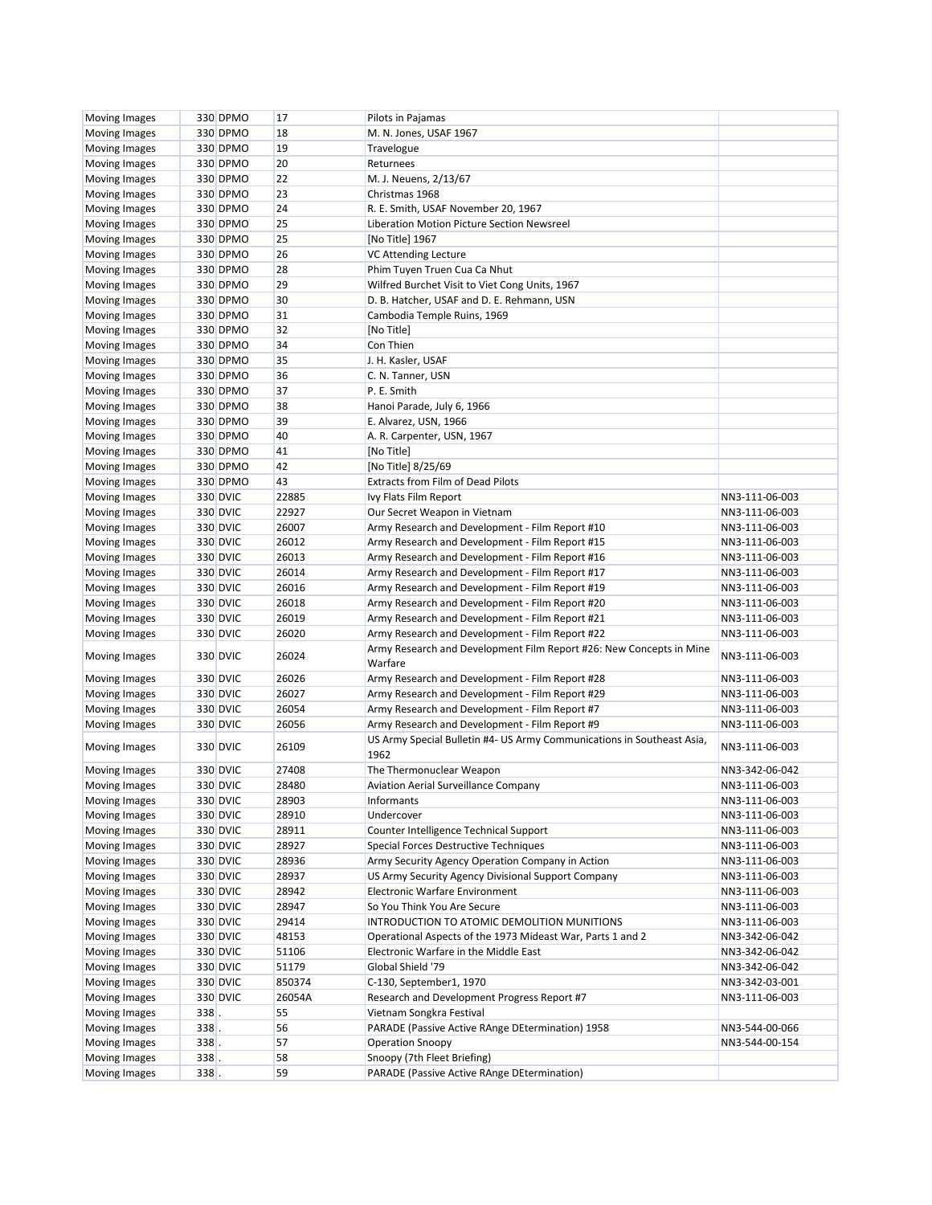| | | | | | |
|---|---|---|---|---|---|
| Moving Images | 330 | DPMO | 17 | Pilots in Pajamas | |
| Moving Images | 330 | DPMO | 18 | M. N. Jones, USAF 1967 | |
| Moving Images | 330 | DPMO | 19 | Travelogue | |
| Moving Images | 330 | DPMO | 20 | Returnees | |
| Moving Images | 330 | DPMO | 22 | M. J. Neuens, 2/13/67 | |
| Moving Images | 330 | DPMO | 23 | Christmas 1968 | |
| Moving Images | 330 | DPMO | 24 | R. E. Smith, USAF November 20, 1967 | |
| Moving Images | 330 | DPMO | 25 | Liberation Motion Picture Section Newsreel | |
| Moving Images | 330 | DPMO | 25 | [No Title] 1967 | |
| Moving Images | 330 | DPMO | 26 | VC Attending Lecture | |
| Moving Images | 330 | DPMO | 28 | Phim Tuyen Truen Cua Ca Nhut | |
| Moving Images | 330 | DPMO | 29 | Wilfred Burchet Visit to Viet Cong Units, 1967 | |
| Moving Images | 330 | DPMO | 30 | D. B. Hatcher, USAF and D. E. Rehmann, USN | |
| Moving Images | 330 | DPMO | 31 | Cambodia Temple Ruins, 1969 | |
| Moving Images | 330 | DPMO | 32 | [No Title] | |
| Moving Images | 330 | DPMO | 34 | Con Thien | |
| Moving Images | 330 | DPMO | 35 | J. H. Kasler, USAF | |
| Moving Images | 330 | DPMO | 36 | C. N. Tanner, USN | |
| Moving Images | 330 | DPMO | 37 | P. E. Smith | |
| Moving Images | 330 | DPMO | 38 | Hanoi Parade, July 6, 1966 | |
| Moving Images | 330 | DPMO | 39 | E. Alvarez, USN, 1966 | |
| Moving Images | 330 | DPMO | 40 | A. R. Carpenter, USN, 1967 | |
| Moving Images | 330 | DPMO | 41 | [No Title] | |
| Moving Images | 330 | DPMO | 42 | [No Title] 8/25/69 | |
| Moving Images | 330 | DPMO | 43 | Extracts from Film of Dead Pilots | |
| Moving Images | 330 | DVIC | 22885 | Ivy Flats Film Report | NN3-111-06-003 |
| Moving Images | 330 | DVIC | 22927 | Our Secret Weapon in Vietnam | NN3-111-06-003 |
| Moving Images | 330 | DVIC | 26007 | Army Research and Development - Film Report #10 | NN3-111-06-003 |
| Moving Images | 330 | DVIC | 26012 | Army Research and Development - Film Report #15 | NN3-111-06-003 |
| Moving Images | 330 | DVIC | 26013 | Army Research and Development - Film Report #16 | NN3-111-06-003 |
| Moving Images | 330 | DVIC | 26014 | Army Research and Development - Film Report #17 | NN3-111-06-003 |
| Moving Images | 330 | DVIC | 26016 | Army Research and Development - Film Report #19 | NN3-111-06-003 |
| Moving Images | 330 | DVIC | 26018 | Army Research and Development - Film Report #20 | NN3-111-06-003 |
| Moving Images | 330 | DVIC | 26019 | Army Research and Development - Film Report #21 | NN3-111-06-003 |
| Moving Images | 330 | DVIC | 26020 | Army Research and Development - Film Report #22 | NN3-111-06-003 |
| Moving Images | 330 | DVIC | 26024 | Army Research and Development Film Report #26: New Concepts in Mine Warfare | NN3-111-06-003 |
| Moving Images | 330 | DVIC | 26026 | Army Research and Development - Film Report #28 | NN3-111-06-003 |
| Moving Images | 330 | DVIC | 26027 | Army Research and Development - Film Report #29 | NN3-111-06-003 |
| Moving Images | 330 | DVIC | 26054 | Army Research and Development - Film Report #7 | NN3-111-06-003 |
| Moving Images | 330 | DVIC | 26056 | Army Research and Development - Film Report #9 | NN3-111-06-003 |
| Moving Images | 330 | DVIC | 26109 | US Army Special Bulletin #4- US Army Communications in Southeast Asia, 1962 | NN3-111-06-003 |
| Moving Images | 330 | DVIC | 27408 | The Thermonuclear Weapon | NN3-342-06-042 |
| Moving Images | 330 | DVIC | 28480 | Aviation Aerial Surveillance Company | NN3-111-06-003 |
| Moving Images | 330 | DVIC | 28903 | Informants | NN3-111-06-003 |
| Moving Images | 330 | DVIC | 28910 | Undercover | NN3-111-06-003 |
| Moving Images | 330 | DVIC | 28911 | Counter Intelligence Technical Support | NN3-111-06-003 |
| Moving Images | 330 | DVIC | 28927 | Special Forces Destructive Techniques | NN3-111-06-003 |
| Moving Images | 330 | DVIC | 28936 | Army Security Agency Operation Company in Action | NN3-111-06-003 |
| Moving Images | 330 | DVIC | 28937 | US Army Security Agency Divisional Support Company | NN3-111-06-003 |
| Moving Images | 330 | DVIC | 28942 | Electronic Warfare Environment | NN3-111-06-003 |
| Moving Images | 330 | DVIC | 28947 | So You Think You Are Secure | NN3-111-06-003 |
| Moving Images | 330 | DVIC | 29414 | INTRODUCTION TO ATOMIC DEMOLITION MUNITIONS | NN3-111-06-003 |
| Moving Images | 330 | DVIC | 48153 | Operational Aspects of the 1973 Mideast War, Parts 1 and 2 | NN3-342-06-042 |
| Moving Images | 330 | DVIC | 51106 | Electronic Warfare in the Middle East | NN3-342-06-042 |
| Moving Images | 330 | DVIC | 51179 | Global Shield '79 | NN3-342-06-042 |
| Moving Images | 330 | DVIC | 850374 | C-130, September1, 1970 | NN3-342-03-001 |
| Moving Images | 330 | DVIC | 26054A | Research and Development Progress Report #7 | NN3-111-06-003 |
| Moving Images | 338 | . | 55 | Vietnam Songkra Festival | |
| Moving Images | 338 | . | 56 | PARADE (Passive Active RAnge DEtermination) 1958 | NN3-544-00-066 |
| Moving Images | 338 | . | 57 | Operation Snoopy | NN3-544-00-154 |
| Moving Images | 338 | . | 58 | Snoopy (7th Fleet Briefing) | |
| Moving Images | 338 | . | 59 | PARADE (Passive Active RAnge DEtermination) | |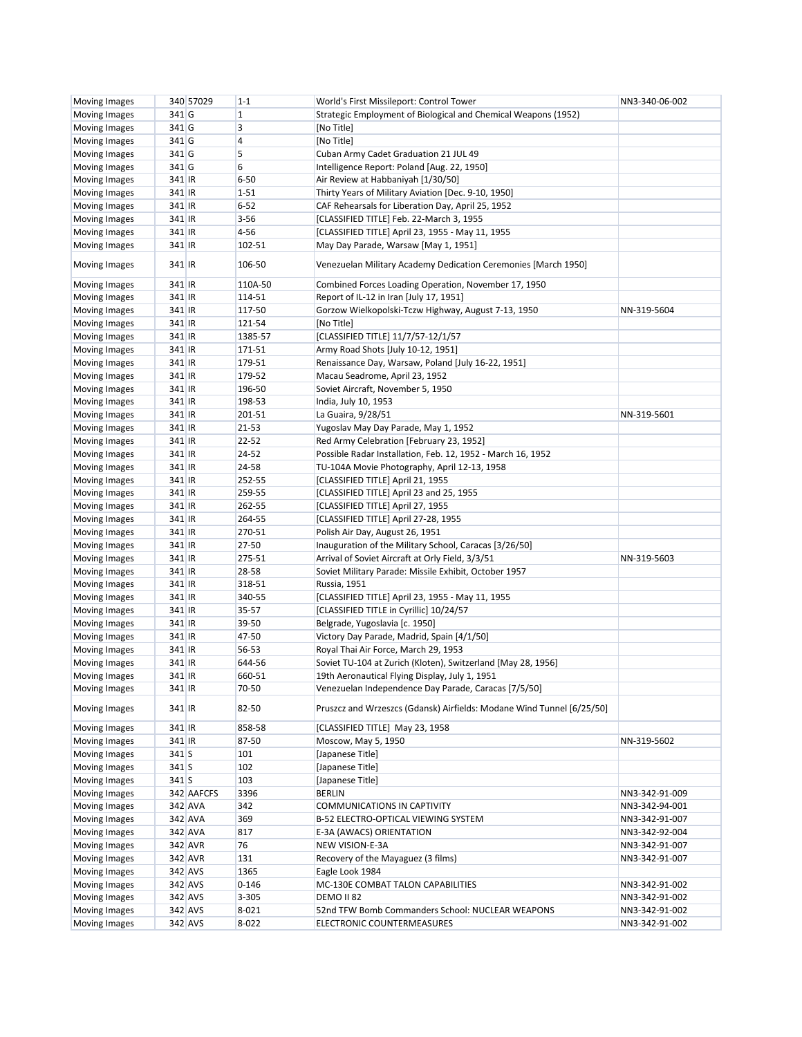| | | | | | |
|---|---|---|---|---|---|
| Moving Images | 340 | 57029 | 1-1 | World's First Missileport: Control Tower | NN3-340-06-002 |
| Moving Images | 341 | G | 1 | Strategic Employment of Biological and Chemical Weapons (1952) | |
| Moving Images | 341 | G | 3 | [No Title] | |
| Moving Images | 341 | G | 4 | [No Title] | |
| Moving Images | 341 | G | 5 | Cuban Army Cadet Graduation 21 JUL 49 | |
| Moving Images | 341 | G | 6 | Intelligence Report: Poland [Aug. 22, 1950] | |
| Moving Images | 341 | IR | 6-50 | Air Review at Habbaniyah [1/30/50] | |
| Moving Images | 341 | IR | 1-51 | Thirty Years of Military Aviation [Dec. 9-10, 1950] | |
| Moving Images | 341 | IR | 6-52 | CAF Rehearsals for Liberation Day, April 25, 1952 | |
| Moving Images | 341 | IR | 3-56 | [CLASSIFIED TITLE] Feb. 22-March 3, 1955 | |
| Moving Images | 341 | IR | 4-56 | [CLASSIFIED TITLE] April 23, 1955 - May 11, 1955 | |
| Moving Images | 341 | IR | 102-51 | May Day Parade, Warsaw [May 1, 1951] | |
| Moving Images | 341 | IR | 106-50 | Venezuelan Military Academy Dedication Ceremonies [March 1950] | |
| Moving Images | 341 | IR | 110A-50 | Combined Forces Loading Operation, November 17, 1950 | |
| Moving Images | 341 | IR | 114-51 | Report of IL-12 in Iran [July 17, 1951] | |
| Moving Images | 341 | IR | 117-50 | Gorzow Wielkopolski-Tczw Highway, August 7-13, 1950 | NN-319-5604 |
| Moving Images | 341 | IR | 121-54 | [No Title] | |
| Moving Images | 341 | IR | 1385-57 | [CLASSIFIED TITLE] 11/7/57-12/1/57 | |
| Moving Images | 341 | IR | 171-51 | Army Road Shots [July 10-12, 1951] | |
| Moving Images | 341 | IR | 179-51 | Renaissance Day, Warsaw, Poland [July 16-22, 1951] | |
| Moving Images | 341 | IR | 179-52 | Macau Seadrome, April 23, 1952 | |
| Moving Images | 341 | IR | 196-50 | Soviet Aircraft, November 5, 1950 | |
| Moving Images | 341 | IR | 198-53 | India, July 10, 1953 | |
| Moving Images | 341 | IR | 201-51 | La Guaira, 9/28/51 | NN-319-5601 |
| Moving Images | 341 | IR | 21-53 | Yugoslav May Day Parade, May 1, 1952 | |
| Moving Images | 341 | IR | 22-52 | Red Army Celebration [February 23, 1952] | |
| Moving Images | 341 | IR | 24-52 | Possible Radar Installation, Feb. 12, 1952 - March 16, 1952 | |
| Moving Images | 341 | IR | 24-58 | TU-104A Movie Photography, April 12-13, 1958 | |
| Moving Images | 341 | IR | 252-55 | [CLASSIFIED TITLE] April 21, 1955 | |
| Moving Images | 341 | IR | 259-55 | [CLASSIFIED TITLE] April 23 and 25, 1955 | |
| Moving Images | 341 | IR | 262-55 | [CLASSIFIED TITLE] April 27, 1955 | |
| Moving Images | 341 | IR | 264-55 | [CLASSIFIED TITLE] April 27-28, 1955 | |
| Moving Images | 341 | IR | 270-51 | Polish Air Day, August 26, 1951 | |
| Moving Images | 341 | IR | 27-50 | Inauguration of the Military School, Caracas [3/26/50] | |
| Moving Images | 341 | IR | 275-51 | Arrival of Soviet Aircraft at Orly Field, 3/3/51 | NN-319-5603 |
| Moving Images | 341 | IR | 28-58 | Soviet Military Parade: Missile Exhibit, October 1957 | |
| Moving Images | 341 | IR | 318-51 | Russia, 1951 | |
| Moving Images | 341 | IR | 340-55 | [CLASSIFIED TITLE] April 23, 1955 - May 11, 1955 | |
| Moving Images | 341 | IR | 35-57 | [CLASSIFIED TITLE in Cyrillic] 10/24/57 | |
| Moving Images | 341 | IR | 39-50 | Belgrade, Yugoslavia [c. 1950] | |
| Moving Images | 341 | IR | 47-50 | Victory Day Parade, Madrid, Spain [4/1/50] | |
| Moving Images | 341 | IR | 56-53 | Royal Thai Air Force, March 29, 1953 | |
| Moving Images | 341 | IR | 644-56 | Soviet TU-104 at Zurich (Kloten), Switzerland [May 28, 1956] | |
| Moving Images | 341 | IR | 660-51 | 19th Aeronautical Flying Display, July 1, 1951 | |
| Moving Images | 341 | IR | 70-50 | Venezuelan Independence Day Parade, Caracas [7/5/50] | |
| Moving Images | 341 | IR | 82-50 | Pruszcz and Wrzeszcs (Gdansk) Airfields: Modane Wind Tunnel [6/25/50] | |
| Moving Images | 341 | IR | 858-58 | [CLASSIFIED TITLE] May 23, 1958 | |
| Moving Images | 341 | IR | 87-50 | Moscow, May 5, 1950 | NN-319-5602 |
| Moving Images | 341 | S | 101 | [Japanese Title] | |
| Moving Images | 341 | S | 102 | [Japanese Title] | |
| Moving Images | 341 | S | 103 | [Japanese Title] | |
| Moving Images | 342 | AAFCFS | 3396 | BERLIN | NN3-342-91-009 |
| Moving Images | 342 | AVA | 342 | COMMUNICATIONS IN CAPTIVITY | NN3-342-94-001 |
| Moving Images | 342 | AVA | 369 | B-52 ELECTRO-OPTICAL VIEWING SYSTEM | NN3-342-91-007 |
| Moving Images | 342 | AVA | 817 | E-3A (AWACS) ORIENTATION | NN3-342-92-004 |
| Moving Images | 342 | AVR | 76 | NEW VISION-E-3A | NN3-342-91-007 |
| Moving Images | 342 | AVR | 131 | Recovery of the Mayaguez (3 films) | NN3-342-91-007 |
| Moving Images | 342 | AVS | 1365 | Eagle Look 1984 | |
| Moving Images | 342 | AVS | 0-146 | MC-130E COMBAT TALON CAPABILITIES | NN3-342-91-002 |
| Moving Images | 342 | AVS | 3-305 | DEMO II 82 | NN3-342-91-002 |
| Moving Images | 342 | AVS | 8-021 | 52nd TFW Bomb Commanders School: NUCLEAR WEAPONS | NN3-342-91-002 |
| Moving Images | 342 | AVS | 8-022 | ELECTRONIC COUNTERMEASURES | NN3-342-91-002 |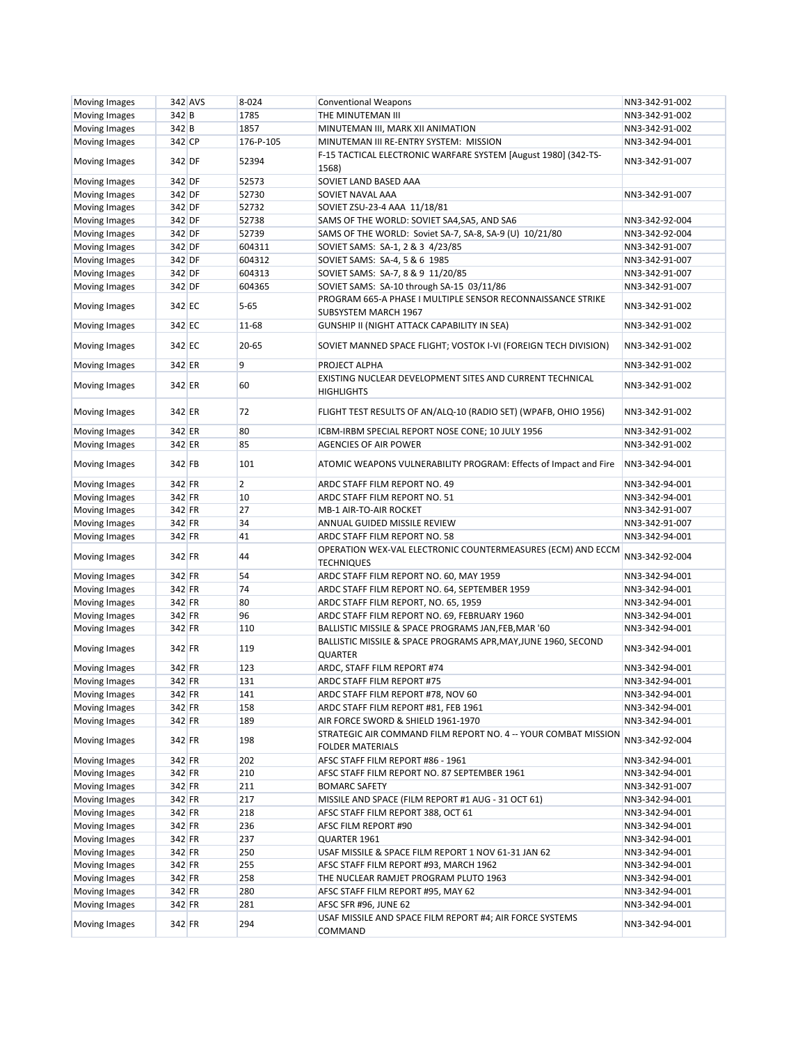| | | | | | |
|---|---|---|---|---|---|
| Moving Images | 342 | AVS | 8-024 | Conventional Weapons | NN3-342-91-002 |
| Moving Images | 342 | B | 1785 | THE MINUTEMAN III | NN3-342-91-002 |
| Moving Images | 342 | B | 1857 | MINUTEMAN III, MARK XII ANIMATION | NN3-342-91-002 |
| Moving Images | 342 | CP | 176-P-105 | MINUTEMAN III RE-ENTRY SYSTEM: MISSION | NN3-342-94-001 |
| Moving Images | 342 | DF | 52394 | F-15 TACTICAL ELECTRONIC WARFARE SYSTEM [August 1980] (342-TS-1568) | NN3-342-91-007 |
| Moving Images | 342 | DF | 52573 | SOVIET LAND BASED AAA | |
| Moving Images | 342 | DF | 52730 | SOVIET NAVAL AAA | NN3-342-91-007 |
| Moving Images | 342 | DF | 52732 | SOVIET ZSU-23-4 AAA 11/18/81 | |
| Moving Images | 342 | DF | 52738 | SAMS OF THE WORLD: SOVIET SA4,SA5, AND SA6 | NN3-342-92-004 |
| Moving Images | 342 | DF | 52739 | SAMS OF THE WORLD: Soviet SA-7, SA-8, SA-9 (U) 10/21/80 | NN3-342-92-004 |
| Moving Images | 342 | DF | 604311 | SOVIET SAMS: SA-1, 2 & 3 4/23/85 | NN3-342-91-007 |
| Moving Images | 342 | DF | 604312 | SOVIET SAMS: SA-4, 5 & 6 1985 | NN3-342-91-007 |
| Moving Images | 342 | DF | 604313 | SOVIET SAMS: SA-7, 8 & 9 11/20/85 | NN3-342-91-007 |
| Moving Images | 342 | DF | 604365 | SOVIET SAMS: SA-10 through SA-15 03/11/86 | NN3-342-91-007 |
| Moving Images | 342 | EC | 5-65 | PROGRAM 665-A PHASE I MULTIPLE SENSOR RECONNAISSANCE STRIKE SUBSYSTEM MARCH 1967 | NN3-342-91-002 |
| Moving Images | 342 | EC | 11-68 | GUNSHIP II (NIGHT ATTACK CAPABILITY IN SEA) | NN3-342-91-002 |
| Moving Images | 342 | EC | 20-65 | SOVIET MANNED SPACE FLIGHT; VOSTOK I-VI (FOREIGN TECH DIVISION) | NN3-342-91-002 |
| Moving Images | 342 | ER | 9 | PROJECT ALPHA | NN3-342-91-002 |
| Moving Images | 342 | ER | 60 | EXISTING NUCLEAR DEVELOPMENT SITES AND CURRENT TECHNICAL HIGHLIGHTS | NN3-342-91-002 |
| Moving Images | 342 | ER | 72 | FLIGHT TEST RESULTS OF AN/ALQ-10 (RADIO SET) (WPAFB, OHIO 1956) | NN3-342-91-002 |
| Moving Images | 342 | ER | 80 | ICBM-IRBM SPECIAL REPORT NOSE CONE; 10 JULY 1956 | NN3-342-91-002 |
| Moving Images | 342 | ER | 85 | AGENCIES OF AIR POWER | NN3-342-91-002 |
| Moving Images | 342 | FB | 101 | ATOMIC WEAPONS VULNERABILITY PROGRAM: Effects of Impact and Fire | NN3-342-94-001 |
| Moving Images | 342 | FR | 2 | ARDC STAFF FILM REPORT NO. 49 | NN3-342-94-001 |
| Moving Images | 342 | FR | 10 | ARDC STAFF FILM REPORT NO. 51 | NN3-342-94-001 |
| Moving Images | 342 | FR | 27 | MB-1 AIR-TO-AIR ROCKET | NN3-342-91-007 |
| Moving Images | 342 | FR | 34 | ANNUAL GUIDED MISSILE REVIEW | NN3-342-91-007 |
| Moving Images | 342 | FR | 41 | ARDC STAFF FILM REPORT NO. 58 | NN3-342-94-001 |
| Moving Images | 342 | FR | 44 | OPERATION WEX-VAL ELECTRONIC COUNTERMEASURES (ECM) AND ECCM TECHNIQUES | NN3-342-92-004 |
| Moving Images | 342 | FR | 54 | ARDC STAFF FILM REPORT NO. 60, MAY 1959 | NN3-342-94-001 |
| Moving Images | 342 | FR | 74 | ARDC STAFF FILM REPORT NO. 64, SEPTEMBER 1959 | NN3-342-94-001 |
| Moving Images | 342 | FR | 80 | ARDC STAFF FILM REPORT, NO. 65, 1959 | NN3-342-94-001 |
| Moving Images | 342 | FR | 96 | ARDC STAFF FILM REPORT NO. 69, FEBRUARY 1960 | NN3-342-94-001 |
| Moving Images | 342 | FR | 110 | BALLISTIC MISSILE & SPACE PROGRAMS JAN,FEB,MAR '60 | NN3-342-94-001 |
| Moving Images | 342 | FR | 119 | BALLISTIC MISSILE & SPACE PROGRAMS APR,MAY,JUNE 1960, SECOND QUARTER | NN3-342-94-001 |
| Moving Images | 342 | FR | 123 | ARDC, STAFF FILM REPORT #74 | NN3-342-94-001 |
| Moving Images | 342 | FR | 131 | ARDC STAFF FILM REPORT #75 | NN3-342-94-001 |
| Moving Images | 342 | FR | 141 | ARDC STAFF FILM REPORT #78, NOV 60 | NN3-342-94-001 |
| Moving Images | 342 | FR | 158 | ARDC STAFF FILM REPORT #81, FEB 1961 | NN3-342-94-001 |
| Moving Images | 342 | FR | 189 | AIR FORCE SWORD & SHIELD 1961-1970 | NN3-342-94-001 |
| Moving Images | 342 | FR | 198 | STRATEGIC AIR COMMAND FILM REPORT NO. 4 -- YOUR COMBAT MISSION FOLDER MATERIALS | NN3-342-92-004 |
| Moving Images | 342 | FR | 202 | AFSC STAFF FILM REPORT #86 - 1961 | NN3-342-94-001 |
| Moving Images | 342 | FR | 210 | AFSC STAFF FILM REPORT NO. 87 SEPTEMBER 1961 | NN3-342-94-001 |
| Moving Images | 342 | FR | 211 | BOMARC SAFETY | NN3-342-91-007 |
| Moving Images | 342 | FR | 217 | MISSILE AND SPACE (FILM REPORT #1 AUG - 31 OCT 61) | NN3-342-94-001 |
| Moving Images | 342 | FR | 218 | AFSC STAFF FILM REPORT 388, OCT 61 | NN3-342-94-001 |
| Moving Images | 342 | FR | 236 | AFSC FILM REPORT #90 | NN3-342-94-001 |
| Moving Images | 342 | FR | 237 | QUARTER 1961 | NN3-342-94-001 |
| Moving Images | 342 | FR | 250 | USAF MISSILE & SPACE FILM REPORT 1 NOV 61-31 JAN 62 | NN3-342-94-001 |
| Moving Images | 342 | FR | 255 | AFSC STAFF FILM REPORT #93, MARCH 1962 | NN3-342-94-001 |
| Moving Images | 342 | FR | 258 | THE NUCLEAR RAMJET PROGRAM PLUTO 1963 | NN3-342-94-001 |
| Moving Images | 342 | FR | 280 | AFSC STAFF FILM REPORT #95, MAY 62 | NN3-342-94-001 |
| Moving Images | 342 | FR | 281 | AFSC SFR #96, JUNE 62 | NN3-342-94-001 |
| Moving Images | 342 | FR | 294 | USAF MISSILE AND SPACE FILM REPORT #4; AIR FORCE SYSTEMS COMMAND | NN3-342-94-001 |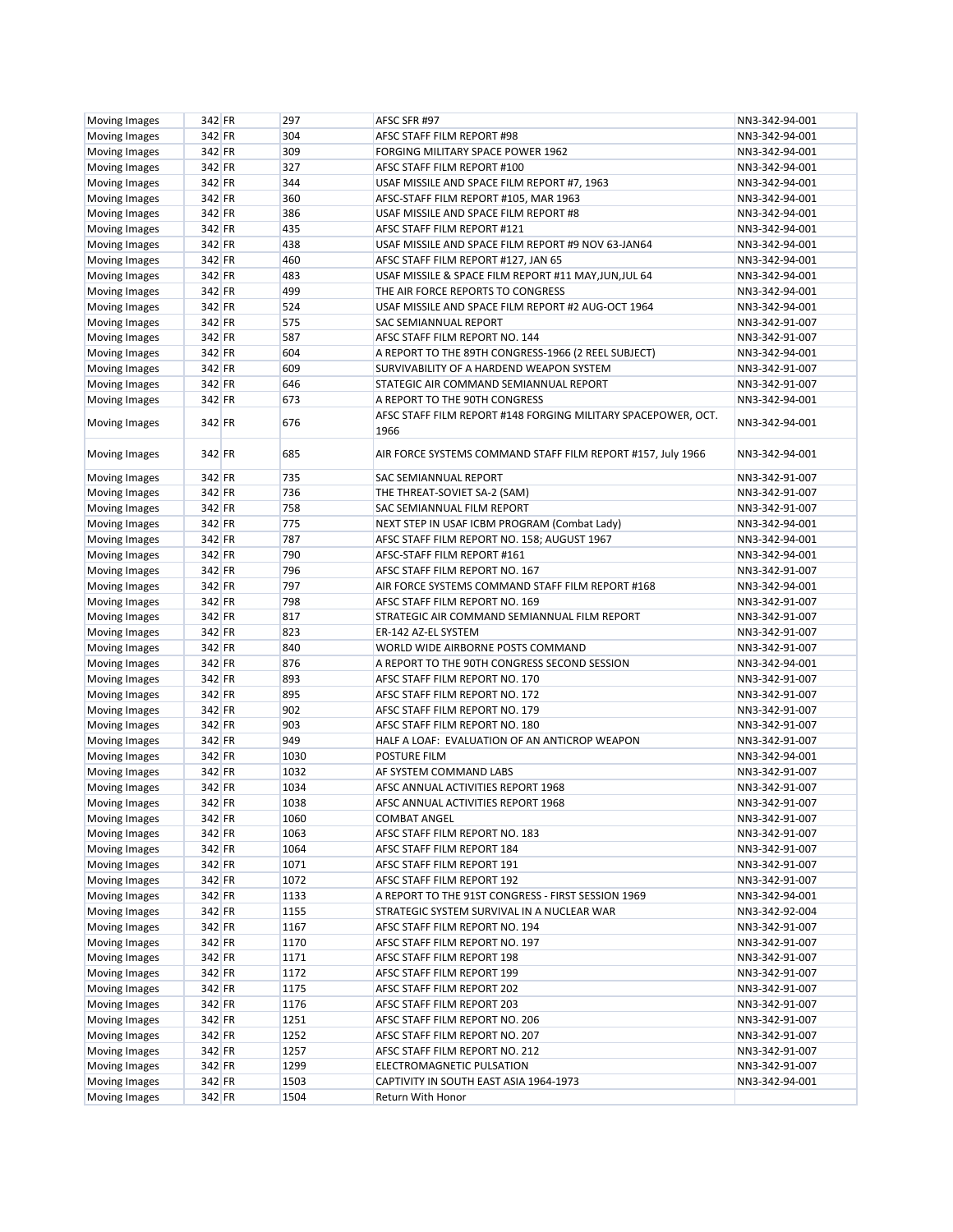| | | | | |
|---|---|---|---|---|
| Moving Images | 342 | FR | 297 | AFSC SFR #97 | NN3-342-94-001 |
| Moving Images | 342 | FR | 304 | AFSC STAFF FILM REPORT #98 | NN3-342-94-001 |
| Moving Images | 342 | FR | 309 | FORGING MILITARY SPACE POWER 1962 | NN3-342-94-001 |
| Moving Images | 342 | FR | 327 | AFSC STAFF FILM REPORT #100 | NN3-342-94-001 |
| Moving Images | 342 | FR | 344 | USAF MISSILE AND SPACE FILM REPORT #7, 1963 | NN3-342-94-001 |
| Moving Images | 342 | FR | 360 | AFSC-STAFF FILM REPORT #105, MAR 1963 | NN3-342-94-001 |
| Moving Images | 342 | FR | 386 | USAF MISSILE AND SPACE FILM REPORT #8 | NN3-342-94-001 |
| Moving Images | 342 | FR | 435 | AFSC STAFF FILM REPORT #121 | NN3-342-94-001 |
| Moving Images | 342 | FR | 438 | USAF MISSILE AND SPACE FILM REPORT #9 NOV 63-JAN64 | NN3-342-94-001 |
| Moving Images | 342 | FR | 460 | AFSC STAFF FILM REPORT #127, JAN 65 | NN3-342-94-001 |
| Moving Images | 342 | FR | 483 | USAF MISSILE & SPACE FILM REPORT #11 MAY,JUN,JUL 64 | NN3-342-94-001 |
| Moving Images | 342 | FR | 499 | THE AIR FORCE REPORTS TO CONGRESS | NN3-342-94-001 |
| Moving Images | 342 | FR | 524 | USAF MISSILE AND SPACE FILM REPORT #2 AUG-OCT 1964 | NN3-342-94-001 |
| Moving Images | 342 | FR | 575 | SAC SEMIANNUAL REPORT | NN3-342-91-007 |
| Moving Images | 342 | FR | 587 | AFSC STAFF FILM REPORT NO. 144 | NN3-342-91-007 |
| Moving Images | 342 | FR | 604 | A REPORT TO THE 89TH CONGRESS-1966 (2 REEL SUBJECT) | NN3-342-94-001 |
| Moving Images | 342 | FR | 609 | SURVIVABILITY OF A HARDEND WEAPON SYSTEM | NN3-342-91-007 |
| Moving Images | 342 | FR | 646 | STATEGIC AIR COMMAND SEMIANNUAL REPORT | NN3-342-91-007 |
| Moving Images | 342 | FR | 673 | A REPORT TO THE 90TH CONGRESS | NN3-342-94-001 |
| Moving Images | 342 | FR | 676 | AFSC STAFF FILM REPORT #148 FORGING MILITARY SPACEPOWER, OCT. 1966 | NN3-342-94-001 |
| Moving Images | 342 | FR | 685 | AIR FORCE SYSTEMS COMMAND STAFF FILM REPORT #157, July 1966 | NN3-342-94-001 |
| Moving Images | 342 | FR | 735 | SAC SEMIANNUAL REPORT | NN3-342-91-007 |
| Moving Images | 342 | FR | 736 | THE THREAT-SOVIET SA-2 (SAM) | NN3-342-91-007 |
| Moving Images | 342 | FR | 758 | SAC SEMIANNUAL FILM REPORT | NN3-342-91-007 |
| Moving Images | 342 | FR | 775 | NEXT STEP IN USAF ICBM PROGRAM (Combat Lady) | NN3-342-94-001 |
| Moving Images | 342 | FR | 787 | AFSC STAFF FILM REPORT NO. 158; AUGUST 1967 | NN3-342-94-001 |
| Moving Images | 342 | FR | 790 | AFSC-STAFF FILM REPORT #161 | NN3-342-94-001 |
| Moving Images | 342 | FR | 796 | AFSC STAFF FILM REPORT NO. 167 | NN3-342-91-007 |
| Moving Images | 342 | FR | 797 | AIR FORCE SYSTEMS COMMAND STAFF FILM REPORT #168 | NN3-342-94-001 |
| Moving Images | 342 | FR | 798 | AFSC STAFF FILM REPORT NO. 169 | NN3-342-91-007 |
| Moving Images | 342 | FR | 817 | STRATEGIC AIR COMMAND SEMIANNUAL FILM REPORT | NN3-342-91-007 |
| Moving Images | 342 | FR | 823 | ER-142 AZ-EL SYSTEM | NN3-342-91-007 |
| Moving Images | 342 | FR | 840 | WORLD WIDE AIRBORNE POSTS COMMAND | NN3-342-91-007 |
| Moving Images | 342 | FR | 876 | A REPORT TO THE 90TH CONGRESS SECOND SESSION | NN3-342-94-001 |
| Moving Images | 342 | FR | 893 | AFSC STAFF FILM REPORT NO. 170 | NN3-342-91-007 |
| Moving Images | 342 | FR | 895 | AFSC STAFF FILM REPORT NO. 172 | NN3-342-91-007 |
| Moving Images | 342 | FR | 902 | AFSC STAFF FILM REPORT NO. 179 | NN3-342-91-007 |
| Moving Images | 342 | FR | 903 | AFSC STAFF FILM REPORT NO. 180 | NN3-342-91-007 |
| Moving Images | 342 | FR | 949 | HALF A LOAF: EVALUATION OF AN ANTICROP WEAPON | NN3-342-91-007 |
| Moving Images | 342 | FR | 1030 | POSTURE FILM | NN3-342-94-001 |
| Moving Images | 342 | FR | 1032 | AF SYSTEM COMMAND LABS | NN3-342-91-007 |
| Moving Images | 342 | FR | 1034 | AFSC ANNUAL ACTIVITIES REPORT 1968 | NN3-342-91-007 |
| Moving Images | 342 | FR | 1038 | AFSC ANNUAL ACTIVITIES REPORT 1968 | NN3-342-91-007 |
| Moving Images | 342 | FR | 1060 | COMBAT ANGEL | NN3-342-91-007 |
| Moving Images | 342 | FR | 1063 | AFSC STAFF FILM REPORT NO. 183 | NN3-342-91-007 |
| Moving Images | 342 | FR | 1064 | AFSC STAFF FILM REPORT 184 | NN3-342-91-007 |
| Moving Images | 342 | FR | 1071 | AFSC STAFF FILM REPORT 191 | NN3-342-91-007 |
| Moving Images | 342 | FR | 1072 | AFSC STAFF FILM REPORT 192 | NN3-342-91-007 |
| Moving Images | 342 | FR | 1133 | A REPORT TO THE 91ST CONGRESS - FIRST SESSION 1969 | NN3-342-94-001 |
| Moving Images | 342 | FR | 1155 | STRATEGIC SYSTEM SURVIVAL IN A NUCLEAR WAR | NN3-342-92-004 |
| Moving Images | 342 | FR | 1167 | AFSC STAFF FILM REPORT NO. 194 | NN3-342-91-007 |
| Moving Images | 342 | FR | 1170 | AFSC STAFF FILM REPORT NO. 197 | NN3-342-91-007 |
| Moving Images | 342 | FR | 1171 | AFSC STAFF FILM REPORT 198 | NN3-342-91-007 |
| Moving Images | 342 | FR | 1172 | AFSC STAFF FILM REPORT 199 | NN3-342-91-007 |
| Moving Images | 342 | FR | 1175 | AFSC STAFF FILM REPORT 202 | NN3-342-91-007 |
| Moving Images | 342 | FR | 1176 | AFSC STAFF FILM REPORT 203 | NN3-342-91-007 |
| Moving Images | 342 | FR | 1251 | AFSC STAFF FILM REPORT NO. 206 | NN3-342-91-007 |
| Moving Images | 342 | FR | 1252 | AFSC STAFF FILM REPORT NO. 207 | NN3-342-91-007 |
| Moving Images | 342 | FR | 1257 | AFSC STAFF FILM REPORT NO. 212 | NN3-342-91-007 |
| Moving Images | 342 | FR | 1299 | ELECTROMAGNETIC PULSATION | NN3-342-91-007 |
| Moving Images | 342 | FR | 1503 | CAPTIVITY IN SOUTH EAST ASIA 1964-1973 | NN3-342-94-001 |
| Moving Images | 342 | FR | 1504 | Return With Honor | |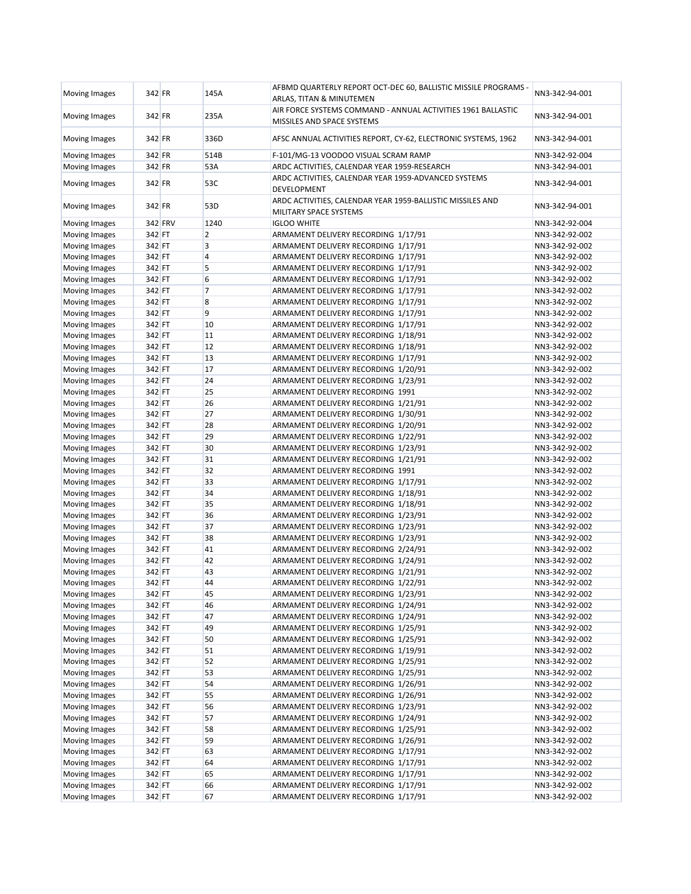| | | | | |
|---|---|---|---|---|
| Moving Images | 342 FR | 145A | AFBMD QUARTERLY REPORT OCT-DEC 60, BALLISTIC MISSILE PROGRAMS - ARLAS, TITAN & MINUTEMEN | NN3-342-94-001 |
| Moving Images | 342 FR | 235A | AIR FORCE SYSTEMS COMMAND - ANNUAL ACTIVITIES 1961 BALLASTIC MISSILES AND SPACE SYSTEMS | NN3-342-94-001 |
| Moving Images | 342 FR | 336D | AFSC ANNUAL ACTIVITIES REPORT, CY-62, ELECTRONIC SYSTEMS, 1962 | NN3-342-94-001 |
| Moving Images | 342 FR | 514B | F-101/MG-13 VOODOO VISUAL SCRAM RAMP | NN3-342-92-004 |
| Moving Images | 342 FR | 53A | ARDC ACTIVITIES, CALENDAR YEAR 1959-RESEARCH | NN3-342-94-001 |
| Moving Images | 342 FR | 53C | ARDC ACTIVITIES, CALENDAR YEAR 1959-ADVANCED SYSTEMS DEVELOPMENT | NN3-342-94-001 |
| Moving Images | 342 FR | 53D | ARDC ACTIVITIES, CALENDAR YEAR 1959-BALLISTIC MISSILES AND MILITARY SPACE SYSTEMS | NN3-342-94-001 |
| Moving Images | 342 FRV | 1240 | IGLOO WHITE | NN3-342-92-004 |
| Moving Images | 342 FT | 2 | ARMAMENT DELIVERY RECORDING 1/17/91 | NN3-342-92-002 |
| Moving Images | 342 FT | 3 | ARMAMENT DELIVERY RECORDING 1/17/91 | NN3-342-92-002 |
| Moving Images | 342 FT | 4 | ARMAMENT DELIVERY RECORDING 1/17/91 | NN3-342-92-002 |
| Moving Images | 342 FT | 5 | ARMAMENT DELIVERY RECORDING 1/17/91 | NN3-342-92-002 |
| Moving Images | 342 FT | 6 | ARMAMENT DELIVERY RECORDING 1/17/91 | NN3-342-92-002 |
| Moving Images | 342 FT | 7 | ARMAMENT DELIVERY RECORDING 1/17/91 | NN3-342-92-002 |
| Moving Images | 342 FT | 8 | ARMAMENT DELIVERY RECORDING 1/17/91 | NN3-342-92-002 |
| Moving Images | 342 FT | 9 | ARMAMENT DELIVERY RECORDING 1/17/91 | NN3-342-92-002 |
| Moving Images | 342 FT | 10 | ARMAMENT DELIVERY RECORDING 1/17/91 | NN3-342-92-002 |
| Moving Images | 342 FT | 11 | ARMAMENT DELIVERY RECORDING 1/18/91 | NN3-342-92-002 |
| Moving Images | 342 FT | 12 | ARMAMENT DELIVERY RECORDING 1/18/91 | NN3-342-92-002 |
| Moving Images | 342 FT | 13 | ARMAMENT DELIVERY RECORDING 1/17/91 | NN3-342-92-002 |
| Moving Images | 342 FT | 17 | ARMAMENT DELIVERY RECORDING 1/20/91 | NN3-342-92-002 |
| Moving Images | 342 FT | 24 | ARMAMENT DELIVERY RECORDING 1/23/91 | NN3-342-92-002 |
| Moving Images | 342 FT | 25 | ARMAMENT DELIVERY RECORDING 1991 | NN3-342-92-002 |
| Moving Images | 342 FT | 26 | ARMAMENT DELIVERY RECORDING 1/21/91 | NN3-342-92-002 |
| Moving Images | 342 FT | 27 | ARMAMENT DELIVERY RECORDING 1/30/91 | NN3-342-92-002 |
| Moving Images | 342 FT | 28 | ARMAMENT DELIVERY RECORDING 1/20/91 | NN3-342-92-002 |
| Moving Images | 342 FT | 29 | ARMAMENT DELIVERY RECORDING 1/22/91 | NN3-342-92-002 |
| Moving Images | 342 FT | 30 | ARMAMENT DELIVERY RECORDING 1/23/91 | NN3-342-92-002 |
| Moving Images | 342 FT | 31 | ARMAMENT DELIVERY RECORDING 1/21/91 | NN3-342-92-002 |
| Moving Images | 342 FT | 32 | ARMAMENT DELIVERY RECORDING 1991 | NN3-342-92-002 |
| Moving Images | 342 FT | 33 | ARMAMENT DELIVERY RECORDING 1/17/91 | NN3-342-92-002 |
| Moving Images | 342 FT | 34 | ARMAMENT DELIVERY RECORDING 1/18/91 | NN3-342-92-002 |
| Moving Images | 342 FT | 35 | ARMAMENT DELIVERY RECORDING 1/18/91 | NN3-342-92-002 |
| Moving Images | 342 FT | 36 | ARMAMENT DELIVERY RECORDING 1/23/91 | NN3-342-92-002 |
| Moving Images | 342 FT | 37 | ARMAMENT DELIVERY RECORDING 1/23/91 | NN3-342-92-002 |
| Moving Images | 342 FT | 38 | ARMAMENT DELIVERY RECORDING 1/23/91 | NN3-342-92-002 |
| Moving Images | 342 FT | 41 | ARMAMENT DELIVERY RECORDING 2/24/91 | NN3-342-92-002 |
| Moving Images | 342 FT | 42 | ARMAMENT DELIVERY RECORDING 1/24/91 | NN3-342-92-002 |
| Moving Images | 342 FT | 43 | ARMAMENT DELIVERY RECORDING 1/21/91 | NN3-342-92-002 |
| Moving Images | 342 FT | 44 | ARMAMENT DELIVERY RECORDING 1/22/91 | NN3-342-92-002 |
| Moving Images | 342 FT | 45 | ARMAMENT DELIVERY RECORDING 1/23/91 | NN3-342-92-002 |
| Moving Images | 342 FT | 46 | ARMAMENT DELIVERY RECORDING 1/24/91 | NN3-342-92-002 |
| Moving Images | 342 FT | 47 | ARMAMENT DELIVERY RECORDING 1/24/91 | NN3-342-92-002 |
| Moving Images | 342 FT | 49 | ARMAMENT DELIVERY RECORDING 1/25/91 | NN3-342-92-002 |
| Moving Images | 342 FT | 50 | ARMAMENT DELIVERY RECORDING 1/25/91 | NN3-342-92-002 |
| Moving Images | 342 FT | 51 | ARMAMENT DELIVERY RECORDING 1/19/91 | NN3-342-92-002 |
| Moving Images | 342 FT | 52 | ARMAMENT DELIVERY RECORDING 1/25/91 | NN3-342-92-002 |
| Moving Images | 342 FT | 53 | ARMAMENT DELIVERY RECORDING 1/25/91 | NN3-342-92-002 |
| Moving Images | 342 FT | 54 | ARMAMENT DELIVERY RECORDING 1/26/91 | NN3-342-92-002 |
| Moving Images | 342 FT | 55 | ARMAMENT DELIVERY RECORDING 1/26/91 | NN3-342-92-002 |
| Moving Images | 342 FT | 56 | ARMAMENT DELIVERY RECORDING 1/23/91 | NN3-342-92-002 |
| Moving Images | 342 FT | 57 | ARMAMENT DELIVERY RECORDING 1/24/91 | NN3-342-92-002 |
| Moving Images | 342 FT | 58 | ARMAMENT DELIVERY RECORDING 1/25/91 | NN3-342-92-002 |
| Moving Images | 342 FT | 59 | ARMAMENT DELIVERY RECORDING 1/26/91 | NN3-342-92-002 |
| Moving Images | 342 FT | 63 | ARMAMENT DELIVERY RECORDING 1/17/91 | NN3-342-92-002 |
| Moving Images | 342 FT | 64 | ARMAMENT DELIVERY RECORDING 1/17/91 | NN3-342-92-002 |
| Moving Images | 342 FT | 65 | ARMAMENT DELIVERY RECORDING 1/17/91 | NN3-342-92-002 |
| Moving Images | 342 FT | 66 | ARMAMENT DELIVERY RECORDING 1/17/91 | NN3-342-92-002 |
| Moving Images | 342 FT | 67 | ARMAMENT DELIVERY RECORDING 1/17/91 | NN3-342-92-002 |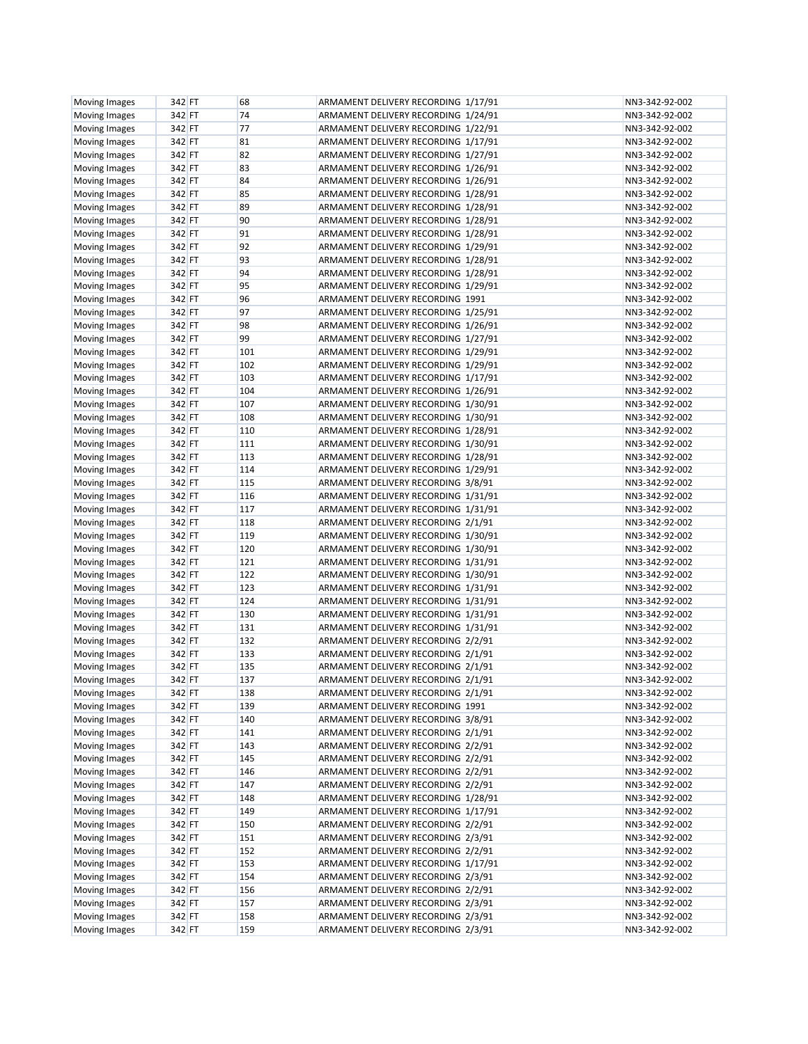| Moving Images | 342 | FT | 68 | ARMAMENT DELIVERY RECORDING 1/17/91 | NN3-342-92-002 |
|---|---|---|---|---|---|
| Moving Images | 342 | FT | 74 | ARMAMENT DELIVERY RECORDING 1/24/91 | NN3-342-92-002 |
| Moving Images | 342 | FT | 77 | ARMAMENT DELIVERY RECORDING 1/22/91 | NN3-342-92-002 |
| Moving Images | 342 | FT | 81 | ARMAMENT DELIVERY RECORDING 1/17/91 | NN3-342-92-002 |
| Moving Images | 342 | FT | 82 | ARMAMENT DELIVERY RECORDING 1/27/91 | NN3-342-92-002 |
| Moving Images | 342 | FT | 83 | ARMAMENT DELIVERY RECORDING 1/26/91 | NN3-342-92-002 |
| Moving Images | 342 | FT | 84 | ARMAMENT DELIVERY RECORDING 1/26/91 | NN3-342-92-002 |
| Moving Images | 342 | FT | 85 | ARMAMENT DELIVERY RECORDING 1/28/91 | NN3-342-92-002 |
| Moving Images | 342 | FT | 89 | ARMAMENT DELIVERY RECORDING 1/28/91 | NN3-342-92-002 |
| Moving Images | 342 | FT | 90 | ARMAMENT DELIVERY RECORDING 1/28/91 | NN3-342-92-002 |
| Moving Images | 342 | FT | 91 | ARMAMENT DELIVERY RECORDING 1/28/91 | NN3-342-92-002 |
| Moving Images | 342 | FT | 92 | ARMAMENT DELIVERY RECORDING 1/29/91 | NN3-342-92-002 |
| Moving Images | 342 | FT | 93 | ARMAMENT DELIVERY RECORDING 1/28/91 | NN3-342-92-002 |
| Moving Images | 342 | FT | 94 | ARMAMENT DELIVERY RECORDING 1/28/91 | NN3-342-92-002 |
| Moving Images | 342 | FT | 95 | ARMAMENT DELIVERY RECORDING 1/29/91 | NN3-342-92-002 |
| Moving Images | 342 | FT | 96 | ARMAMENT DELIVERY RECORDING 1991 | NN3-342-92-002 |
| Moving Images | 342 | FT | 97 | ARMAMENT DELIVERY RECORDING 1/25/91 | NN3-342-92-002 |
| Moving Images | 342 | FT | 98 | ARMAMENT DELIVERY RECORDING 1/26/91 | NN3-342-92-002 |
| Moving Images | 342 | FT | 99 | ARMAMENT DELIVERY RECORDING 1/27/91 | NN3-342-92-002 |
| Moving Images | 342 | FT | 101 | ARMAMENT DELIVERY RECORDING 1/29/91 | NN3-342-92-002 |
| Moving Images | 342 | FT | 102 | ARMAMENT DELIVERY RECORDING 1/29/91 | NN3-342-92-002 |
| Moving Images | 342 | FT | 103 | ARMAMENT DELIVERY RECORDING 1/17/91 | NN3-342-92-002 |
| Moving Images | 342 | FT | 104 | ARMAMENT DELIVERY RECORDING 1/26/91 | NN3-342-92-002 |
| Moving Images | 342 | FT | 107 | ARMAMENT DELIVERY RECORDING 1/30/91 | NN3-342-92-002 |
| Moving Images | 342 | FT | 108 | ARMAMENT DELIVERY RECORDING 1/30/91 | NN3-342-92-002 |
| Moving Images | 342 | FT | 110 | ARMAMENT DELIVERY RECORDING 1/28/91 | NN3-342-92-002 |
| Moving Images | 342 | FT | 111 | ARMAMENT DELIVERY RECORDING 1/30/91 | NN3-342-92-002 |
| Moving Images | 342 | FT | 113 | ARMAMENT DELIVERY RECORDING 1/28/91 | NN3-342-92-002 |
| Moving Images | 342 | FT | 114 | ARMAMENT DELIVERY RECORDING 1/29/91 | NN3-342-92-002 |
| Moving Images | 342 | FT | 115 | ARMAMENT DELIVERY RECORDING 3/8/91 | NN3-342-92-002 |
| Moving Images | 342 | FT | 116 | ARMAMENT DELIVERY RECORDING 1/31/91 | NN3-342-92-002 |
| Moving Images | 342 | FT | 117 | ARMAMENT DELIVERY RECORDING 1/31/91 | NN3-342-92-002 |
| Moving Images | 342 | FT | 118 | ARMAMENT DELIVERY RECORDING 2/1/91 | NN3-342-92-002 |
| Moving Images | 342 | FT | 119 | ARMAMENT DELIVERY RECORDING 1/30/91 | NN3-342-92-002 |
| Moving Images | 342 | FT | 120 | ARMAMENT DELIVERY RECORDING 1/30/91 | NN3-342-92-002 |
| Moving Images | 342 | FT | 121 | ARMAMENT DELIVERY RECORDING 1/31/91 | NN3-342-92-002 |
| Moving Images | 342 | FT | 122 | ARMAMENT DELIVERY RECORDING 1/30/91 | NN3-342-92-002 |
| Moving Images | 342 | FT | 123 | ARMAMENT DELIVERY RECORDING 1/31/91 | NN3-342-92-002 |
| Moving Images | 342 | FT | 124 | ARMAMENT DELIVERY RECORDING 1/31/91 | NN3-342-92-002 |
| Moving Images | 342 | FT | 130 | ARMAMENT DELIVERY RECORDING 1/31/91 | NN3-342-92-002 |
| Moving Images | 342 | FT | 131 | ARMAMENT DELIVERY RECORDING 1/31/91 | NN3-342-92-002 |
| Moving Images | 342 | FT | 132 | ARMAMENT DELIVERY RECORDING 2/2/91 | NN3-342-92-002 |
| Moving Images | 342 | FT | 133 | ARMAMENT DELIVERY RECORDING 2/1/91 | NN3-342-92-002 |
| Moving Images | 342 | FT | 135 | ARMAMENT DELIVERY RECORDING 2/1/91 | NN3-342-92-002 |
| Moving Images | 342 | FT | 137 | ARMAMENT DELIVERY RECORDING 2/1/91 | NN3-342-92-002 |
| Moving Images | 342 | FT | 138 | ARMAMENT DELIVERY RECORDING 2/1/91 | NN3-342-92-002 |
| Moving Images | 342 | FT | 139 | ARMAMENT DELIVERY RECORDING 1991 | NN3-342-92-002 |
| Moving Images | 342 | FT | 140 | ARMAMENT DELIVERY RECORDING 3/8/91 | NN3-342-92-002 |
| Moving Images | 342 | FT | 141 | ARMAMENT DELIVERY RECORDING 2/1/91 | NN3-342-92-002 |
| Moving Images | 342 | FT | 143 | ARMAMENT DELIVERY RECORDING 2/2/91 | NN3-342-92-002 |
| Moving Images | 342 | FT | 145 | ARMAMENT DELIVERY RECORDING 2/2/91 | NN3-342-92-002 |
| Moving Images | 342 | FT | 146 | ARMAMENT DELIVERY RECORDING 2/2/91 | NN3-342-92-002 |
| Moving Images | 342 | FT | 147 | ARMAMENT DELIVERY RECORDING 2/2/91 | NN3-342-92-002 |
| Moving Images | 342 | FT | 148 | ARMAMENT DELIVERY RECORDING 1/28/91 | NN3-342-92-002 |
| Moving Images | 342 | FT | 149 | ARMAMENT DELIVERY RECORDING 1/17/91 | NN3-342-92-002 |
| Moving Images | 342 | FT | 150 | ARMAMENT DELIVERY RECORDING 2/2/91 | NN3-342-92-002 |
| Moving Images | 342 | FT | 151 | ARMAMENT DELIVERY RECORDING 2/3/91 | NN3-342-92-002 |
| Moving Images | 342 | FT | 152 | ARMAMENT DELIVERY RECORDING 2/2/91 | NN3-342-92-002 |
| Moving Images | 342 | FT | 153 | ARMAMENT DELIVERY RECORDING 1/17/91 | NN3-342-92-002 |
| Moving Images | 342 | FT | 154 | ARMAMENT DELIVERY RECORDING 2/3/91 | NN3-342-92-002 |
| Moving Images | 342 | FT | 156 | ARMAMENT DELIVERY RECORDING 2/2/91 | NN3-342-92-002 |
| Moving Images | 342 | FT | 157 | ARMAMENT DELIVERY RECORDING 2/3/91 | NN3-342-92-002 |
| Moving Images | 342 | FT | 158 | ARMAMENT DELIVERY RECORDING 2/3/91 | NN3-342-92-002 |
| Moving Images | 342 | FT | 159 | ARMAMENT DELIVERY RECORDING 2/3/91 | NN3-342-92-002 |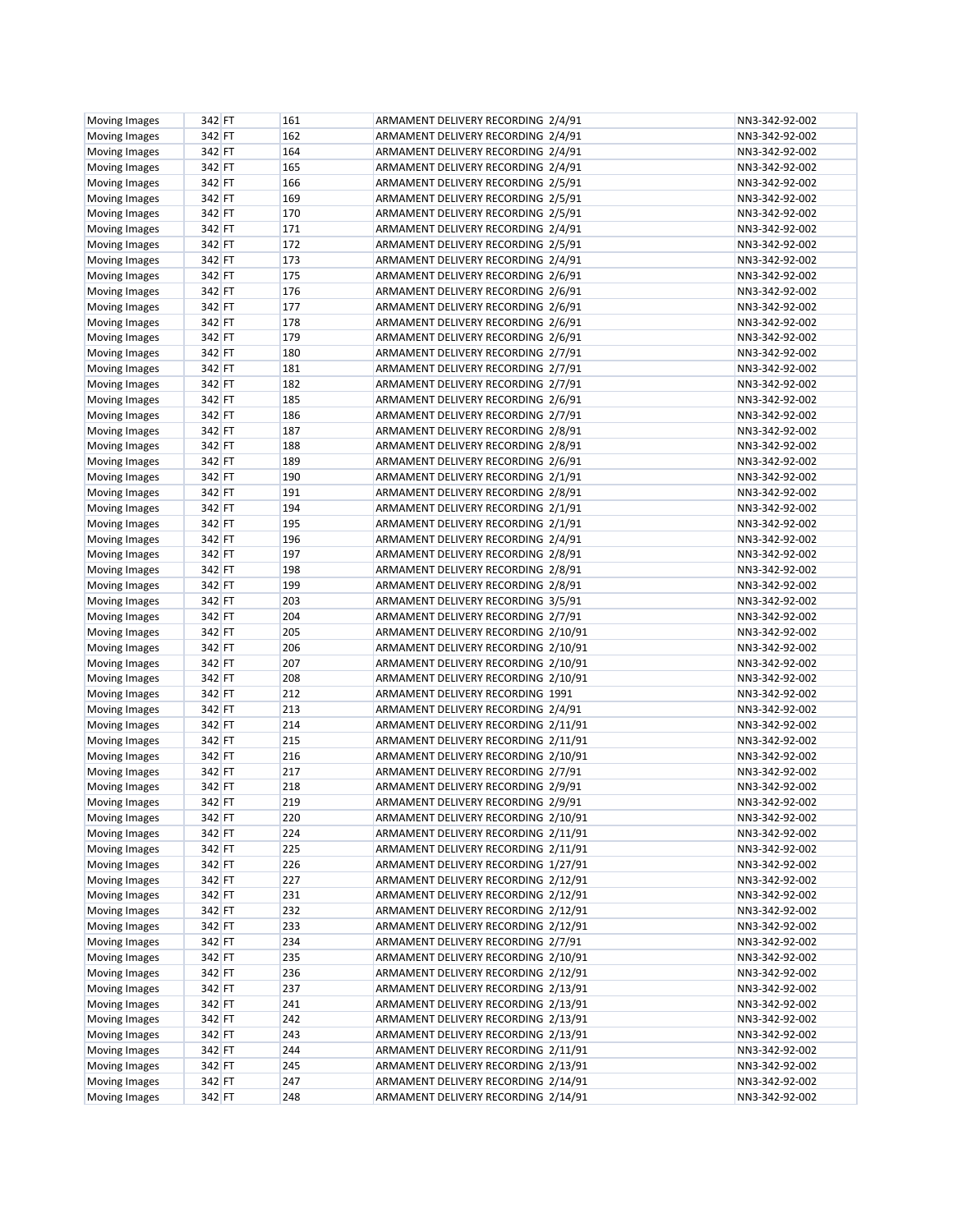| | | | | | |
|---|---|---|---|---|---|
| Moving Images | 342 | FT | 161 | ARMAMENT DELIVERY RECORDING 2/4/91 | NN3-342-92-002 |
| Moving Images | 342 | FT | 162 | ARMAMENT DELIVERY RECORDING 2/4/91 | NN3-342-92-002 |
| Moving Images | 342 | FT | 164 | ARMAMENT DELIVERY RECORDING 2/4/91 | NN3-342-92-002 |
| Moving Images | 342 | FT | 165 | ARMAMENT DELIVERY RECORDING 2/4/91 | NN3-342-92-002 |
| Moving Images | 342 | FT | 166 | ARMAMENT DELIVERY RECORDING 2/5/91 | NN3-342-92-002 |
| Moving Images | 342 | FT | 169 | ARMAMENT DELIVERY RECORDING 2/5/91 | NN3-342-92-002 |
| Moving Images | 342 | FT | 170 | ARMAMENT DELIVERY RECORDING 2/5/91 | NN3-342-92-002 |
| Moving Images | 342 | FT | 171 | ARMAMENT DELIVERY RECORDING 2/4/91 | NN3-342-92-002 |
| Moving Images | 342 | FT | 172 | ARMAMENT DELIVERY RECORDING 2/5/91 | NN3-342-92-002 |
| Moving Images | 342 | FT | 173 | ARMAMENT DELIVERY RECORDING 2/4/91 | NN3-342-92-002 |
| Moving Images | 342 | FT | 175 | ARMAMENT DELIVERY RECORDING 2/6/91 | NN3-342-92-002 |
| Moving Images | 342 | FT | 176 | ARMAMENT DELIVERY RECORDING 2/6/91 | NN3-342-92-002 |
| Moving Images | 342 | FT | 177 | ARMAMENT DELIVERY RECORDING 2/6/91 | NN3-342-92-002 |
| Moving Images | 342 | FT | 178 | ARMAMENT DELIVERY RECORDING 2/6/91 | NN3-342-92-002 |
| Moving Images | 342 | FT | 179 | ARMAMENT DELIVERY RECORDING 2/6/91 | NN3-342-92-002 |
| Moving Images | 342 | FT | 180 | ARMAMENT DELIVERY RECORDING 2/7/91 | NN3-342-92-002 |
| Moving Images | 342 | FT | 181 | ARMAMENT DELIVERY RECORDING 2/7/91 | NN3-342-92-002 |
| Moving Images | 342 | FT | 182 | ARMAMENT DELIVERY RECORDING 2/7/91 | NN3-342-92-002 |
| Moving Images | 342 | FT | 185 | ARMAMENT DELIVERY RECORDING 2/6/91 | NN3-342-92-002 |
| Moving Images | 342 | FT | 186 | ARMAMENT DELIVERY RECORDING 2/7/91 | NN3-342-92-002 |
| Moving Images | 342 | FT | 187 | ARMAMENT DELIVERY RECORDING 2/8/91 | NN3-342-92-002 |
| Moving Images | 342 | FT | 188 | ARMAMENT DELIVERY RECORDING 2/8/91 | NN3-342-92-002 |
| Moving Images | 342 | FT | 189 | ARMAMENT DELIVERY RECORDING 2/6/91 | NN3-342-92-002 |
| Moving Images | 342 | FT | 190 | ARMAMENT DELIVERY RECORDING 2/1/91 | NN3-342-92-002 |
| Moving Images | 342 | FT | 191 | ARMAMENT DELIVERY RECORDING 2/8/91 | NN3-342-92-002 |
| Moving Images | 342 | FT | 194 | ARMAMENT DELIVERY RECORDING 2/1/91 | NN3-342-92-002 |
| Moving Images | 342 | FT | 195 | ARMAMENT DELIVERY RECORDING 2/1/91 | NN3-342-92-002 |
| Moving Images | 342 | FT | 196 | ARMAMENT DELIVERY RECORDING 2/4/91 | NN3-342-92-002 |
| Moving Images | 342 | FT | 197 | ARMAMENT DELIVERY RECORDING 2/8/91 | NN3-342-92-002 |
| Moving Images | 342 | FT | 198 | ARMAMENT DELIVERY RECORDING 2/8/91 | NN3-342-92-002 |
| Moving Images | 342 | FT | 199 | ARMAMENT DELIVERY RECORDING 2/8/91 | NN3-342-92-002 |
| Moving Images | 342 | FT | 203 | ARMAMENT DELIVERY RECORDING 3/5/91 | NN3-342-92-002 |
| Moving Images | 342 | FT | 204 | ARMAMENT DELIVERY RECORDING 2/7/91 | NN3-342-92-002 |
| Moving Images | 342 | FT | 205 | ARMAMENT DELIVERY RECORDING 2/10/91 | NN3-342-92-002 |
| Moving Images | 342 | FT | 206 | ARMAMENT DELIVERY RECORDING 2/10/91 | NN3-342-92-002 |
| Moving Images | 342 | FT | 207 | ARMAMENT DELIVERY RECORDING 2/10/91 | NN3-342-92-002 |
| Moving Images | 342 | FT | 208 | ARMAMENT DELIVERY RECORDING 2/10/91 | NN3-342-92-002 |
| Moving Images | 342 | FT | 212 | ARMAMENT DELIVERY RECORDING 1991 | NN3-342-92-002 |
| Moving Images | 342 | FT | 213 | ARMAMENT DELIVERY RECORDING 2/4/91 | NN3-342-92-002 |
| Moving Images | 342 | FT | 214 | ARMAMENT DELIVERY RECORDING 2/11/91 | NN3-342-92-002 |
| Moving Images | 342 | FT | 215 | ARMAMENT DELIVERY RECORDING 2/11/91 | NN3-342-92-002 |
| Moving Images | 342 | FT | 216 | ARMAMENT DELIVERY RECORDING 2/10/91 | NN3-342-92-002 |
| Moving Images | 342 | FT | 217 | ARMAMENT DELIVERY RECORDING 2/7/91 | NN3-342-92-002 |
| Moving Images | 342 | FT | 218 | ARMAMENT DELIVERY RECORDING 2/9/91 | NN3-342-92-002 |
| Moving Images | 342 | FT | 219 | ARMAMENT DELIVERY RECORDING 2/9/91 | NN3-342-92-002 |
| Moving Images | 342 | FT | 220 | ARMAMENT DELIVERY RECORDING 2/10/91 | NN3-342-92-002 |
| Moving Images | 342 | FT | 224 | ARMAMENT DELIVERY RECORDING 2/11/91 | NN3-342-92-002 |
| Moving Images | 342 | FT | 225 | ARMAMENT DELIVERY RECORDING 2/11/91 | NN3-342-92-002 |
| Moving Images | 342 | FT | 226 | ARMAMENT DELIVERY RECORDING 1/27/91 | NN3-342-92-002 |
| Moving Images | 342 | FT | 227 | ARMAMENT DELIVERY RECORDING 2/12/91 | NN3-342-92-002 |
| Moving Images | 342 | FT | 231 | ARMAMENT DELIVERY RECORDING 2/12/91 | NN3-342-92-002 |
| Moving Images | 342 | FT | 232 | ARMAMENT DELIVERY RECORDING 2/12/91 | NN3-342-92-002 |
| Moving Images | 342 | FT | 233 | ARMAMENT DELIVERY RECORDING 2/12/91 | NN3-342-92-002 |
| Moving Images | 342 | FT | 234 | ARMAMENT DELIVERY RECORDING 2/7/91 | NN3-342-92-002 |
| Moving Images | 342 | FT | 235 | ARMAMENT DELIVERY RECORDING 2/10/91 | NN3-342-92-002 |
| Moving Images | 342 | FT | 236 | ARMAMENT DELIVERY RECORDING 2/12/91 | NN3-342-92-002 |
| Moving Images | 342 | FT | 237 | ARMAMENT DELIVERY RECORDING 2/13/91 | NN3-342-92-002 |
| Moving Images | 342 | FT | 241 | ARMAMENT DELIVERY RECORDING 2/13/91 | NN3-342-92-002 |
| Moving Images | 342 | FT | 242 | ARMAMENT DELIVERY RECORDING 2/13/91 | NN3-342-92-002 |
| Moving Images | 342 | FT | 243 | ARMAMENT DELIVERY RECORDING 2/13/91 | NN3-342-92-002 |
| Moving Images | 342 | FT | 244 | ARMAMENT DELIVERY RECORDING 2/11/91 | NN3-342-92-002 |
| Moving Images | 342 | FT | 245 | ARMAMENT DELIVERY RECORDING 2/13/91 | NN3-342-92-002 |
| Moving Images | 342 | FT | 247 | ARMAMENT DELIVERY RECORDING 2/14/91 | NN3-342-92-002 |
| Moving Images | 342 | FT | 248 | ARMAMENT DELIVERY RECORDING 2/14/91 | NN3-342-92-002 |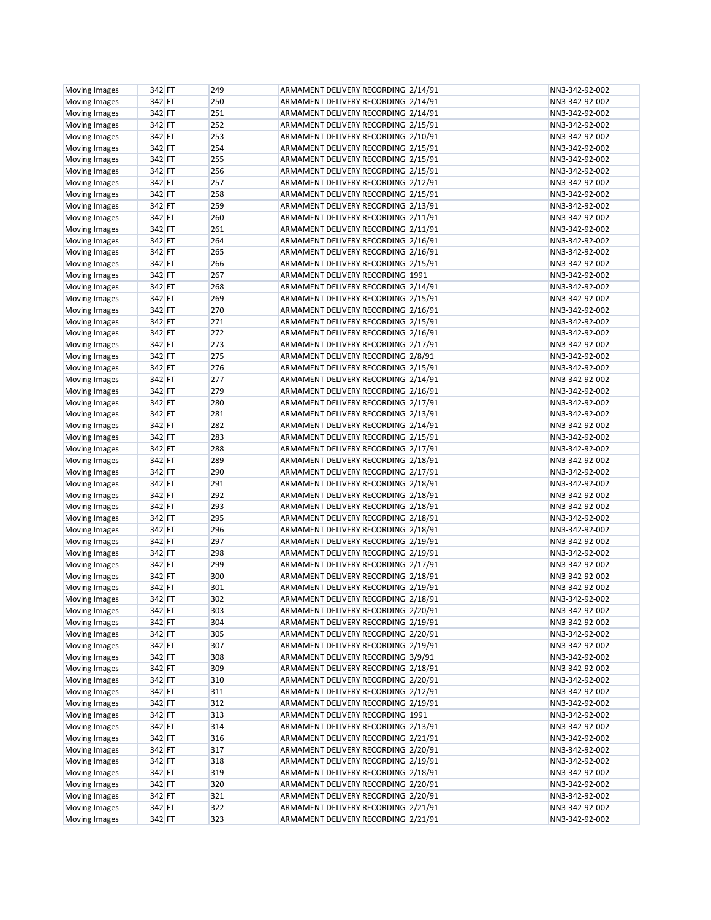| | | | | | |
|---|---|---|---|---|---|
| Moving Images | 342 | FT | 249 | ARMAMENT DELIVERY RECORDING 2/14/91 | NN3-342-92-002 |
| Moving Images | 342 | FT | 250 | ARMAMENT DELIVERY RECORDING 2/14/91 | NN3-342-92-002 |
| Moving Images | 342 | FT | 251 | ARMAMENT DELIVERY RECORDING 2/14/91 | NN3-342-92-002 |
| Moving Images | 342 | FT | 252 | ARMAMENT DELIVERY RECORDING 2/15/91 | NN3-342-92-002 |
| Moving Images | 342 | FT | 253 | ARMAMENT DELIVERY RECORDING 2/10/91 | NN3-342-92-002 |
| Moving Images | 342 | FT | 254 | ARMAMENT DELIVERY RECORDING 2/15/91 | NN3-342-92-002 |
| Moving Images | 342 | FT | 255 | ARMAMENT DELIVERY RECORDING 2/15/91 | NN3-342-92-002 |
| Moving Images | 342 | FT | 256 | ARMAMENT DELIVERY RECORDING 2/15/91 | NN3-342-92-002 |
| Moving Images | 342 | FT | 257 | ARMAMENT DELIVERY RECORDING 2/12/91 | NN3-342-92-002 |
| Moving Images | 342 | FT | 258 | ARMAMENT DELIVERY RECORDING 2/15/91 | NN3-342-92-002 |
| Moving Images | 342 | FT | 259 | ARMAMENT DELIVERY RECORDING 2/13/91 | NN3-342-92-002 |
| Moving Images | 342 | FT | 260 | ARMAMENT DELIVERY RECORDING 2/11/91 | NN3-342-92-002 |
| Moving Images | 342 | FT | 261 | ARMAMENT DELIVERY RECORDING 2/11/91 | NN3-342-92-002 |
| Moving Images | 342 | FT | 264 | ARMAMENT DELIVERY RECORDING 2/16/91 | NN3-342-92-002 |
| Moving Images | 342 | FT | 265 | ARMAMENT DELIVERY RECORDING 2/16/91 | NN3-342-92-002 |
| Moving Images | 342 | FT | 266 | ARMAMENT DELIVERY RECORDING 2/15/91 | NN3-342-92-002 |
| Moving Images | 342 | FT | 267 | ARMAMENT DELIVERY RECORDING 1991 | NN3-342-92-002 |
| Moving Images | 342 | FT | 268 | ARMAMENT DELIVERY RECORDING 2/14/91 | NN3-342-92-002 |
| Moving Images | 342 | FT | 269 | ARMAMENT DELIVERY RECORDING 2/15/91 | NN3-342-92-002 |
| Moving Images | 342 | FT | 270 | ARMAMENT DELIVERY RECORDING 2/16/91 | NN3-342-92-002 |
| Moving Images | 342 | FT | 271 | ARMAMENT DELIVERY RECORDING 2/15/91 | NN3-342-92-002 |
| Moving Images | 342 | FT | 272 | ARMAMENT DELIVERY RECORDING 2/16/91 | NN3-342-92-002 |
| Moving Images | 342 | FT | 273 | ARMAMENT DELIVERY RECORDING 2/17/91 | NN3-342-92-002 |
| Moving Images | 342 | FT | 275 | ARMAMENT DELIVERY RECORDING 2/8/91 | NN3-342-92-002 |
| Moving Images | 342 | FT | 276 | ARMAMENT DELIVERY RECORDING 2/15/91 | NN3-342-92-002 |
| Moving Images | 342 | FT | 277 | ARMAMENT DELIVERY RECORDING 2/14/91 | NN3-342-92-002 |
| Moving Images | 342 | FT | 279 | ARMAMENT DELIVERY RECORDING 2/16/91 | NN3-342-92-002 |
| Moving Images | 342 | FT | 280 | ARMAMENT DELIVERY RECORDING 2/17/91 | NN3-342-92-002 |
| Moving Images | 342 | FT | 281 | ARMAMENT DELIVERY RECORDING 2/13/91 | NN3-342-92-002 |
| Moving Images | 342 | FT | 282 | ARMAMENT DELIVERY RECORDING 2/14/91 | NN3-342-92-002 |
| Moving Images | 342 | FT | 283 | ARMAMENT DELIVERY RECORDING 2/15/91 | NN3-342-92-002 |
| Moving Images | 342 | FT | 288 | ARMAMENT DELIVERY RECORDING 2/17/91 | NN3-342-92-002 |
| Moving Images | 342 | FT | 289 | ARMAMENT DELIVERY RECORDING 2/18/91 | NN3-342-92-002 |
| Moving Images | 342 | FT | 290 | ARMAMENT DELIVERY RECORDING 2/17/91 | NN3-342-92-002 |
| Moving Images | 342 | FT | 291 | ARMAMENT DELIVERY RECORDING 2/18/91 | NN3-342-92-002 |
| Moving Images | 342 | FT | 292 | ARMAMENT DELIVERY RECORDING 2/18/91 | NN3-342-92-002 |
| Moving Images | 342 | FT | 293 | ARMAMENT DELIVERY RECORDING 2/18/91 | NN3-342-92-002 |
| Moving Images | 342 | FT | 295 | ARMAMENT DELIVERY RECORDING 2/18/91 | NN3-342-92-002 |
| Moving Images | 342 | FT | 296 | ARMAMENT DELIVERY RECORDING 2/18/91 | NN3-342-92-002 |
| Moving Images | 342 | FT | 297 | ARMAMENT DELIVERY RECORDING 2/19/91 | NN3-342-92-002 |
| Moving Images | 342 | FT | 298 | ARMAMENT DELIVERY RECORDING 2/19/91 | NN3-342-92-002 |
| Moving Images | 342 | FT | 299 | ARMAMENT DELIVERY RECORDING 2/17/91 | NN3-342-92-002 |
| Moving Images | 342 | FT | 300 | ARMAMENT DELIVERY RECORDING 2/18/91 | NN3-342-92-002 |
| Moving Images | 342 | FT | 301 | ARMAMENT DELIVERY RECORDING 2/19/91 | NN3-342-92-002 |
| Moving Images | 342 | FT | 302 | ARMAMENT DELIVERY RECORDING 2/18/91 | NN3-342-92-002 |
| Moving Images | 342 | FT | 303 | ARMAMENT DELIVERY RECORDING 2/20/91 | NN3-342-92-002 |
| Moving Images | 342 | FT | 304 | ARMAMENT DELIVERY RECORDING 2/19/91 | NN3-342-92-002 |
| Moving Images | 342 | FT | 305 | ARMAMENT DELIVERY RECORDING 2/20/91 | NN3-342-92-002 |
| Moving Images | 342 | FT | 307 | ARMAMENT DELIVERY RECORDING 2/19/91 | NN3-342-92-002 |
| Moving Images | 342 | FT | 308 | ARMAMENT DELIVERY RECORDING 3/9/91 | NN3-342-92-002 |
| Moving Images | 342 | FT | 309 | ARMAMENT DELIVERY RECORDING 2/18/91 | NN3-342-92-002 |
| Moving Images | 342 | FT | 310 | ARMAMENT DELIVERY RECORDING 2/20/91 | NN3-342-92-002 |
| Moving Images | 342 | FT | 311 | ARMAMENT DELIVERY RECORDING 2/12/91 | NN3-342-92-002 |
| Moving Images | 342 | FT | 312 | ARMAMENT DELIVERY RECORDING 2/19/91 | NN3-342-92-002 |
| Moving Images | 342 | FT | 313 | ARMAMENT DELIVERY RECORDING 1991 | NN3-342-92-002 |
| Moving Images | 342 | FT | 314 | ARMAMENT DELIVERY RECORDING 2/13/91 | NN3-342-92-002 |
| Moving Images | 342 | FT | 316 | ARMAMENT DELIVERY RECORDING 2/21/91 | NN3-342-92-002 |
| Moving Images | 342 | FT | 317 | ARMAMENT DELIVERY RECORDING 2/20/91 | NN3-342-92-002 |
| Moving Images | 342 | FT | 318 | ARMAMENT DELIVERY RECORDING 2/19/91 | NN3-342-92-002 |
| Moving Images | 342 | FT | 319 | ARMAMENT DELIVERY RECORDING 2/18/91 | NN3-342-92-002 |
| Moving Images | 342 | FT | 320 | ARMAMENT DELIVERY RECORDING 2/20/91 | NN3-342-92-002 |
| Moving Images | 342 | FT | 321 | ARMAMENT DELIVERY RECORDING 2/20/91 | NN3-342-92-002 |
| Moving Images | 342 | FT | 322 | ARMAMENT DELIVERY RECORDING 2/21/91 | NN3-342-92-002 |
| Moving Images | 342 | FT | 323 | ARMAMENT DELIVERY RECORDING 2/21/91 | NN3-342-92-002 |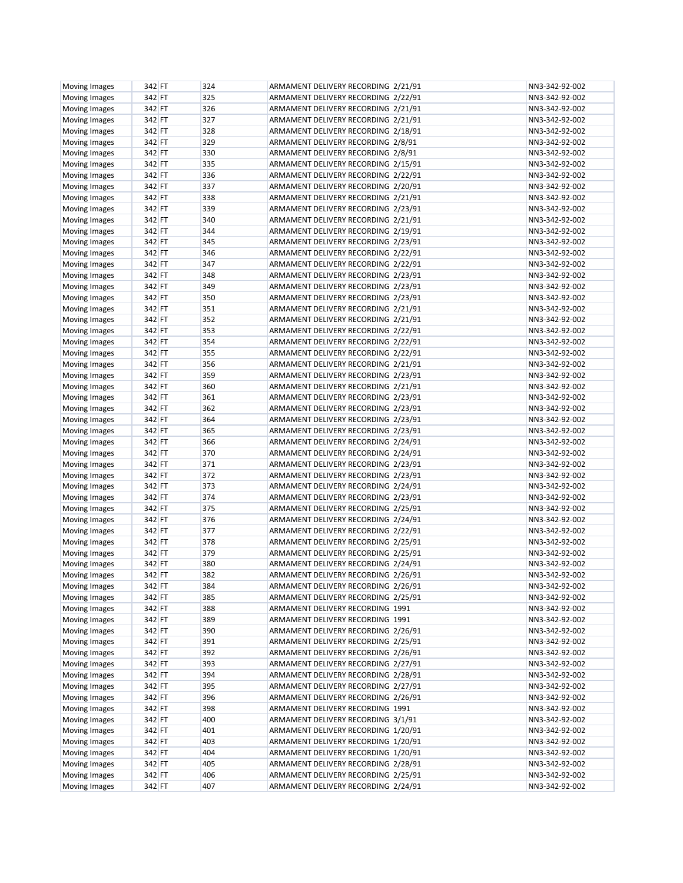| | | | | | |
|---|---|---|---|---|---|
| Moving Images | 342 | FT | 324 | ARMAMENT DELIVERY RECORDING 2/21/91 | NN3-342-92-002 |
| Moving Images | 342 | FT | 325 | ARMAMENT DELIVERY RECORDING 2/22/91 | NN3-342-92-002 |
| Moving Images | 342 | FT | 326 | ARMAMENT DELIVERY RECORDING 2/21/91 | NN3-342-92-002 |
| Moving Images | 342 | FT | 327 | ARMAMENT DELIVERY RECORDING 2/21/91 | NN3-342-92-002 |
| Moving Images | 342 | FT | 328 | ARMAMENT DELIVERY RECORDING 2/18/91 | NN3-342-92-002 |
| Moving Images | 342 | FT | 329 | ARMAMENT DELIVERY RECORDING 2/8/91 | NN3-342-92-002 |
| Moving Images | 342 | FT | 330 | ARMAMENT DELIVERY RECORDING 2/8/91 | NN3-342-92-002 |
| Moving Images | 342 | FT | 335 | ARMAMENT DELIVERY RECORDING 2/15/91 | NN3-342-92-002 |
| Moving Images | 342 | FT | 336 | ARMAMENT DELIVERY RECORDING 2/22/91 | NN3-342-92-002 |
| Moving Images | 342 | FT | 337 | ARMAMENT DELIVERY RECORDING 2/20/91 | NN3-342-92-002 |
| Moving Images | 342 | FT | 338 | ARMAMENT DELIVERY RECORDING 2/21/91 | NN3-342-92-002 |
| Moving Images | 342 | FT | 339 | ARMAMENT DELIVERY RECORDING 2/23/91 | NN3-342-92-002 |
| Moving Images | 342 | FT | 340 | ARMAMENT DELIVERY RECORDING 2/21/91 | NN3-342-92-002 |
| Moving Images | 342 | FT | 344 | ARMAMENT DELIVERY RECORDING 2/19/91 | NN3-342-92-002 |
| Moving Images | 342 | FT | 345 | ARMAMENT DELIVERY RECORDING 2/23/91 | NN3-342-92-002 |
| Moving Images | 342 | FT | 346 | ARMAMENT DELIVERY RECORDING 2/22/91 | NN3-342-92-002 |
| Moving Images | 342 | FT | 347 | ARMAMENT DELIVERY RECORDING 2/22/91 | NN3-342-92-002 |
| Moving Images | 342 | FT | 348 | ARMAMENT DELIVERY RECORDING 2/23/91 | NN3-342-92-002 |
| Moving Images | 342 | FT | 349 | ARMAMENT DELIVERY RECORDING 2/23/91 | NN3-342-92-002 |
| Moving Images | 342 | FT | 350 | ARMAMENT DELIVERY RECORDING 2/23/91 | NN3-342-92-002 |
| Moving Images | 342 | FT | 351 | ARMAMENT DELIVERY RECORDING 2/21/91 | NN3-342-92-002 |
| Moving Images | 342 | FT | 352 | ARMAMENT DELIVERY RECORDING 2/21/91 | NN3-342-92-002 |
| Moving Images | 342 | FT | 353 | ARMAMENT DELIVERY RECORDING 2/22/91 | NN3-342-92-002 |
| Moving Images | 342 | FT | 354 | ARMAMENT DELIVERY RECORDING 2/22/91 | NN3-342-92-002 |
| Moving Images | 342 | FT | 355 | ARMAMENT DELIVERY RECORDING 2/22/91 | NN3-342-92-002 |
| Moving Images | 342 | FT | 356 | ARMAMENT DELIVERY RECORDING 2/21/91 | NN3-342-92-002 |
| Moving Images | 342 | FT | 359 | ARMAMENT DELIVERY RECORDING 2/23/91 | NN3-342-92-002 |
| Moving Images | 342 | FT | 360 | ARMAMENT DELIVERY RECORDING 2/21/91 | NN3-342-92-002 |
| Moving Images | 342 | FT | 361 | ARMAMENT DELIVERY RECORDING 2/23/91 | NN3-342-92-002 |
| Moving Images | 342 | FT | 362 | ARMAMENT DELIVERY RECORDING 2/23/91 | NN3-342-92-002 |
| Moving Images | 342 | FT | 364 | ARMAMENT DELIVERY RECORDING 2/23/91 | NN3-342-92-002 |
| Moving Images | 342 | FT | 365 | ARMAMENT DELIVERY RECORDING 2/23/91 | NN3-342-92-002 |
| Moving Images | 342 | FT | 366 | ARMAMENT DELIVERY RECORDING 2/24/91 | NN3-342-92-002 |
| Moving Images | 342 | FT | 370 | ARMAMENT DELIVERY RECORDING 2/24/91 | NN3-342-92-002 |
| Moving Images | 342 | FT | 371 | ARMAMENT DELIVERY RECORDING 2/23/91 | NN3-342-92-002 |
| Moving Images | 342 | FT | 372 | ARMAMENT DELIVERY RECORDING 2/23/91 | NN3-342-92-002 |
| Moving Images | 342 | FT | 373 | ARMAMENT DELIVERY RECORDING 2/24/91 | NN3-342-92-002 |
| Moving Images | 342 | FT | 374 | ARMAMENT DELIVERY RECORDING 2/23/91 | NN3-342-92-002 |
| Moving Images | 342 | FT | 375 | ARMAMENT DELIVERY RECORDING 2/25/91 | NN3-342-92-002 |
| Moving Images | 342 | FT | 376 | ARMAMENT DELIVERY RECORDING 2/24/91 | NN3-342-92-002 |
| Moving Images | 342 | FT | 377 | ARMAMENT DELIVERY RECORDING 2/22/91 | NN3-342-92-002 |
| Moving Images | 342 | FT | 378 | ARMAMENT DELIVERY RECORDING 2/25/91 | NN3-342-92-002 |
| Moving Images | 342 | FT | 379 | ARMAMENT DELIVERY RECORDING 2/25/91 | NN3-342-92-002 |
| Moving Images | 342 | FT | 380 | ARMAMENT DELIVERY RECORDING 2/24/91 | NN3-342-92-002 |
| Moving Images | 342 | FT | 382 | ARMAMENT DELIVERY RECORDING 2/26/91 | NN3-342-92-002 |
| Moving Images | 342 | FT | 384 | ARMAMENT DELIVERY RECORDING 2/26/91 | NN3-342-92-002 |
| Moving Images | 342 | FT | 385 | ARMAMENT DELIVERY RECORDING 2/25/91 | NN3-342-92-002 |
| Moving Images | 342 | FT | 388 | ARMAMENT DELIVERY RECORDING 1991 | NN3-342-92-002 |
| Moving Images | 342 | FT | 389 | ARMAMENT DELIVERY RECORDING 1991 | NN3-342-92-002 |
| Moving Images | 342 | FT | 390 | ARMAMENT DELIVERY RECORDING 2/26/91 | NN3-342-92-002 |
| Moving Images | 342 | FT | 391 | ARMAMENT DELIVERY RECORDING 2/25/91 | NN3-342-92-002 |
| Moving Images | 342 | FT | 392 | ARMAMENT DELIVERY RECORDING 2/26/91 | NN3-342-92-002 |
| Moving Images | 342 | FT | 393 | ARMAMENT DELIVERY RECORDING 2/27/91 | NN3-342-92-002 |
| Moving Images | 342 | FT | 394 | ARMAMENT DELIVERY RECORDING 2/28/91 | NN3-342-92-002 |
| Moving Images | 342 | FT | 395 | ARMAMENT DELIVERY RECORDING 2/27/91 | NN3-342-92-002 |
| Moving Images | 342 | FT | 396 | ARMAMENT DELIVERY RECORDING 2/26/91 | NN3-342-92-002 |
| Moving Images | 342 | FT | 398 | ARMAMENT DELIVERY RECORDING 1991 | NN3-342-92-002 |
| Moving Images | 342 | FT | 400 | ARMAMENT DELIVERY RECORDING 3/1/91 | NN3-342-92-002 |
| Moving Images | 342 | FT | 401 | ARMAMENT DELIVERY RECORDING 1/20/91 | NN3-342-92-002 |
| Moving Images | 342 | FT | 403 | ARMAMENT DELIVERY RECORDING 1/20/91 | NN3-342-92-002 |
| Moving Images | 342 | FT | 404 | ARMAMENT DELIVERY RECORDING 1/20/91 | NN3-342-92-002 |
| Moving Images | 342 | FT | 405 | ARMAMENT DELIVERY RECORDING 2/28/91 | NN3-342-92-002 |
| Moving Images | 342 | FT | 406 | ARMAMENT DELIVERY RECORDING 2/25/91 | NN3-342-92-002 |
| Moving Images | 342 | FT | 407 | ARMAMENT DELIVERY RECORDING 2/24/91 | NN3-342-92-002 |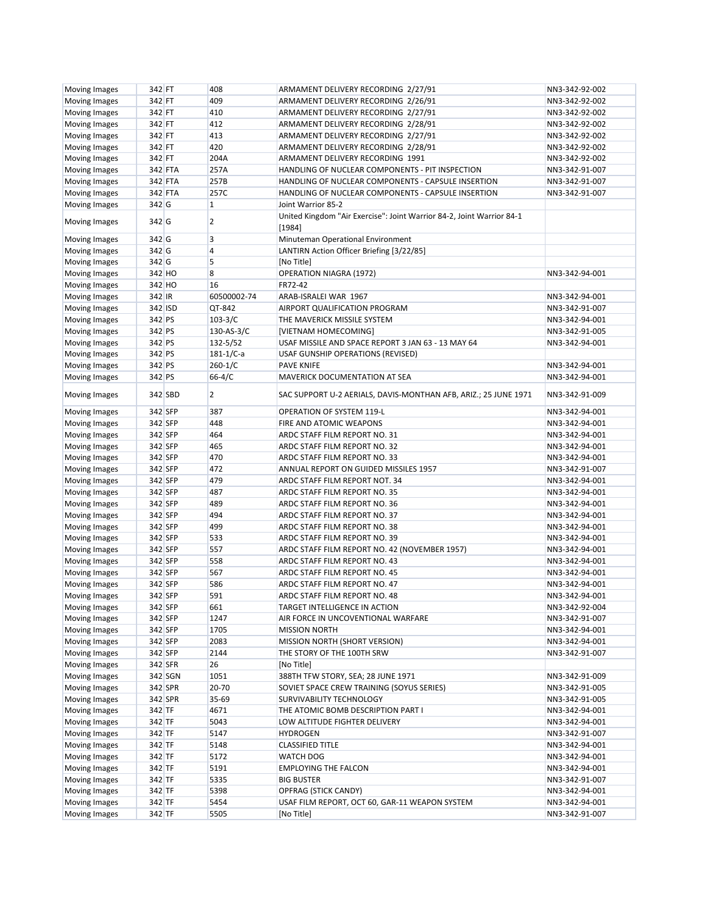| | | | | |
|---|---|---|---|---|
| Moving Images | 342 FT | 408 | ARMAMENT DELIVERY RECORDING 2/27/91 | NN3-342-92-002 |
| Moving Images | 342 FT | 409 | ARMAMENT DELIVERY RECORDING 2/26/91 | NN3-342-92-002 |
| Moving Images | 342 FT | 410 | ARMAMENT DELIVERY RECORDING 2/27/91 | NN3-342-92-002 |
| Moving Images | 342 FT | 412 | ARMAMENT DELIVERY RECORDING 2/28/91 | NN3-342-92-002 |
| Moving Images | 342 FT | 413 | ARMAMENT DELIVERY RECORDING 2/27/91 | NN3-342-92-002 |
| Moving Images | 342 FT | 420 | ARMAMENT DELIVERY RECORDING 2/28/91 | NN3-342-92-002 |
| Moving Images | 342 FT | 204A | ARMAMENT DELIVERY RECORDING 1991 | NN3-342-92-002 |
| Moving Images | 342 FTA | 257A | HANDLING OF NUCLEAR COMPONENTS - PIT INSPECTION | NN3-342-91-007 |
| Moving Images | 342 FTA | 257B | HANDLING OF NUCLEAR COMPONENTS - CAPSULE INSERTION | NN3-342-91-007 |
| Moving Images | 342 FTA | 257C | HANDLING OF NUCLEAR COMPONENTS - CAPSULE INSERTION | NN3-342-91-007 |
| Moving Images | 342 G | 1 | Joint Warrior 85-2 | |
| Moving Images | 342 G | 2 | United Kingdom "Air Exercise": Joint Warrior 84-2, Joint Warrior 84-1 [1984] | |
| Moving Images | 342 G | 3 | Minuteman Operational Environment | |
| Moving Images | 342 G | 4 | LANTIRN Action Officer Briefing [3/22/85] | |
| Moving Images | 342 G | 5 | [No Title] | |
| Moving Images | 342 HO | 8 | OPERATION NIAGRA (1972) | NN3-342-94-001 |
| Moving Images | 342 HO | 16 | FR72-42 | |
| Moving Images | 342 IR | 60500002-74 | ARAB-ISRALEI WAR 1967 | NN3-342-94-001 |
| Moving Images | 342 ISD | QT-842 | AIRPORT QUALIFICATION PROGRAM | NN3-342-91-007 |
| Moving Images | 342 PS | 103-3/C | THE MAVERICK MISSILE SYSTEM | NN3-342-94-001 |
| Moving Images | 342 PS | 130-AS-3/C | [VIETNAM HOMECOMING] | NN3-342-91-005 |
| Moving Images | 342 PS | 132-5/52 | USAF MISSILE AND SPACE REPORT 3 JAN 63 - 13 MAY 64 | NN3-342-94-001 |
| Moving Images | 342 PS | 181-1/C-a | USAF GUNSHIP OPERATIONS (REVISED) | |
| Moving Images | 342 PS | 260-1/C | PAVE KNIFE | NN3-342-94-001 |
| Moving Images | 342 PS | 66-4/C | MAVERICK DOCUMENTATION AT SEA | NN3-342-94-001 |
| Moving Images | 342 SBD | 2 | SAC SUPPORT U-2 AERIALS, DAVIS-MONTHAN AFB, ARIZ.; 25 JUNE 1971 | NN3-342-91-009 |
| Moving Images | 342 SFP | 387 | OPERATION OF SYSTEM 119-L | NN3-342-94-001 |
| Moving Images | 342 SFP | 448 | FIRE AND ATOMIC WEAPONS | NN3-342-94-001 |
| Moving Images | 342 SFP | 464 | ARDC STAFF FILM REPORT NO. 31 | NN3-342-94-001 |
| Moving Images | 342 SFP | 465 | ARDC STAFF FILM REPORT NO. 32 | NN3-342-94-001 |
| Moving Images | 342 SFP | 470 | ARDC STAFF FILM REPORT NO. 33 | NN3-342-94-001 |
| Moving Images | 342 SFP | 472 | ANNUAL REPORT ON GUIDED MISSILES 1957 | NN3-342-91-007 |
| Moving Images | 342 SFP | 479 | ARDC STAFF FILM REPORT NOT. 34 | NN3-342-94-001 |
| Moving Images | 342 SFP | 487 | ARDC STAFF FILM REPORT NO. 35 | NN3-342-94-001 |
| Moving Images | 342 SFP | 489 | ARDC STAFF FILM REPORT NO. 36 | NN3-342-94-001 |
| Moving Images | 342 SFP | 494 | ARDC STAFF FILM REPORT NO. 37 | NN3-342-94-001 |
| Moving Images | 342 SFP | 499 | ARDC STAFF FILM REPORT NO. 38 | NN3-342-94-001 |
| Moving Images | 342 SFP | 533 | ARDC STAFF FILM REPORT NO. 39 | NN3-342-94-001 |
| Moving Images | 342 SFP | 557 | ARDC STAFF FILM REPORT NO. 42 (NOVEMBER 1957) | NN3-342-94-001 |
| Moving Images | 342 SFP | 558 | ARDC STAFF FILM REPORT NO. 43 | NN3-342-94-001 |
| Moving Images | 342 SFP | 567 | ARDC STAFF FILM REPORT NO. 45 | NN3-342-94-001 |
| Moving Images | 342 SFP | 586 | ARDC STAFF FILM REPORT NO. 47 | NN3-342-94-001 |
| Moving Images | 342 SFP | 591 | ARDC STAFF FILM REPORT NO. 48 | NN3-342-94-001 |
| Moving Images | 342 SFP | 661 | TARGET INTELLIGENCE IN ACTION | NN3-342-92-004 |
| Moving Images | 342 SFP | 1247 | AIR FORCE IN UNCOVENTIONAL WARFARE | NN3-342-91-007 |
| Moving Images | 342 SFP | 1705 | MISSION NORTH | NN3-342-94-001 |
| Moving Images | 342 SFP | 2083 | MISSION NORTH (SHORT VERSION) | NN3-342-94-001 |
| Moving Images | 342 SFP | 2144 | THE STORY OF THE 100TH SRW | NN3-342-91-007 |
| Moving Images | 342 SFR | 26 | [No Title] | |
| Moving Images | 342 SGN | 1051 | 388TH TFW STORY, SEA; 28 JUNE 1971 | NN3-342-91-009 |
| Moving Images | 342 SPR | 20-70 | SOVIET SPACE CREW TRAINING (SOYUS SERIES) | NN3-342-91-005 |
| Moving Images | 342 SPR | 35-69 | SURVIVABILITY TECHNOLOGY | NN3-342-91-005 |
| Moving Images | 342 TF | 4671 | THE ATOMIC BOMB DESCRIPTION PART I | NN3-342-94-001 |
| Moving Images | 342 TF | 5043 | LOW ALTITUDE FIGHTER DELIVERY | NN3-342-94-001 |
| Moving Images | 342 TF | 5147 | HYDROGEN | NN3-342-91-007 |
| Moving Images | 342 TF | 5148 | CLASSIFIED TITLE | NN3-342-94-001 |
| Moving Images | 342 TF | 5172 | WATCH DOG | NN3-342-94-001 |
| Moving Images | 342 TF | 5191 | EMPLOYING THE FALCON | NN3-342-94-001 |
| Moving Images | 342 TF | 5335 | BIG BUSTER | NN3-342-91-007 |
| Moving Images | 342 TF | 5398 | OPFRAG (STICK CANDY) | NN3-342-94-001 |
| Moving Images | 342 TF | 5454 | USAF FILM REPORT, OCT 60, GAR-11 WEAPON SYSTEM | NN3-342-94-001 |
| Moving Images | 342 TF | 5505 | [No Title] | NN3-342-91-007 |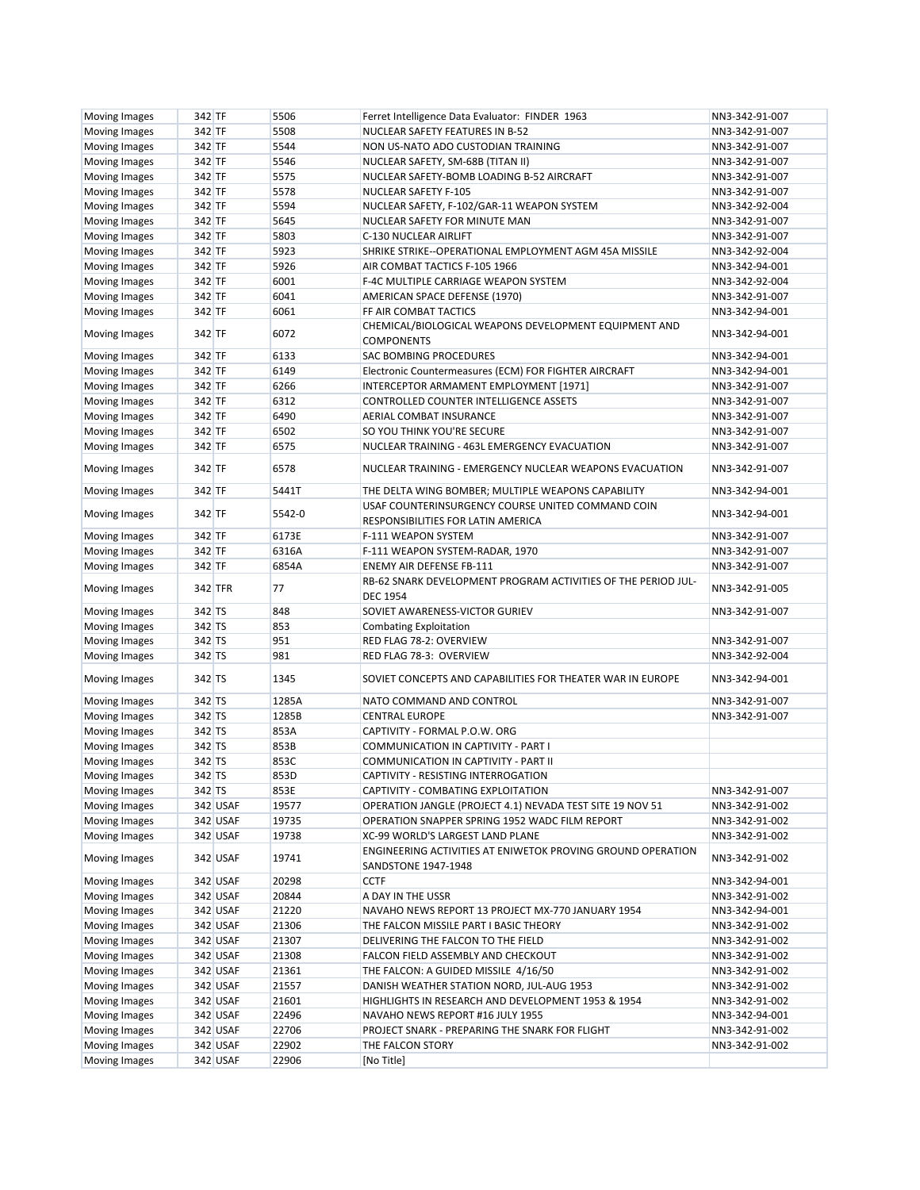| | | | | | |
|---|---|---|---|---|---|
| Moving Images | 342 | TF | 5506 | Ferret Intelligence Data Evaluator: FINDER 1963 | NN3-342-91-007 |
| Moving Images | 342 | TF | 5508 | NUCLEAR SAFETY FEATURES IN B-52 | NN3-342-91-007 |
| Moving Images | 342 | TF | 5544 | NON US-NATO ADO CUSTODIAN TRAINING | NN3-342-91-007 |
| Moving Images | 342 | TF | 5546 | NUCLEAR SAFETY, SM-68B (TITAN II) | NN3-342-91-007 |
| Moving Images | 342 | TF | 5575 | NUCLEAR SAFETY-BOMB LOADING B-52 AIRCRAFT | NN3-342-91-007 |
| Moving Images | 342 | TF | 5578 | NUCLEAR SAFETY F-105 | NN3-342-91-007 |
| Moving Images | 342 | TF | 5594 | NUCLEAR SAFETY, F-102/GAR-11 WEAPON SYSTEM | NN3-342-92-004 |
| Moving Images | 342 | TF | 5645 | NUCLEAR SAFETY FOR MINUTE MAN | NN3-342-91-007 |
| Moving Images | 342 | TF | 5803 | C-130 NUCLEAR AIRLIFT | NN3-342-91-007 |
| Moving Images | 342 | TF | 5923 | SHRIKE STRIKE--OPERATIONAL EMPLOYMENT AGM 45A MISSILE | NN3-342-92-004 |
| Moving Images | 342 | TF | 5926 | AIR COMBAT TACTICS F-105 1966 | NN3-342-94-001 |
| Moving Images | 342 | TF | 6001 | F-4C MULTIPLE CARRIAGE WEAPON SYSTEM | NN3-342-92-004 |
| Moving Images | 342 | TF | 6041 | AMERICAN SPACE DEFENSE (1970) | NN3-342-91-007 |
| Moving Images | 342 | TF | 6061 | FF AIR COMBAT TACTICS | NN3-342-94-001 |
| Moving Images | 342 | TF | 6072 | CHEMICAL/BIOLOGICAL WEAPONS DEVELOPMENT EQUIPMENT AND COMPONENTS | NN3-342-94-001 |
| Moving Images | 342 | TF | 6133 | SAC BOMBING PROCEDURES | NN3-342-94-001 |
| Moving Images | 342 | TF | 6149 | Electronic Countermeasures (ECM) FOR FIGHTER AIRCRAFT | NN3-342-94-001 |
| Moving Images | 342 | TF | 6266 | INTERCEPTOR ARMAMENT EMPLOYMENT [1971] | NN3-342-91-007 |
| Moving Images | 342 | TF | 6312 | CONTROLLED COUNTER INTELLIGENCE ASSETS | NN3-342-91-007 |
| Moving Images | 342 | TF | 6490 | AERIAL COMBAT INSURANCE | NN3-342-91-007 |
| Moving Images | 342 | TF | 6502 | SO YOU THINK YOU'RE SECURE | NN3-342-91-007 |
| Moving Images | 342 | TF | 6575 | NUCLEAR TRAINING - 463L EMERGENCY EVACUATION | NN3-342-91-007 |
| Moving Images | 342 | TF | 6578 | NUCLEAR TRAINING - EMERGENCY NUCLEAR WEAPONS EVACUATION | NN3-342-91-007 |
| Moving Images | 342 | TF | 5441T | THE DELTA WING BOMBER; MULTIPLE WEAPONS CAPABILITY | NN3-342-94-001 |
| Moving Images | 342 | TF | 5542-0 | USAF COUNTERINSURGENCY COURSE UNITED COMMAND COIN RESPONSIBILITIES FOR LATIN AMERICA | NN3-342-94-001 |
| Moving Images | 342 | TF | 6173E | F-111 WEAPON SYSTEM | NN3-342-91-007 |
| Moving Images | 342 | TF | 6316A | F-111 WEAPON SYSTEM-RADAR, 1970 | NN3-342-91-007 |
| Moving Images | 342 | TF | 6854A | ENEMY AIR DEFENSE FB-111 | NN3-342-91-007 |
| Moving Images | 342 | TFR | 77 | RB-62 SNARK DEVELOPMENT PROGRAM ACTIVITIES OF THE PERIOD JUL-DEC 1954 | NN3-342-91-005 |
| Moving Images | 342 | TS | 848 | SOVIET AWARENESS-VICTOR GURIEV | NN3-342-91-007 |
| Moving Images | 342 | TS | 853 | Combating Exploitation | |
| Moving Images | 342 | TS | 951 | RED FLAG 78-2: OVERVIEW | NN3-342-91-007 |
| Moving Images | 342 | TS | 981 | RED FLAG 78-3: OVERVIEW | NN3-342-92-004 |
| Moving Images | 342 | TS | 1345 | SOVIET CONCEPTS AND CAPABILITIES FOR THEATER WAR IN EUROPE | NN3-342-94-001 |
| Moving Images | 342 | TS | 1285A | NATO COMMAND AND CONTROL | NN3-342-91-007 |
| Moving Images | 342 | TS | 1285B | CENTRAL EUROPE | NN3-342-91-007 |
| Moving Images | 342 | TS | 853A | CAPTIVITY - FORMAL P.O.W. ORG | |
| Moving Images | 342 | TS | 853B | COMMUNICATION IN CAPTIVITY - PART I | |
| Moving Images | 342 | TS | 853C | COMMUNICATION IN CAPTIVITY - PART II | |
| Moving Images | 342 | TS | 853D | CAPTIVITY - RESISTING INTERROGATION | |
| Moving Images | 342 | TS | 853E | CAPTIVITY - COMBATING EXPLOITATION | NN3-342-91-007 |
| Moving Images | 342 | USAF | 19577 | OPERATION JANGLE (PROJECT 4.1) NEVADA TEST SITE 19 NOV 51 | NN3-342-91-002 |
| Moving Images | 342 | USAF | 19735 | OPERATION SNAPPER SPRING 1952 WADC FILM REPORT | NN3-342-91-002 |
| Moving Images | 342 | USAF | 19738 | XC-99 WORLD'S LARGEST LAND PLANE | NN3-342-91-002 |
| Moving Images | 342 | USAF | 19741 | ENGINEERING ACTIVITIES AT ENIWETOK PROVING GROUND OPERATION SANDSTONE 1947-1948 | NN3-342-91-002 |
| Moving Images | 342 | USAF | 20298 | CCTF | NN3-342-94-001 |
| Moving Images | 342 | USAF | 20844 | A DAY IN THE USSR | NN3-342-91-002 |
| Moving Images | 342 | USAF | 21220 | NAVAHO NEWS REPORT 13 PROJECT MX-770 JANUARY 1954 | NN3-342-94-001 |
| Moving Images | 342 | USAF | 21306 | THE FALCON MISSILE PART I BASIC THEORY | NN3-342-91-002 |
| Moving Images | 342 | USAF | 21307 | DELIVERING THE FALCON TO THE FIELD | NN3-342-91-002 |
| Moving Images | 342 | USAF | 21308 | FALCON FIELD ASSEMBLY AND CHECKOUT | NN3-342-91-002 |
| Moving Images | 342 | USAF | 21361 | THE FALCON: A GUIDED MISSILE 4/16/50 | NN3-342-91-002 |
| Moving Images | 342 | USAF | 21557 | DANISH WEATHER STATION NORD, JUL-AUG 1953 | NN3-342-91-002 |
| Moving Images | 342 | USAF | 21601 | HIGHLIGHTS IN RESEARCH AND DEVELOPMENT 1953 & 1954 | NN3-342-91-002 |
| Moving Images | 342 | USAF | 22496 | NAVAHO NEWS REPORT #16 JULY 1955 | NN3-342-94-001 |
| Moving Images | 342 | USAF | 22706 | PROJECT SNARK - PREPARING THE SNARK FOR FLIGHT | NN3-342-91-002 |
| Moving Images | 342 | USAF | 22902 | THE FALCON STORY | NN3-342-91-002 |
| Moving Images | 342 | USAF | 22906 | [No Title] | |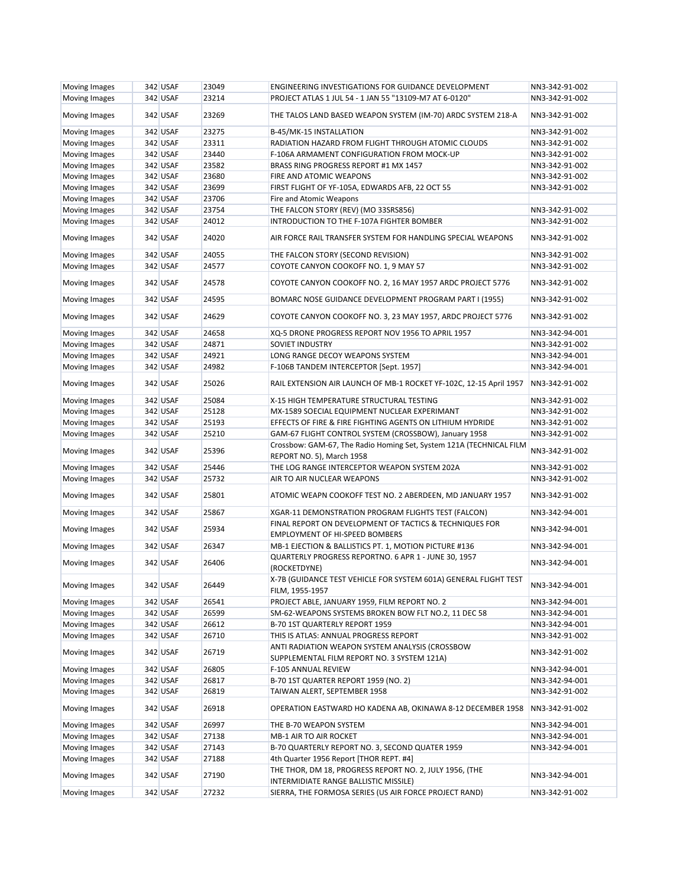| | | | | |
|---|---|---|---|---|
| Moving Images | 342 USAF | 23049 | ENGINEERING INVESTIGATIONS FOR GUIDANCE DEVELOPMENT | NN3-342-91-002 |
| Moving Images | 342 USAF | 23214 | PROJECT ATLAS 1 JUL 54 - 1 JAN 55 "13109-M7 AT 6-0120" | NN3-342-91-002 |
| Moving Images | 342 USAF | 23269 | THE TALOS LAND BASED WEAPON SYSTEM (IM-70) ARDC SYSTEM 218-A | NN3-342-91-002 |
| Moving Images | 342 USAF | 23275 | B-45/MK-15 INSTALLATION | NN3-342-91-002 |
| Moving Images | 342 USAF | 23311 | RADIATION HAZARD FROM FLIGHT THROUGH ATOMIC CLOUDS | NN3-342-91-002 |
| Moving Images | 342 USAF | 23440 | F-106A ARMAMENT CONFIGURATION FROM MOCK-UP | NN3-342-91-002 |
| Moving Images | 342 USAF | 23582 | BRASS RING PROGRESS REPORT #1 MX 1457 | NN3-342-91-002 |
| Moving Images | 342 USAF | 23680 | FIRE AND ATOMIC WEAPONS | NN3-342-91-002 |
| Moving Images | 342 USAF | 23699 | FIRST FLIGHT OF YF-105A, EDWARDS AFB, 22 OCT 55 | NN3-342-91-002 |
| Moving Images | 342 USAF | 23706 | Fire and Atomic Weapons | |
| Moving Images | 342 USAF | 23754 | THE FALCON STORY (REV) (MO 33SRS856) | NN3-342-91-002 |
| Moving Images | 342 USAF | 24012 | INTRODUCTION TO THE F-107A FIGHTER BOMBER | NN3-342-91-002 |
| Moving Images | 342 USAF | 24020 | AIR FORCE RAIL TRANSFER SYSTEM FOR HANDLING SPECIAL WEAPONS | NN3-342-91-002 |
| Moving Images | 342 USAF | 24055 | THE FALCON STORY (SECOND REVISION) | NN3-342-91-002 |
| Moving Images | 342 USAF | 24577 | COYOTE CANYON COOKOFF NO. 1, 9 MAY 57 | NN3-342-91-002 |
| Moving Images | 342 USAF | 24578 | COYOTE CANYON COOKOFF NO. 2, 16 MAY 1957 ARDC PROJECT 5776 | NN3-342-91-002 |
| Moving Images | 342 USAF | 24595 | BOMARC NOSE GUIDANCE DEVELOPMENT PROGRAM PART I (1955) | NN3-342-91-002 |
| Moving Images | 342 USAF | 24629 | COYOTE CANYON COOKOFF NO. 3, 23 MAY 1957, ARDC PROJECT 5776 | NN3-342-91-002 |
| Moving Images | 342 USAF | 24658 | XQ-5 DRONE PROGRESS REPORT NOV 1956 TO APRIL 1957 | NN3-342-94-001 |
| Moving Images | 342 USAF | 24871 | SOVIET INDUSTRY | NN3-342-91-002 |
| Moving Images | 342 USAF | 24921 | LONG RANGE DECOY WEAPONS SYSTEM | NN3-342-94-001 |
| Moving Images | 342 USAF | 24982 | F-106B TANDEM INTERCEPTOR [Sept. 1957] | NN3-342-94-001 |
| Moving Images | 342 USAF | 25026 | RAIL EXTENSION AIR LAUNCH OF MB-1 ROCKET YF-102C, 12-15 April 1957 | NN3-342-91-002 |
| Moving Images | 342 USAF | 25084 | X-15 HIGH TEMPERATURE STRUCTURAL TESTING | NN3-342-91-002 |
| Moving Images | 342 USAF | 25128 | MX-1589 SOECIAL EQUIPMENT NUCLEAR EXPERIMANT | NN3-342-91-002 |
| Moving Images | 342 USAF | 25193 | EFFECTS OF FIRE & FIRE FIGHTING AGENTS ON LITHIUM HYDRIDE | NN3-342-91-002 |
| Moving Images | 342 USAF | 25210 | GAM-67 FLIGHT CONTROL SYSTEM (CROSSBOW), January 1958 | NN3-342-91-002 |
| Moving Images | 342 USAF | 25396 | Crossbow: GAM-67, The Radio Homing Set, System 121A (TECHNICAL FILM REPORT NO. 5), March 1958 | NN3-342-91-002 |
| Moving Images | 342 USAF | 25446 | THE LOG RANGE INTERCEPTOR WEAPON SYSTEM 202A | NN3-342-91-002 |
| Moving Images | 342 USAF | 25732 | AIR TO AIR NUCLEAR WEAPONS | NN3-342-91-002 |
| Moving Images | 342 USAF | 25801 | ATOMIC WEAPN COOKOFF TEST NO. 2 ABERDEEN, MD JANUARY 1957 | NN3-342-91-002 |
| Moving Images | 342 USAF | 25867 | XGAR-11 DEMONSTRATION PROGRAM FLIGHTS TEST (FALCON) | NN3-342-94-001 |
| Moving Images | 342 USAF | 25934 | FINAL REPORT ON DEVELOPMENT OF TACTICS & TECHNIQUES FOR EMPLOYMENT OF HI-SPEED BOMBERS | NN3-342-94-001 |
| Moving Images | 342 USAF | 26347 | MB-1 EJECTION & BALLISTICS PT. 1, MOTION PICTURE #136 | NN3-342-94-001 |
| Moving Images | 342 USAF | 26406 | QUARTERLY PROGRESS REPORTNO. 6 APR 1 - JUNE 30, 1957 (ROCKETDYNE) | NN3-342-94-001 |
| Moving Images | 342 USAF | 26449 | X-7B (GUIDANCE TEST VEHICLE FOR SYSTEM 601A) GENERAL FLIGHT TEST FILM, 1955-1957 | NN3-342-94-001 |
| Moving Images | 342 USAF | 26541 | PROJECT ABLE, JANUARY 1959, FILM REPORT NO. 2 | NN3-342-94-001 |
| Moving Images | 342 USAF | 26599 | SM-62-WEAPONS SYSTEMS BROKEN BOW FLT NO.2, 11 DEC 58 | NN3-342-94-001 |
| Moving Images | 342 USAF | 26612 | B-70 1ST QUARTERLY REPORT 1959 | NN3-342-94-001 |
| Moving Images | 342 USAF | 26710 | THIS IS ATLAS: ANNUAL PROGRESS REPORT | NN3-342-91-002 |
| Moving Images | 342 USAF | 26719 | ANTI RADIATION WEAPON SYSTEM ANALYSIS (CROSSBOW SUPPLEMENTAL FILM REPORT NO. 3 SYSTEM 121A) | NN3-342-91-002 |
| Moving Images | 342 USAF | 26805 | F-105 ANNUAL REVIEW | NN3-342-94-001 |
| Moving Images | 342 USAF | 26817 | B-70 1ST QUARTER REPORT 1959 (NO. 2) | NN3-342-94-001 |
| Moving Images | 342 USAF | 26819 | TAIWAN ALERT, SEPTEMBER 1958 | NN3-342-91-002 |
| Moving Images | 342 USAF | 26918 | OPERATION EASTWARD HO KADENA AB, OKINAWA 8-12 DECEMBER 1958 | NN3-342-91-002 |
| Moving Images | 342 USAF | 26997 | THE B-70 WEAPON SYSTEM | NN3-342-94-001 |
| Moving Images | 342 USAF | 27138 | MB-1 AIR TO AIR ROCKET | NN3-342-94-001 |
| Moving Images | 342 USAF | 27143 | B-70 QUARTERLY REPORT NO. 3, SECOND QUATER 1959 | NN3-342-94-001 |
| Moving Images | 342 USAF | 27188 | 4th Quarter 1956 Report [THOR REPT. #4] | |
| Moving Images | 342 USAF | 27190 | THE THOR, DM 18, PROGRESS REPORT NO. 2, JULY 1956, (THE INTERMIDIATE RANGE BALLISTIC MISSILE) | NN3-342-94-001 |
| Moving Images | 342 USAF | 27232 | SIERRA, THE FORMOSA SERIES (US AIR FORCE PROJECT RAND) | NN3-342-91-002 |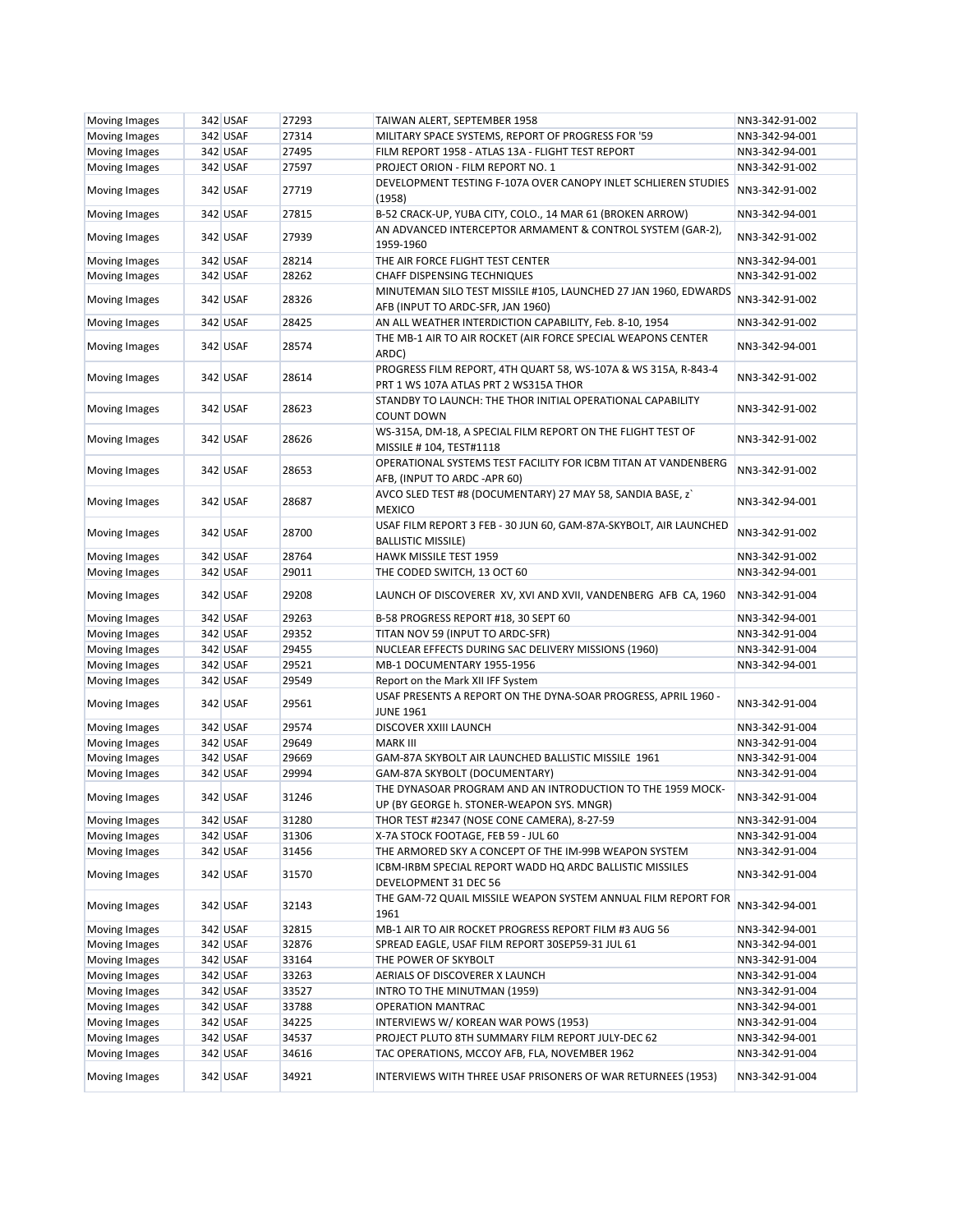| Moving Images | 342 | USAF | 27293 | TAIWAN ALERT, SEPTEMBER 1958 | NN3-342-91-002 |
|---|---|---|---|---|---|
| Moving Images | 342 | USAF | 27314 | MILITARY SPACE SYSTEMS, REPORT OF PROGRESS FOR '59 | NN3-342-94-001 |
| Moving Images | 342 | USAF | 27495 | FILM REPORT 1958 - ATLAS 13A - FLIGHT TEST REPORT | NN3-342-94-001 |
| Moving Images | 342 | USAF | 27597 | PROJECT ORION - FILM REPORT NO. 1 | NN3-342-91-002 |
| Moving Images | 342 | USAF | 27719 | DEVELOPMENT TESTING F-107A OVER CANOPY INLET SCHLIEREN STUDIES (1958) | NN3-342-91-002 |
| Moving Images | 342 | USAF | 27815 | B-52 CRACK-UP, YUBA CITY, COLO., 14 MAR 61 (BROKEN ARROW) | NN3-342-94-001 |
| Moving Images | 342 | USAF | 27939 | AN ADVANCED INTERCEPTOR ARMAMENT & CONTROL SYSTEM (GAR-2), 1959-1960 | NN3-342-91-002 |
| Moving Images | 342 | USAF | 28214 | THE AIR FORCE FLIGHT TEST CENTER | NN3-342-94-001 |
| Moving Images | 342 | USAF | 28262 | CHAFF DISPENSING TECHNIQUES | NN3-342-91-002 |
| Moving Images | 342 | USAF | 28326 | MINUTEMAN SILO TEST MISSILE #105, LAUNCHED 27 JAN 1960, EDWARDS AFB (INPUT TO ARDC-SFR, JAN 1960) | NN3-342-91-002 |
| Moving Images | 342 | USAF | 28425 | AN ALL WEATHER INTERDICTION CAPABILITY, Feb. 8-10, 1954 | NN3-342-91-002 |
| Moving Images | 342 | USAF | 28574 | THE MB-1 AIR TO AIR ROCKET (AIR FORCE SPECIAL WEAPONS CENTER ARDC) | NN3-342-94-001 |
| Moving Images | 342 | USAF | 28614 | PROGRESS FILM REPORT, 4TH QUART 58, WS-107A & WS 315A, R-843-4 PRT 1 WS 107A ATLAS PRT 2 WS315A THOR | NN3-342-91-002 |
| Moving Images | 342 | USAF | 28623 | STANDBY TO LAUNCH: THE THOR INITIAL OPERATIONAL CAPABILITY COUNT DOWN | NN3-342-91-002 |
| Moving Images | 342 | USAF | 28626 | WS-315A, DM-18, A SPECIAL FILM REPORT ON THE FLIGHT TEST OF MISSILE # 104, TEST#1118 | NN3-342-91-002 |
| Moving Images | 342 | USAF | 28653 | OPERATIONAL SYSTEMS TEST FACILITY FOR ICBM TITAN AT VANDENBERG AFB, (INPUT TO ARDC -APR 60) | NN3-342-91-002 |
| Moving Images | 342 | USAF | 28687 | AVCO SLED TEST #8 (DOCUMENTARY) 27 MAY 58, SANDIA BASE, z` MEXICO | NN3-342-94-001 |
| Moving Images | 342 | USAF | 28700 | USAF FILM REPORT 3 FEB - 30 JUN 60, GAM-87A-SKYBOLT, AIR LAUNCHED BALLISTIC MISSILE) | NN3-342-91-002 |
| Moving Images | 342 | USAF | 28764 | HAWK MISSILE TEST 1959 | NN3-342-91-002 |
| Moving Images | 342 | USAF | 29011 | THE CODED SWITCH, 13 OCT 60 | NN3-342-94-001 |
| Moving Images | 342 | USAF | 29208 | LAUNCH OF DISCOVERER XV, XVI AND XVII, VANDENBERG AFB CA, 1960 | NN3-342-91-004 |
| Moving Images | 342 | USAF | 29263 | B-58 PROGRESS REPORT #18, 30 SEPT 60 | NN3-342-94-001 |
| Moving Images | 342 | USAF | 29352 | TITAN NOV 59 (INPUT TO ARDC-SFR) | NN3-342-91-004 |
| Moving Images | 342 | USAF | 29455 | NUCLEAR EFFECTS DURING SAC DELIVERY MISSIONS (1960) | NN3-342-91-004 |
| Moving Images | 342 | USAF | 29521 | MB-1 DOCUMENTARY 1955-1956 | NN3-342-94-001 |
| Moving Images | 342 | USAF | 29549 | Report on the Mark XII IFF System | |
| Moving Images | 342 | USAF | 29561 | USAF PRESENTS A REPORT ON THE DYNA-SOAR PROGRESS, APRIL 1960 - JUNE 1961 | NN3-342-91-004 |
| Moving Images | 342 | USAF | 29574 | DISCOVER XXIII LAUNCH | NN3-342-91-004 |
| Moving Images | 342 | USAF | 29649 | MARK III | NN3-342-91-004 |
| Moving Images | 342 | USAF | 29669 | GAM-87A SKYBOLT AIR LAUNCHED BALLISTIC MISSILE 1961 | NN3-342-91-004 |
| Moving Images | 342 | USAF | 29994 | GAM-87A SKYBOLT (DOCUMENTARY) | NN3-342-91-004 |
| Moving Images | 342 | USAF | 31246 | THE DYNASOAR PROGRAM AND AN INTRODUCTION TO THE 1959 MOCK-UP (BY GEORGE h. STONER-WEAPON SYS. MNGR) | NN3-342-91-004 |
| Moving Images | 342 | USAF | 31280 | THOR TEST #2347 (NOSE CONE CAMERA), 8-27-59 | NN3-342-91-004 |
| Moving Images | 342 | USAF | 31306 | X-7A STOCK FOOTAGE, FEB 59 - JUL 60 | NN3-342-91-004 |
| Moving Images | 342 | USAF | 31456 | THE ARMORED SKY A CONCEPT OF THE IM-99B WEAPON SYSTEM | NN3-342-91-004 |
| Moving Images | 342 | USAF | 31570 | ICBM-IRBM SPECIAL REPORT WADD HQ ARDC BALLISTIC MISSILES DEVELOPMENT 31 DEC 56 | NN3-342-91-004 |
| Moving Images | 342 | USAF | 32143 | THE GAM-72 QUAIL MISSILE WEAPON SYSTEM ANNUAL FILM REPORT FOR 1961 | NN3-342-94-001 |
| Moving Images | 342 | USAF | 32815 | MB-1 AIR TO AIR ROCKET PROGRESS REPORT FILM #3 AUG 56 | NN3-342-94-001 |
| Moving Images | 342 | USAF | 32876 | SPREAD EAGLE, USAF FILM REPORT 30SEP59-31 JUL 61 | NN3-342-94-001 |
| Moving Images | 342 | USAF | 33164 | THE POWER OF SKYBOLT | NN3-342-91-004 |
| Moving Images | 342 | USAF | 33263 | AERIALS OF DISCOVERER X LAUNCH | NN3-342-91-004 |
| Moving Images | 342 | USAF | 33527 | INTRO TO THE MINUTMAN (1959) | NN3-342-91-004 |
| Moving Images | 342 | USAF | 33788 | OPERATION MANTRAC | NN3-342-94-001 |
| Moving Images | 342 | USAF | 34225 | INTERVIEWS W/ KOREAN WAR POWS (1953) | NN3-342-91-004 |
| Moving Images | 342 | USAF | 34537 | PROJECT PLUTO 8TH SUMMARY FILM REPORT JULY-DEC 62 | NN3-342-94-001 |
| Moving Images | 342 | USAF | 34616 | TAC OPERATIONS, MCCOY AFB, FLA, NOVEMBER 1962 | NN3-342-91-004 |
| Moving Images | 342 | USAF | 34921 | INTERVIEWS WITH THREE USAF PRISONERS OF WAR RETURNEES (1953) | NN3-342-91-004 |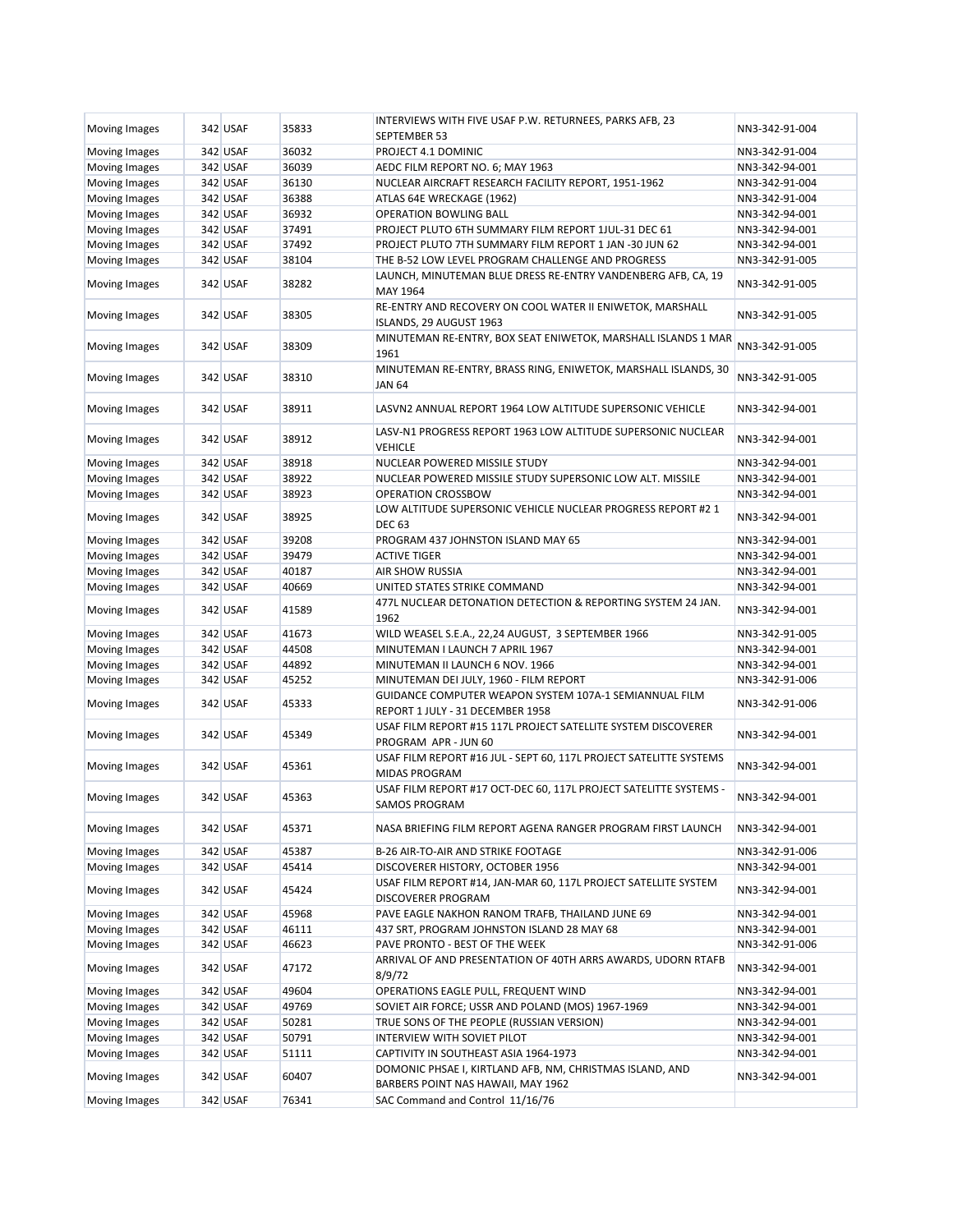| | | | | |
|---|---|---|---|---|
| Moving Images | 342 USAF | 35833 | INTERVIEWS WITH FIVE USAF P.W. RETURNEES, PARKS AFB, 23 SEPTEMBER 53 | NN3-342-91-004 |
| Moving Images | 342 USAF | 36032 | PROJECT 4.1 DOMINIC | NN3-342-91-004 |
| Moving Images | 342 USAF | 36039 | AEDC FILM REPORT NO. 6; MAY 1963 | NN3-342-94-001 |
| Moving Images | 342 USAF | 36130 | NUCLEAR AIRCRAFT RESEARCH FACILITY REPORT, 1951-1962 | NN3-342-91-004 |
| Moving Images | 342 USAF | 36388 | ATLAS 64E WRECKAGE (1962) | NN3-342-91-004 |
| Moving Images | 342 USAF | 36932 | OPERATION BOWLING BALL | NN3-342-94-001 |
| Moving Images | 342 USAF | 37491 | PROJECT PLUTO 6TH SUMMARY FILM REPORT 1JUL-31 DEC 61 | NN3-342-94-001 |
| Moving Images | 342 USAF | 37492 | PROJECT PLUTO 7TH SUMMARY FILM REPORT 1 JAN -30 JUN 62 | NN3-342-94-001 |
| Moving Images | 342 USAF | 38104 | THE B-52 LOW LEVEL PROGRAM CHALLENGE AND PROGRESS | NN3-342-91-005 |
| Moving Images | 342 USAF | 38282 | LAUNCH, MINUTEMAN BLUE DRESS RE-ENTRY VANDENBERG AFB, CA, 19 MAY 1964 | NN3-342-91-005 |
| Moving Images | 342 USAF | 38305 | RE-ENTRY AND RECOVERY ON COOL WATER II ENIWETOK, MARSHALL ISLANDS, 29 AUGUST 1963 | NN3-342-91-005 |
| Moving Images | 342 USAF | 38309 | MINUTEMAN RE-ENTRY, BOX SEAT ENIWETOK, MARSHALL ISLANDS 1 MAR 1961 | NN3-342-91-005 |
| Moving Images | 342 USAF | 38310 | MINUTEMAN RE-ENTRY, BRASS RING, ENIWETOK, MARSHALL ISLANDS, 30 JAN 64 | NN3-342-91-005 |
| Moving Images | 342 USAF | 38911 | LASVN2 ANNUAL REPORT 1964 LOW ALTITUDE SUPERSONIC VEHICLE | NN3-342-94-001 |
| Moving Images | 342 USAF | 38912 | LASV-N1 PROGRESS REPORT 1963 LOW ALTITUDE SUPERSONIC NUCLEAR VEHICLE | NN3-342-94-001 |
| Moving Images | 342 USAF | 38918 | NUCLEAR POWERED MISSILE STUDY | NN3-342-94-001 |
| Moving Images | 342 USAF | 38922 | NUCLEAR POWERED MISSILE STUDY SUPERSONIC LOW ALT. MISSILE | NN3-342-94-001 |
| Moving Images | 342 USAF | 38923 | OPERATION CROSSBOW | NN3-342-94-001 |
| Moving Images | 342 USAF | 38925 | LOW ALTITUDE SUPERSONIC VEHICLE NUCLEAR PROGRESS REPORT #2 1 DEC 63 | NN3-342-94-001 |
| Moving Images | 342 USAF | 39208 | PROGRAM 437 JOHNSTON ISLAND MAY 65 | NN3-342-94-001 |
| Moving Images | 342 USAF | 39479 | ACTIVE TIGER | NN3-342-94-001 |
| Moving Images | 342 USAF | 40187 | AIR SHOW RUSSIA | NN3-342-94-001 |
| Moving Images | 342 USAF | 40669 | UNITED STATES STRIKE COMMAND | NN3-342-94-001 |
| Moving Images | 342 USAF | 41589 | 477L NUCLEAR DETONATION DETECTION & REPORTING SYSTEM 24 JAN. 1962 | NN3-342-94-001 |
| Moving Images | 342 USAF | 41673 | WILD WEASEL S.E.A., 22,24 AUGUST, 3 SEPTEMBER 1966 | NN3-342-91-005 |
| Moving Images | 342 USAF | 44508 | MINUTEMAN I LAUNCH 7 APRIL 1967 | NN3-342-94-001 |
| Moving Images | 342 USAF | 44892 | MINUTEMAN II LAUNCH 6 NOV. 1966 | NN3-342-94-001 |
| Moving Images | 342 USAF | 45252 | MINUTEMAN DEI JULY, 1960 - FILM REPORT | NN3-342-91-006 |
| Moving Images | 342 USAF | 45333 | GUIDANCE COMPUTER WEAPON SYSTEM 107A-1 SEMIANNUAL FILM REPORT 1 JULY - 31 DECEMBER 1958 | NN3-342-91-006 |
| Moving Images | 342 USAF | 45349 | USAF FILM REPORT #15 117L PROJECT SATELLITE SYSTEM DISCOVERER PROGRAM APR - JUN 60 | NN3-342-94-001 |
| Moving Images | 342 USAF | 45361 | USAF FILM REPORT #16 JUL - SEPT 60, 117L PROJECT SATELITTE SYSTEMS MIDAS PROGRAM | NN3-342-94-001 |
| Moving Images | 342 USAF | 45363 | USAF FILM REPORT #17 OCT-DEC 60, 117L PROJECT SATELITTE SYSTEMS - SAMOS PROGRAM | NN3-342-94-001 |
| Moving Images | 342 USAF | 45371 | NASA BRIEFING FILM REPORT AGENA RANGER PROGRAM FIRST LAUNCH | NN3-342-94-001 |
| Moving Images | 342 USAF | 45387 | B-26 AIR-TO-AIR AND STRIKE FOOTAGE | NN3-342-91-006 |
| Moving Images | 342 USAF | 45414 | DISCOVERER HISTORY, OCTOBER 1956 | NN3-342-94-001 |
| Moving Images | 342 USAF | 45424 | USAF FILM REPORT #14, JAN-MAR 60, 117L PROJECT SATELLITE SYSTEM DISCOVERER PROGRAM | NN3-342-94-001 |
| Moving Images | 342 USAF | 45968 | PAVE EAGLE NAKHON RANOM TRAFB, THAILAND JUNE 69 | NN3-342-94-001 |
| Moving Images | 342 USAF | 46111 | 437 SRT, PROGRAM JOHNSTON ISLAND 28 MAY 68 | NN3-342-94-001 |
| Moving Images | 342 USAF | 46623 | PAVE PRONTO - BEST OF THE WEEK | NN3-342-91-006 |
| Moving Images | 342 USAF | 47172 | ARRIVAL OF AND PRESENTATION OF 40TH ARRS AWARDS, UDORN RTAFB 8/9/72 | NN3-342-94-001 |
| Moving Images | 342 USAF | 49604 | OPERATIONS EAGLE PULL, FREQUENT WIND | NN3-342-94-001 |
| Moving Images | 342 USAF | 49769 | SOVIET AIR FORCE; USSR AND POLAND (MOS) 1967-1969 | NN3-342-94-001 |
| Moving Images | 342 USAF | 50281 | TRUE SONS OF THE PEOPLE (RUSSIAN VERSION) | NN3-342-94-001 |
| Moving Images | 342 USAF | 50791 | INTERVIEW WITH SOVIET PILOT | NN3-342-94-001 |
| Moving Images | 342 USAF | 51111 | CAPTIVITY IN SOUTHEAST ASIA 1964-1973 | NN3-342-94-001 |
| Moving Images | 342 USAF | 60407 | DOMONIC PHSAE I, KIRTLAND AFB, NM, CHRISTMAS ISLAND, AND BARBERS POINT NAS HAWAII, MAY 1962 | NN3-342-94-001 |
| Moving Images | 342 USAF | 76341 | SAC Command and Control 11/16/76 | |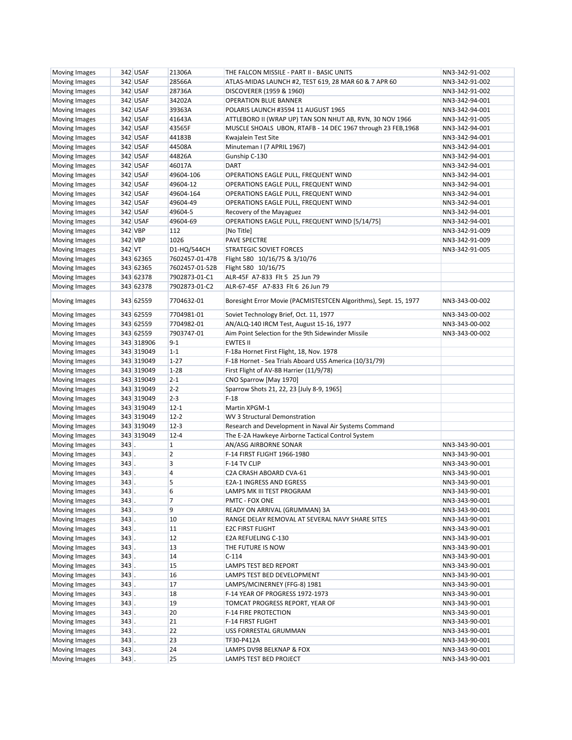| | | | | | |
|---|---|---|---|---|---|
| Moving Images | 342 | USAF | 21306A | THE FALCON MISSILE - PART II - BASIC UNITS | NN3-342-91-002 |
| Moving Images | 342 | USAF | 28566A | ATLAS-MIDAS LAUNCH #2, TEST 619, 28 MAR 60 & 7 APR 60 | NN3-342-91-002 |
| Moving Images | 342 | USAF | 28736A | DISCOVERER (1959 & 1960) | NN3-342-91-002 |
| Moving Images | 342 | USAF | 34202A | OPERATION BLUE BANNER | NN3-342-94-001 |
| Moving Images | 342 | USAF | 39363A | POLARIS LAUNCH #3594 11 AUGUST 1965 | NN3-342-94-001 |
| Moving Images | 342 | USAF | 41643A | ATTLEBORO II (WRAP UP) TAN SON NHUT AB, RVN, 30 NOV 1966 | NN3-342-91-005 |
| Moving Images | 342 | USAF | 43565F | MUSCLE SHOALS UBON, RTAFB - 14 DEC 1967 through 23 FEB,1968 | NN3-342-94-001 |
| Moving Images | 342 | USAF | 44183B | Kwajalein Test Site | NN3-342-94-001 |
| Moving Images | 342 | USAF | 44508A | Minuteman I (7 APRIL 1967) | NN3-342-94-001 |
| Moving Images | 342 | USAF | 44826A | Gunship C-130 | NN3-342-94-001 |
| Moving Images | 342 | USAF | 46017A | DART | NN3-342-94-001 |
| Moving Images | 342 | USAF | 49604-106 | OPERATIONS EAGLE PULL, FREQUENT WIND | NN3-342-94-001 |
| Moving Images | 342 | USAF | 49604-12 | OPERATIONS EAGLE PULL, FREQUENT WIND | NN3-342-94-001 |
| Moving Images | 342 | USAF | 49604-164 | OPERATIONS EAGLE PULL, FREQUENT WIND | NN3-342-94-001 |
| Moving Images | 342 | USAF | 49604-49 | OPERATIONS EAGLE PULL, FREQUENT WIND | NN3-342-94-001 |
| Moving Images | 342 | USAF | 49604-5 | Recovery of the Mayaguez | NN3-342-94-001 |
| Moving Images | 342 | USAF | 49604-69 | OPERATIONS EAGLE PULL, FREQUENT WIND [5/14/75] | NN3-342-94-001 |
| Moving Images | 342 | VBP | 112 | [No Title] | NN3-342-91-009 |
| Moving Images | 342 | VBP | 1026 | PAVE SPECTRE | NN3-342-91-009 |
| Moving Images | 342 | VT | D1-HQ/544CH | STRATEGIC SOVIET FORCES | NN3-342-91-005 |
| Moving Images | 343 | 62365 | 7602457-01-47B | Flight 580 10/16/75 & 3/10/76 | |
| Moving Images | 343 | 62365 | 7602457-01-52B | Flight 580 10/16/75 | |
| Moving Images | 343 | 62378 | 7902873-01-C1 | ALR-45F A7-833 Flt 5 25 Jun 79 | |
| Moving Images | 343 | 62378 | 7902873-01-C2 | ALR-67-45F A7-833 Flt 6 26 Jun 79 | |
| Moving Images | 343 | 62559 | 7704632-01 | Boresight Error Movie (PACMISTESTCEN Algorithms), Sept. 15, 1977 | NN3-343-00-002 |
| Moving Images | 343 | 62559 | 7704981-01 | Soviet Technology Brief, Oct. 11, 1977 | NN3-343-00-002 |
| Moving Images | 343 | 62559 | 7704982-01 | AN/ALQ-140 IRCM Test, August 15-16, 1977 | NN3-343-00-002 |
| Moving Images | 343 | 62559 | 7903747-01 | Aim Point Selection for the 9th Sidewinder Missile | NN3-343-00-002 |
| Moving Images | 343 | 318906 | 9-1 | EWTES II | |
| Moving Images | 343 | 319049 | 1-1 | F-18a Hornet First Flight, 18, Nov. 1978 | |
| Moving Images | 343 | 319049 | 1-27 | F-18 Hornet - Sea Trials Aboard USS America (10/31/79) | |
| Moving Images | 343 | 319049 | 1-28 | First Flight of AV-8B Harrier (11/9/78) | |
| Moving Images | 343 | 319049 | 2-1 | CNO Sparrow [May 1970] | |
| Moving Images | 343 | 319049 | 2-2 | Sparrow Shots 21, 22, 23 [July 8-9, 1965] | |
| Moving Images | 343 | 319049 | 2-3 | F-18 | |
| Moving Images | 343 | 319049 | 12-1 | Martin XPGM-1 | |
| Moving Images | 343 | 319049 | 12-2 | WV 3 Structural Demonstration | |
| Moving Images | 343 | 319049 | 12-3 | Research and Development in Naval Air Systems Command | |
| Moving Images | 343 | 319049 | 12-4 | The E-2A Hawkeye Airborne Tactical Control System | |
| Moving Images | 343 | . | 1 | AN/ASG AIRBORNE SONAR | NN3-343-90-001 |
| Moving Images | 343 | . | 2 | F-14 FIRST FLIGHT 1966-1980 | NN3-343-90-001 |
| Moving Images | 343 | . | 3 | F-14 TV CLIP | NN3-343-90-001 |
| Moving Images | 343 | . | 4 | C2A CRASH ABOARD CVA-61 | NN3-343-90-001 |
| Moving Images | 343 | . | 5 | E2A-1 INGRESS AND EGRESS | NN3-343-90-001 |
| Moving Images | 343 | . | 6 | LAMPS MK III TEST PROGRAM | NN3-343-90-001 |
| Moving Images | 343 | . | 7 | PMTC - FOX ONE | NN3-343-90-001 |
| Moving Images | 343 | . | 9 | READY ON ARRIVAL (GRUMMAN) 3A | NN3-343-90-001 |
| Moving Images | 343 | . | 10 | RANGE DELAY REMOVAL AT SEVERAL NAVY SHARE SITES | NN3-343-90-001 |
| Moving Images | 343 | . | 11 | E2C FIRST FLIGHT | NN3-343-90-001 |
| Moving Images | 343 | . | 12 | E2A REFUELING C-130 | NN3-343-90-001 |
| Moving Images | 343 | . | 13 | THE FUTURE IS NOW | NN3-343-90-001 |
| Moving Images | 343 | . | 14 | C-114 | NN3-343-90-001 |
| Moving Images | 343 | . | 15 | LAMPS TEST BED REPORT | NN3-343-90-001 |
| Moving Images | 343 | . | 16 | LAMPS TEST BED DEVELOPMENT | NN3-343-90-001 |
| Moving Images | 343 | . | 17 | LAMPS/MCINERNEY (FFG-8) 1981 | NN3-343-90-001 |
| Moving Images | 343 | . | 18 | F-14 YEAR OF PROGRESS 1972-1973 | NN3-343-90-001 |
| Moving Images | 343 | . | 19 | TOMCAT PROGRESS REPORT, YEAR OF | NN3-343-90-001 |
| Moving Images | 343 | . | 20 | F-14 FIRE PROTECTION | NN3-343-90-001 |
| Moving Images | 343 | . | 21 | F-14 FIRST FLIGHT | NN3-343-90-001 |
| Moving Images | 343 | . | 22 | USS FORRESTAL GRUMMAN | NN3-343-90-001 |
| Moving Images | 343 | . | 23 | TF30-P412A | NN3-343-90-001 |
| Moving Images | 343 | . | 24 | LAMPS DV98 BELKNAP & FOX | NN3-343-90-001 |
| Moving Images | 343 | . | 25 | LAMPS TEST BED PROJECT | NN3-343-90-001 |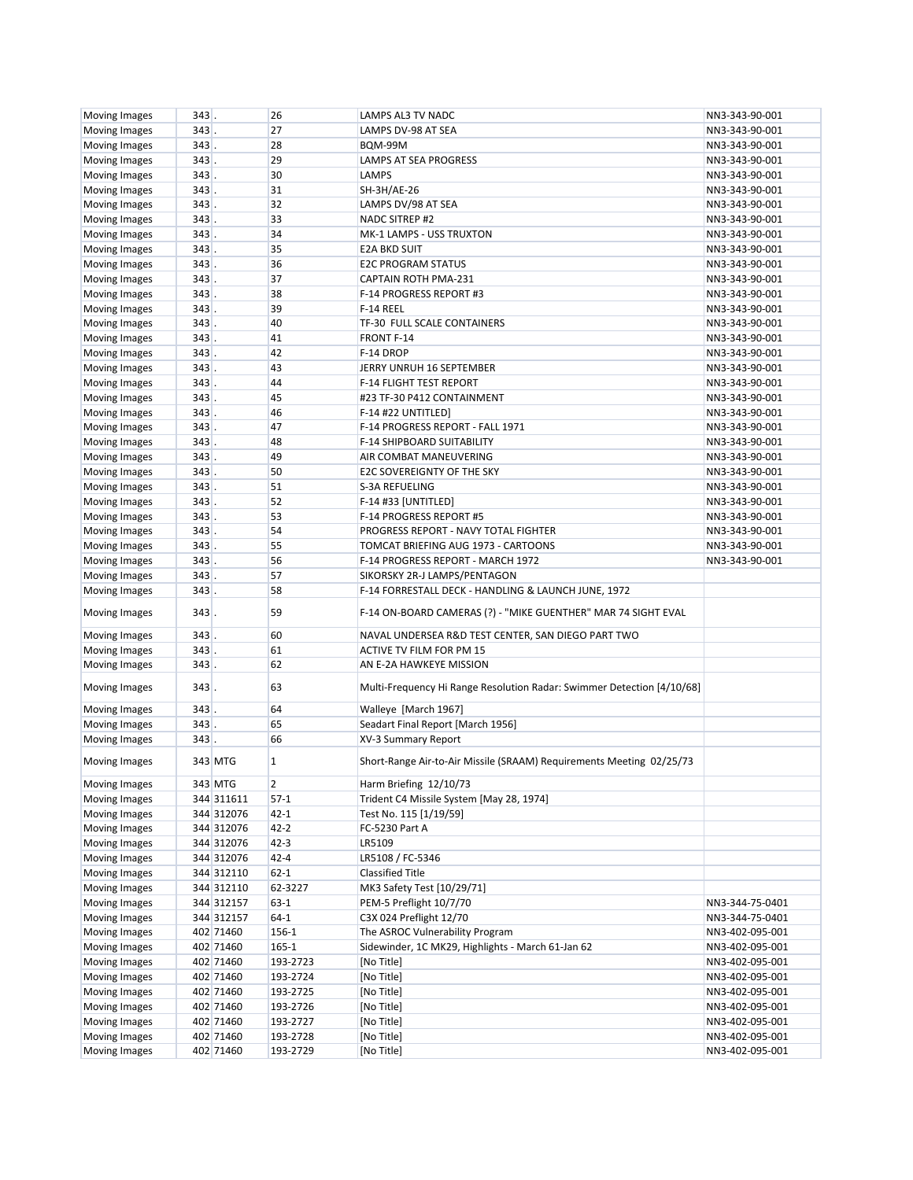| | | | | | |
|---|---|---|---|---|---|
| Moving Images | 343 | . | 26 | LAMPS AL3 TV NADC | NN3-343-90-001 |
| Moving Images | 343 | . | 27 | LAMPS DV-98 AT SEA | NN3-343-90-001 |
| Moving Images | 343 | . | 28 | BQM-99M | NN3-343-90-001 |
| Moving Images | 343 | . | 29 | LAMPS AT SEA PROGRESS | NN3-343-90-001 |
| Moving Images | 343 | . | 30 | LAMPS | NN3-343-90-001 |
| Moving Images | 343 | . | 31 | SH-3H/AE-26 | NN3-343-90-001 |
| Moving Images | 343 | . | 32 | LAMPS DV/98 AT SEA | NN3-343-90-001 |
| Moving Images | 343 | . | 33 | NADC SITREP #2 | NN3-343-90-001 |
| Moving Images | 343 | . | 34 | MK-1 LAMPS - USS TRUXTON | NN3-343-90-001 |
| Moving Images | 343 | . | 35 | E2A BKD SUIT | NN3-343-90-001 |
| Moving Images | 343 | . | 36 | E2C PROGRAM STATUS | NN3-343-90-001 |
| Moving Images | 343 | . | 37 | CAPTAIN ROTH PMA-231 | NN3-343-90-001 |
| Moving Images | 343 | . | 38 | F-14 PROGRESS REPORT #3 | NN3-343-90-001 |
| Moving Images | 343 | . | 39 | F-14 REEL | NN3-343-90-001 |
| Moving Images | 343 | . | 40 | TF-30 FULL SCALE CONTAINERS | NN3-343-90-001 |
| Moving Images | 343 | . | 41 | FRONT F-14 | NN3-343-90-001 |
| Moving Images | 343 | . | 42 | F-14 DROP | NN3-343-90-001 |
| Moving Images | 343 | . | 43 | JERRY UNRUH 16 SEPTEMBER | NN3-343-90-001 |
| Moving Images | 343 | . | 44 | F-14 FLIGHT TEST REPORT | NN3-343-90-001 |
| Moving Images | 343 | . | 45 | #23 TF-30 P412 CONTAINMENT | NN3-343-90-001 |
| Moving Images | 343 | . | 46 | F-14 #22 UNTITLED] | NN3-343-90-001 |
| Moving Images | 343 | . | 47 | F-14 PROGRESS REPORT - FALL 1971 | NN3-343-90-001 |
| Moving Images | 343 | . | 48 | F-14 SHIPBOARD SUITABILITY | NN3-343-90-001 |
| Moving Images | 343 | . | 49 | AIR COMBAT MANEUVERING | NN3-343-90-001 |
| Moving Images | 343 | . | 50 | E2C SOVEREIGNTY OF THE SKY | NN3-343-90-001 |
| Moving Images | 343 | . | 51 | S-3A REFUELING | NN3-343-90-001 |
| Moving Images | 343 | . | 52 | F-14 #33 [UNTITLED] | NN3-343-90-001 |
| Moving Images | 343 | . | 53 | F-14 PROGRESS REPORT #5 | NN3-343-90-001 |
| Moving Images | 343 | . | 54 | PROGRESS REPORT - NAVY TOTAL FIGHTER | NN3-343-90-001 |
| Moving Images | 343 | . | 55 | TOMCAT BRIEFING AUG 1973 - CARTOONS | NN3-343-90-001 |
| Moving Images | 343 | . | 56 | F-14 PROGRESS REPORT - MARCH 1972 | NN3-343-90-001 |
| Moving Images | 343 | . | 57 | SIKORSKY 2R-J LAMPS/PENTAGON | |
| Moving Images | 343 | . | 58 | F-14 FORRESTALL DECK - HANDLING & LAUNCH JUNE, 1972 | |
| Moving Images | 343 | . | 59 | F-14 ON-BOARD CAMERAS (?) - "MIKE GUENTHER" MAR 74 SIGHT EVAL | |
| Moving Images | 343 | . | 60 | NAVAL UNDERSEA R&D TEST CENTER, SAN DIEGO PART TWO | |
| Moving Images | 343 | . | 61 | ACTIVE TV FILM FOR PM 15 | |
| Moving Images | 343 | . | 62 | AN E-2A HAWKEYE MISSION | |
| Moving Images | 343 | . | 63 | Multi-Frequency Hi Range Resolution Radar: Swimmer Detection [4/10/68] | |
| Moving Images | 343 | . | 64 | Walleye [March 1967] | |
| Moving Images | 343 | . | 65 | Seadart Final Report [March 1956] | |
| Moving Images | 343 | . | 66 | XV-3 Summary Report | |
| Moving Images | 343 | MTG | 1 | Short-Range Air-to-Air Missile (SRAAM) Requirements Meeting 02/25/73 | |
| Moving Images | 343 | MTG | 2 | Harm Briefing 12/10/73 | |
| Moving Images | 344 | 311611 | 57-1 | Trident C4 Missile System [May 28, 1974] | |
| Moving Images | 344 | 312076 | 42-1 | Test No. 115 [1/19/59] | |
| Moving Images | 344 | 312076 | 42-2 | FC-5230 Part A | |
| Moving Images | 344 | 312076 | 42-3 | LR5109 | |
| Moving Images | 344 | 312076 | 42-4 | LR5108 / FC-5346 | |
| Moving Images | 344 | 312110 | 62-1 | Classified Title | |
| Moving Images | 344 | 312110 | 62-3227 | MK3 Safety Test [10/29/71] | |
| Moving Images | 344 | 312157 | 63-1 | PEM-5 Preflight 10/7/70 | NN3-344-75-0401 |
| Moving Images | 344 | 312157 | 64-1 | C3X 024 Preflight 12/70 | NN3-344-75-0401 |
| Moving Images | 402 | 71460 | 156-1 | The ASROC Vulnerability Program | NN3-402-095-001 |
| Moving Images | 402 | 71460 | 165-1 | Sidewinder, 1C MK29, Highlights - March 61-Jan 62 | NN3-402-095-001 |
| Moving Images | 402 | 71460 | 193-2723 | [No Title] | NN3-402-095-001 |
| Moving Images | 402 | 71460 | 193-2724 | [No Title] | NN3-402-095-001 |
| Moving Images | 402 | 71460 | 193-2725 | [No Title] | NN3-402-095-001 |
| Moving Images | 402 | 71460 | 193-2726 | [No Title] | NN3-402-095-001 |
| Moving Images | 402 | 71460 | 193-2727 | [No Title] | NN3-402-095-001 |
| Moving Images | 402 | 71460 | 193-2728 | [No Title] | NN3-402-095-001 |
| Moving Images | 402 | 71460 | 193-2729 | [No Title] | NN3-402-095-001 |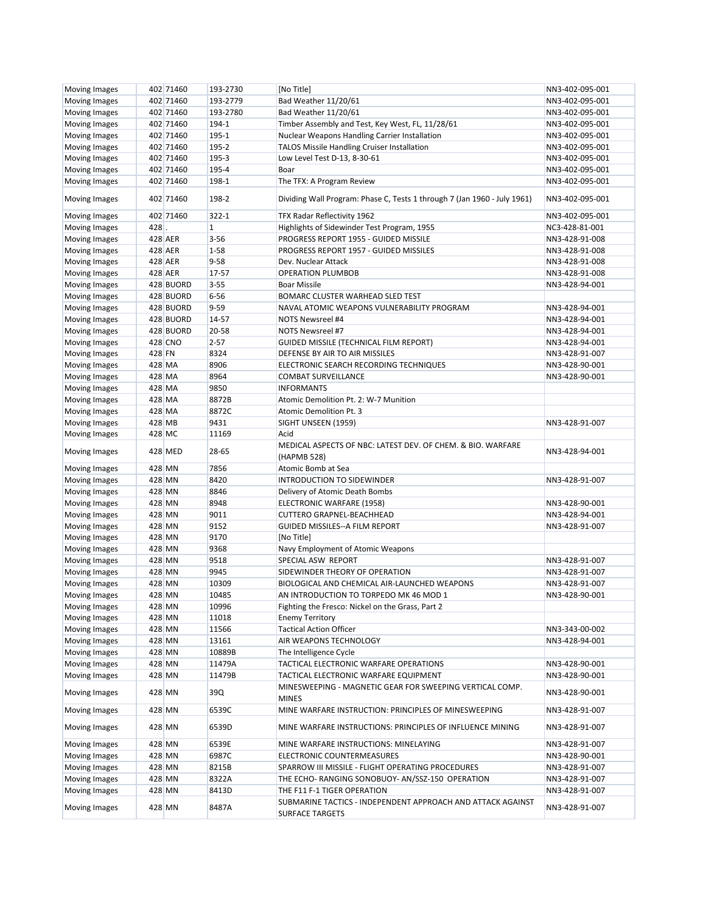| | | | | | |
|---|---|---|---|---|---|
| Moving Images | 402 | 71460 | 193-2730 | [No Title] | NN3-402-095-001 |
| Moving Images | 402 | 71460 | 193-2779 | Bad Weather 11/20/61 | NN3-402-095-001 |
| Moving Images | 402 | 71460 | 193-2780 | Bad Weather 11/20/61 | NN3-402-095-001 |
| Moving Images | 402 | 71460 | 194-1 | Timber Assembly and Test, Key West, FL, 11/28/61 | NN3-402-095-001 |
| Moving Images | 402 | 71460 | 195-1 | Nuclear Weapons Handling Carrier Installation | NN3-402-095-001 |
| Moving Images | 402 | 71460 | 195-2 | TALOS Missile Handling Cruiser Installation | NN3-402-095-001 |
| Moving Images | 402 | 71460 | 195-3 | Low Level Test D-13, 8-30-61 | NN3-402-095-001 |
| Moving Images | 402 | 71460 | 195-4 | Boar | NN3-402-095-001 |
| Moving Images | 402 | 71460 | 198-1 | The TFX: A Program Review | NN3-402-095-001 |
| Moving Images | 402 | 71460 | 198-2 | Dividing Wall Program: Phase C, Tests 1 through 7 (Jan 1960 - July 1961) | NN3-402-095-001 |
| Moving Images | 402 | 71460 | 322-1 | TFX Radar Reflectivity 1962 | NN3-402-095-001 |
| Moving Images | 428 | . | 1 | Highlights of Sidewinder Test Program, 1955 | NC3-428-81-001 |
| Moving Images | 428 | AER | 3-56 | PROGRESS REPORT 1955 - GUIDED MISSILE | NN3-428-91-008 |
| Moving Images | 428 | AER | 1-58 | PROGRESS REPORT 1957 - GUIDED MISSILES | NN3-428-91-008 |
| Moving Images | 428 | AER | 9-58 | Dev. Nuclear Attack | NN3-428-91-008 |
| Moving Images | 428 | AER | 17-57 | OPERATION PLUMBOB | NN3-428-91-008 |
| Moving Images | 428 | BUORD | 3-55 | Boar Missile | NN3-428-94-001 |
| Moving Images | 428 | BUORD | 6-56 | BOMARC CLUSTER WARHEAD SLED TEST | |
| Moving Images | 428 | BUORD | 9-59 | NAVAL ATOMIC WEAPONS VULNERABILITY PROGRAM | NN3-428-94-001 |
| Moving Images | 428 | BUORD | 14-57 | NOTS Newsreel #4 | NN3-428-94-001 |
| Moving Images | 428 | BUORD | 20-58 | NOTS Newsreel #7 | NN3-428-94-001 |
| Moving Images | 428 | CNO | 2-57 | GUIDED MISSILE (TECHNICAL FILM REPORT) | NN3-428-94-001 |
| Moving Images | 428 | FN | 8324 | DEFENSE BY AIR TO AIR MISSILES | NN3-428-91-007 |
| Moving Images | 428 | MA | 8906 | ELECTRONIC SEARCH RECORDING TECHNIQUES | NN3-428-90-001 |
| Moving Images | 428 | MA | 8964 | COMBAT SURVEILLANCE | NN3-428-90-001 |
| Moving Images | 428 | MA | 9850 | INFORMANTS | |
| Moving Images | 428 | MA | 8872B | Atomic Demolition Pt. 2: W-7 Munition | |
| Moving Images | 428 | MA | 8872C | Atomic Demolition Pt. 3 | |
| Moving Images | 428 | MB | 9431 | SIGHT UNSEEN (1959) | NN3-428-91-007 |
| Moving Images | 428 | MC | 11169 | Acid | |
| Moving Images | 428 | MED | 28-65 | MEDICAL ASPECTS OF NBC: LATEST DEV. OF CHEM. & BIO. WARFARE (HAPMB 528) | NN3-428-94-001 |
| Moving Images | 428 | MN | 7856 | Atomic Bomb at Sea | |
| Moving Images | 428 | MN | 8420 | INTRODUCTION TO SIDEWINDER | NN3-428-91-007 |
| Moving Images | 428 | MN | 8846 | Delivery of Atomic Death Bombs | |
| Moving Images | 428 | MN | 8948 | ELECTRONIC WARFARE (1958) | NN3-428-90-001 |
| Moving Images | 428 | MN | 9011 | CUTTERO GRAPNEL-BEACHHEAD | NN3-428-94-001 |
| Moving Images | 428 | MN | 9152 | GUIDED MISSILES--A FILM REPORT | NN3-428-91-007 |
| Moving Images | 428 | MN | 9170 | [No Title] | |
| Moving Images | 428 | MN | 9368 | Navy Employment of Atomic Weapons | |
| Moving Images | 428 | MN | 9518 | SPECIAL ASW REPORT | NN3-428-91-007 |
| Moving Images | 428 | MN | 9945 | SIDEWINDER THEORY OF OPERATION | NN3-428-91-007 |
| Moving Images | 428 | MN | 10309 | BIOLOGICAL AND CHEMICAL AIR-LAUNCHED WEAPONS | NN3-428-91-007 |
| Moving Images | 428 | MN | 10485 | AN INTRODUCTION TO TORPEDO MK 46 MOD 1 | NN3-428-90-001 |
| Moving Images | 428 | MN | 10996 | Fighting the Fresco: Nickel on the Grass, Part 2 | |
| Moving Images | 428 | MN | 11018 | Enemy Territory | |
| Moving Images | 428 | MN | 11566 | Tactical Action Officer | NN3-343-00-002 |
| Moving Images | 428 | MN | 13161 | AIR WEAPONS TECHNOLOGY | NN3-428-94-001 |
| Moving Images | 428 | MN | 10889B | The Intelligence Cycle | |
| Moving Images | 428 | MN | 11479A | TACTICAL ELECTRONIC WARFARE OPERATIONS | NN3-428-90-001 |
| Moving Images | 428 | MN | 11479B | TACTICAL ELECTRONIC WARFARE EQUIPMENT | NN3-428-90-001 |
| Moving Images | 428 | MN | 39Q | MINESWEEPING - MAGNETIC GEAR FOR SWEEPING VERTICAL COMP. MINES | NN3-428-90-001 |
| Moving Images | 428 | MN | 6539C | MINE WARFARE INSTRUCTION: PRINCIPLES OF MINESWEEPING | NN3-428-91-007 |
| Moving Images | 428 | MN | 6539D | MINE WARFARE INSTRUCTIONS: PRINCIPLES OF INFLUENCE MINING | NN3-428-91-007 |
| Moving Images | 428 | MN | 6539E | MINE WARFARE INSTRUCTIONS: MINELAYING | NN3-428-91-007 |
| Moving Images | 428 | MN | 6987C | ELECTRONIC COUNTERMEASURES | NN3-428-90-001 |
| Moving Images | 428 | MN | 8215B | SPARROW III MISSILE - FLIGHT OPERATING PROCEDURES | NN3-428-91-007 |
| Moving Images | 428 | MN | 8322A | THE ECHO- RANGING SONOBUOY- AN/SSZ-150 OPERATION | NN3-428-91-007 |
| Moving Images | 428 | MN | 8413D | THE F11 F-1 TIGER OPERATION | NN3-428-91-007 |
| Moving Images | 428 | MN | 8487A | SUBMARINE TACTICS - INDEPENDENT APPROACH AND ATTACK AGAINST SURFACE TARGETS | NN3-428-91-007 |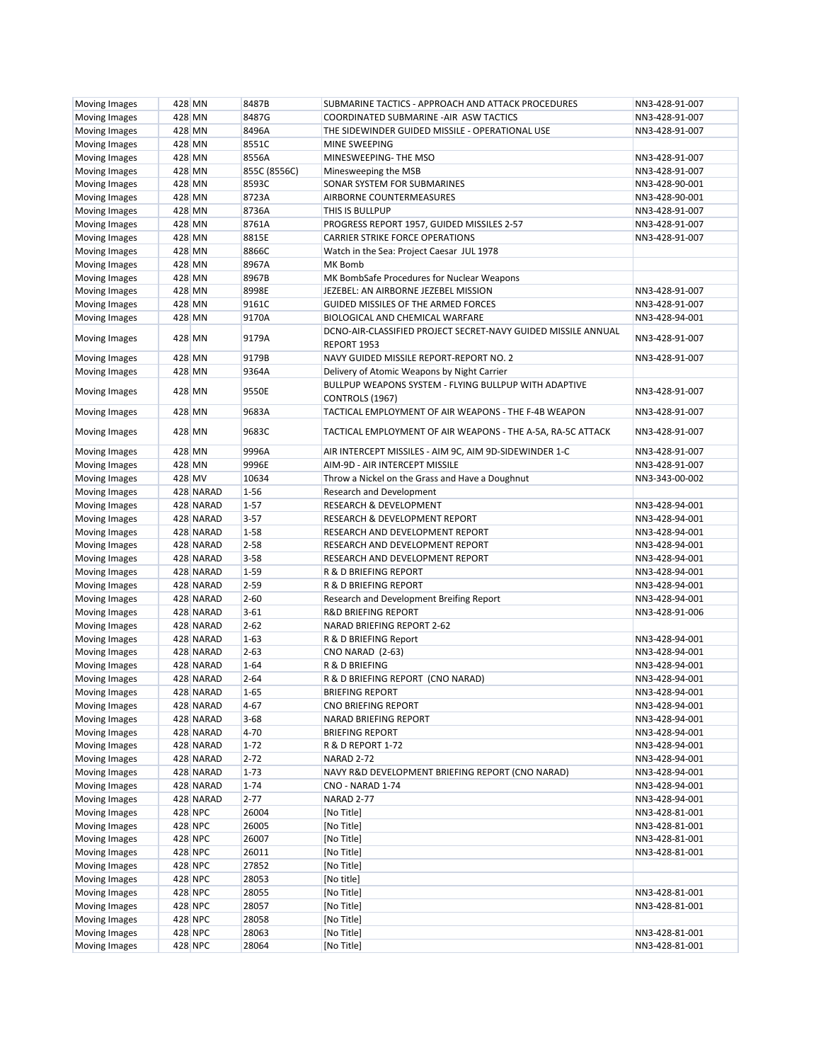| | | | | | |
|---|---|---|---|---|---|
| Moving Images | 428 | MN | 8487B | SUBMARINE TACTICS - APPROACH AND ATTACK PROCEDURES | NN3-428-91-007 |
| Moving Images | 428 | MN | 8487G | COORDINATED SUBMARINE -AIR ASW TACTICS | NN3-428-91-007 |
| Moving Images | 428 | MN | 8496A | THE SIDEWINDER GUIDED MISSILE - OPERATIONAL USE | NN3-428-91-007 |
| Moving Images | 428 | MN | 8551C | MINE SWEEPING | |
| Moving Images | 428 | MN | 8556A | MINESWEEPING- THE MSO | NN3-428-91-007 |
| Moving Images | 428 | MN | 855C (8556C) | Minesweeping the MSB | NN3-428-91-007 |
| Moving Images | 428 | MN | 8593C | SONAR SYSTEM FOR SUBMARINES | NN3-428-90-001 |
| Moving Images | 428 | MN | 8723A | AIRBORNE COUNTERMEASURES | NN3-428-90-001 |
| Moving Images | 428 | MN | 8736A | THIS IS BULLPUP | NN3-428-91-007 |
| Moving Images | 428 | MN | 8761A | PROGRESS REPORT 1957, GUIDED MISSILES 2-57 | NN3-428-91-007 |
| Moving Images | 428 | MN | 8815E | CARRIER STRIKE FORCE OPERATIONS | NN3-428-91-007 |
| Moving Images | 428 | MN | 8866C | Watch in the Sea: Project Caesar JUL 1978 | |
| Moving Images | 428 | MN | 8967A | MK Bomb | |
| Moving Images | 428 | MN | 8967B | MK BombSafe Procedures for Nuclear Weapons | |
| Moving Images | 428 | MN | 8998E | JEZEBEL: AN AIRBORNE JEZEBEL MISSION | NN3-428-91-007 |
| Moving Images | 428 | MN | 9161C | GUIDED MISSILES OF THE ARMED FORCES | NN3-428-91-007 |
| Moving Images | 428 | MN | 9170A | BIOLOGICAL AND CHEMICAL WARFARE | NN3-428-94-001 |
| Moving Images | 428 | MN | 9179A | DCNO-AIR-CLASSIFIED PROJECT SECRET-NAVY GUIDED MISSILE ANNUAL REPORT 1953 | NN3-428-91-007 |
| Moving Images | 428 | MN | 9179B | NAVY GUIDED MISSILE REPORT-REPORT NO. 2 | NN3-428-91-007 |
| Moving Images | 428 | MN | 9364A | Delivery of Atomic Weapons by Night Carrier | |
| Moving Images | 428 | MN | 9550E | BULLPUP WEAPONS SYSTEM - FLYING BULLPUP WITH ADAPTIVE CONTROLS (1967) | NN3-428-91-007 |
| Moving Images | 428 | MN | 9683A | TACTICAL EMPLOYMENT OF AIR WEAPONS - THE F-4B WEAPON | NN3-428-91-007 |
| Moving Images | 428 | MN | 9683C | TACTICAL EMPLOYMENT OF AIR WEAPONS - THE A-5A, RA-5C ATTACK | NN3-428-91-007 |
| Moving Images | 428 | MN | 9996A | AIR INTERCEPT MISSILES - AIM 9C, AIM 9D-SIDEWINDER 1-C | NN3-428-91-007 |
| Moving Images | 428 | MN | 9996E | AIM-9D - AIR INTERCEPT MISSILE | NN3-428-91-007 |
| Moving Images | 428 | MV | 10634 | Throw a Nickel on the Grass and Have a Doughnut | NN3-343-00-002 |
| Moving Images | 428 | NARAD | 1-56 | Research and Development | |
| Moving Images | 428 | NARAD | 1-57 | RESEARCH & DEVELOPMENT | NN3-428-94-001 |
| Moving Images | 428 | NARAD | 3-57 | RESEARCH & DEVELOPMENT REPORT | NN3-428-94-001 |
| Moving Images | 428 | NARAD | 1-58 | RESEARCH AND DEVELOPMENT REPORT | NN3-428-94-001 |
| Moving Images | 428 | NARAD | 2-58 | RESEARCH AND DEVELOPMENT REPORT | NN3-428-94-001 |
| Moving Images | 428 | NARAD | 3-58 | RESEARCH AND DEVELOPMENT REPORT | NN3-428-94-001 |
| Moving Images | 428 | NARAD | 1-59 | R & D BRIEFING REPORT | NN3-428-94-001 |
| Moving Images | 428 | NARAD | 2-59 | R & D BRIEFING REPORT | NN3-428-94-001 |
| Moving Images | 428 | NARAD | 2-60 | Research and Development Breifing Report | NN3-428-94-001 |
| Moving Images | 428 | NARAD | 3-61 | R&D BRIEFING REPORT | NN3-428-91-006 |
| Moving Images | 428 | NARAD | 2-62 | NARAD BRIEFING REPORT 2-62 | |
| Moving Images | 428 | NARAD | 1-63 | R & D BRIEFING Report | NN3-428-94-001 |
| Moving Images | 428 | NARAD | 2-63 | CNO NARAD (2-63) | NN3-428-94-001 |
| Moving Images | 428 | NARAD | 1-64 | R & D BRIEFING | NN3-428-94-001 |
| Moving Images | 428 | NARAD | 2-64 | R & D BRIEFING REPORT (CNO NARAD) | NN3-428-94-001 |
| Moving Images | 428 | NARAD | 1-65 | BRIEFING REPORT | NN3-428-94-001 |
| Moving Images | 428 | NARAD | 4-67 | CNO BRIEFING REPORT | NN3-428-94-001 |
| Moving Images | 428 | NARAD | 3-68 | NARAD BRIEFING REPORT | NN3-428-94-001 |
| Moving Images | 428 | NARAD | 4-70 | BRIEFING REPORT | NN3-428-94-001 |
| Moving Images | 428 | NARAD | 1-72 | R & D REPORT 1-72 | NN3-428-94-001 |
| Moving Images | 428 | NARAD | 2-72 | NARAD 2-72 | NN3-428-94-001 |
| Moving Images | 428 | NARAD | 1-73 | NAVY R&D DEVELOPMENT BRIEFING REPORT (CNO NARAD) | NN3-428-94-001 |
| Moving Images | 428 | NARAD | 1-74 | CNO - NARAD 1-74 | NN3-428-94-001 |
| Moving Images | 428 | NARAD | 2-77 | NARAD 2-77 | NN3-428-94-001 |
| Moving Images | 428 | NPC | 26004 | [No Title] | NN3-428-81-001 |
| Moving Images | 428 | NPC | 26005 | [No Title] | NN3-428-81-001 |
| Moving Images | 428 | NPC | 26007 | [No Title] | NN3-428-81-001 |
| Moving Images | 428 | NPC | 26011 | [No Title] | NN3-428-81-001 |
| Moving Images | 428 | NPC | 27852 | [No Title] | |
| Moving Images | 428 | NPC | 28053 | [No title] | |
| Moving Images | 428 | NPC | 28055 | [No Title] | NN3-428-81-001 |
| Moving Images | 428 | NPC | 28057 | [No Title] | NN3-428-81-001 |
| Moving Images | 428 | NPC | 28058 | [No Title] | |
| Moving Images | 428 | NPC | 28063 | [No Title] | NN3-428-81-001 |
| Moving Images | 428 | NPC | 28064 | [No Title] | NN3-428-81-001 |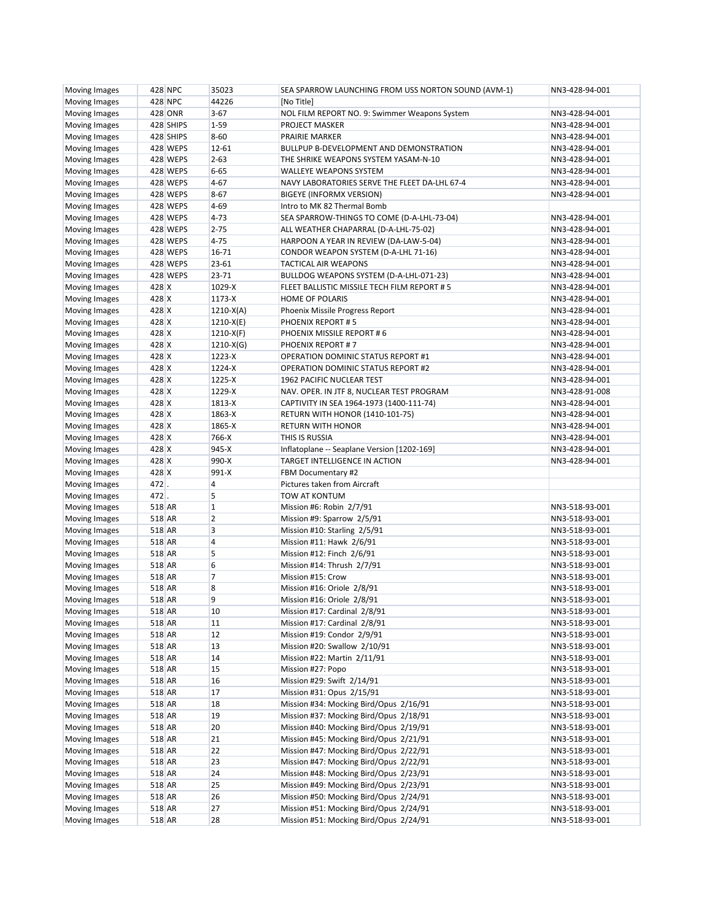| | | | | | |
|---|---|---|---|---|---|
| Moving Images | 428 | NPC | 35023 | SEA SPARROW LAUNCHING FROM USS NORTON SOUND (AVM-1) | NN3-428-94-001 |
| Moving Images | 428 | NPC | 44226 | [No Title] | |
| Moving Images | 428 | ONR | 3-67 | NOL FILM REPORT NO. 9: Swimmer Weapons System | NN3-428-94-001 |
| Moving Images | 428 | SHIPS | 1-59 | PROJECT MASKER | NN3-428-94-001 |
| Moving Images | 428 | SHIPS | 8-60 | PRAIRIE MARKER | NN3-428-94-001 |
| Moving Images | 428 | WEPS | 12-61 | BULLPUP B-DEVELOPMENT AND DEMONSTRATION | NN3-428-94-001 |
| Moving Images | 428 | WEPS | 2-63 | THE SHRIKE WEAPONS SYSTEM YASAM-N-10 | NN3-428-94-001 |
| Moving Images | 428 | WEPS | 6-65 | WALLEYE WEAPONS SYSTEM | NN3-428-94-001 |
| Moving Images | 428 | WEPS | 4-67 | NAVY LABORATORIES SERVE THE FLEET DA-LHL 67-4 | NN3-428-94-001 |
| Moving Images | 428 | WEPS | 8-67 | BIGEYE (INFORMX VERSION) | NN3-428-94-001 |
| Moving Images | 428 | WEPS | 4-69 | Intro to MK 82 Thermal Bomb | |
| Moving Images | 428 | WEPS | 4-73 | SEA SPARROW-THINGS TO COME (D-A-LHL-73-04) | NN3-428-94-001 |
| Moving Images | 428 | WEPS | 2-75 | ALL WEATHER CHAPARRAL (D-A-LHL-75-02) | NN3-428-94-001 |
| Moving Images | 428 | WEPS | 4-75 | HARPOON A YEAR IN REVIEW (DA-LAW-5-04) | NN3-428-94-001 |
| Moving Images | 428 | WEPS | 16-71 | CONDOR WEAPON SYSTEM (D-A-LHL 71-16) | NN3-428-94-001 |
| Moving Images | 428 | WEPS | 23-61 | TACTICAL AIR WEAPONS | NN3-428-94-001 |
| Moving Images | 428 | WEPS | 23-71 | BULLDOG WEAPONS SYSTEM (D-A-LHL-071-23) | NN3-428-94-001 |
| Moving Images | 428 | X | 1029-X | FLEET BALLISTIC MISSILE TECH FILM REPORT # 5 | NN3-428-94-001 |
| Moving Images | 428 | X | 1173-X | HOME OF POLARIS | NN3-428-94-001 |
| Moving Images | 428 | X | 1210-X(A) | Phoenix Missile Progress Report | NN3-428-94-001 |
| Moving Images | 428 | X | 1210-X(E) | PHOENIX REPORT # 5 | NN3-428-94-001 |
| Moving Images | 428 | X | 1210-X(F) | PHOENIX MISSILE REPORT # 6 | NN3-428-94-001 |
| Moving Images | 428 | X | 1210-X(G) | PHOENIX REPORT # 7 | NN3-428-94-001 |
| Moving Images | 428 | X | 1223-X | OPERATION DOMINIC STATUS REPORT #1 | NN3-428-94-001 |
| Moving Images | 428 | X | 1224-X | OPERATION DOMINIC STATUS REPORT #2 | NN3-428-94-001 |
| Moving Images | 428 | X | 1225-X | 1962 PACIFIC NUCLEAR TEST | NN3-428-94-001 |
| Moving Images | 428 | X | 1229-X | NAV. OPER. IN JTF 8, NUCLEAR TEST PROGRAM | NN3-428-91-008 |
| Moving Images | 428 | X | 1813-X | CAPTIVITY IN SEA 1964-1973 (1400-111-74) | NN3-428-94-001 |
| Moving Images | 428 | X | 1863-X | RETURN WITH HONOR (1410-101-75) | NN3-428-94-001 |
| Moving Images | 428 | X | 1865-X | RETURN WITH HONOR | NN3-428-94-001 |
| Moving Images | 428 | X | 766-X | THIS IS RUSSIA | NN3-428-94-001 |
| Moving Images | 428 | X | 945-X | Inflatoplane -- Seaplane Version [1202-169] | NN3-428-94-001 |
| Moving Images | 428 | X | 990-X | TARGET INTELLIGENCE IN ACTION | NN3-428-94-001 |
| Moving Images | 428 | X | 991-X | FBM Documentary #2 | |
| Moving Images | 472 | . | 4 | Pictures taken from Aircraft | |
| Moving Images | 472 | . | 5 | TOW AT KONTUM | |
| Moving Images | 518 | AR | 1 | Mission #6: Robin 2/7/91 | NN3-518-93-001 |
| Moving Images | 518 | AR | 2 | Mission #9: Sparrow 2/5/91 | NN3-518-93-001 |
| Moving Images | 518 | AR | 3 | Mission #10: Starling 2/5/91 | NN3-518-93-001 |
| Moving Images | 518 | AR | 4 | Mission #11: Hawk 2/6/91 | NN3-518-93-001 |
| Moving Images | 518 | AR | 5 | Mission #12: Finch 2/6/91 | NN3-518-93-001 |
| Moving Images | 518 | AR | 6 | Mission #14: Thrush 2/7/91 | NN3-518-93-001 |
| Moving Images | 518 | AR | 7 | Mission #15: Crow | NN3-518-93-001 |
| Moving Images | 518 | AR | 8 | Mission #16: Oriole 2/8/91 | NN3-518-93-001 |
| Moving Images | 518 | AR | 9 | Mission #16: Oriole 2/8/91 | NN3-518-93-001 |
| Moving Images | 518 | AR | 10 | Mission #17: Cardinal 2/8/91 | NN3-518-93-001 |
| Moving Images | 518 | AR | 11 | Mission #17: Cardinal 2/8/91 | NN3-518-93-001 |
| Moving Images | 518 | AR | 12 | Mission #19: Condor 2/9/91 | NN3-518-93-001 |
| Moving Images | 518 | AR | 13 | Mission #20: Swallow 2/10/91 | NN3-518-93-001 |
| Moving Images | 518 | AR | 14 | Mission #22: Martin 2/11/91 | NN3-518-93-001 |
| Moving Images | 518 | AR | 15 | Mission #27: Popo | NN3-518-93-001 |
| Moving Images | 518 | AR | 16 | Mission #29: Swift 2/14/91 | NN3-518-93-001 |
| Moving Images | 518 | AR | 17 | Mission #31: Opus 2/15/91 | NN3-518-93-001 |
| Moving Images | 518 | AR | 18 | Mission #34: Mocking Bird/Opus 2/16/91 | NN3-518-93-001 |
| Moving Images | 518 | AR | 19 | Mission #37: Mocking Bird/Opus 2/18/91 | NN3-518-93-001 |
| Moving Images | 518 | AR | 20 | Mission #40: Mocking Bird/Opus 2/19/91 | NN3-518-93-001 |
| Moving Images | 518 | AR | 21 | Mission #45: Mocking Bird/Opus 2/21/91 | NN3-518-93-001 |
| Moving Images | 518 | AR | 22 | Mission #47: Mocking Bird/Opus 2/22/91 | NN3-518-93-001 |
| Moving Images | 518 | AR | 23 | Mission #47: Mocking Bird/Opus 2/22/91 | NN3-518-93-001 |
| Moving Images | 518 | AR | 24 | Mission #48: Mocking Bird/Opus 2/23/91 | NN3-518-93-001 |
| Moving Images | 518 | AR | 25 | Mission #49: Mocking Bird/Opus 2/23/91 | NN3-518-93-001 |
| Moving Images | 518 | AR | 26 | Mission #50: Mocking Bird/Opus 2/24/91 | NN3-518-93-001 |
| Moving Images | 518 | AR | 27 | Mission #51: Mocking Bird/Opus 2/24/91 | NN3-518-93-001 |
| Moving Images | 518 | AR | 28 | Mission #51: Mocking Bird/Opus 2/24/91 | NN3-518-93-001 |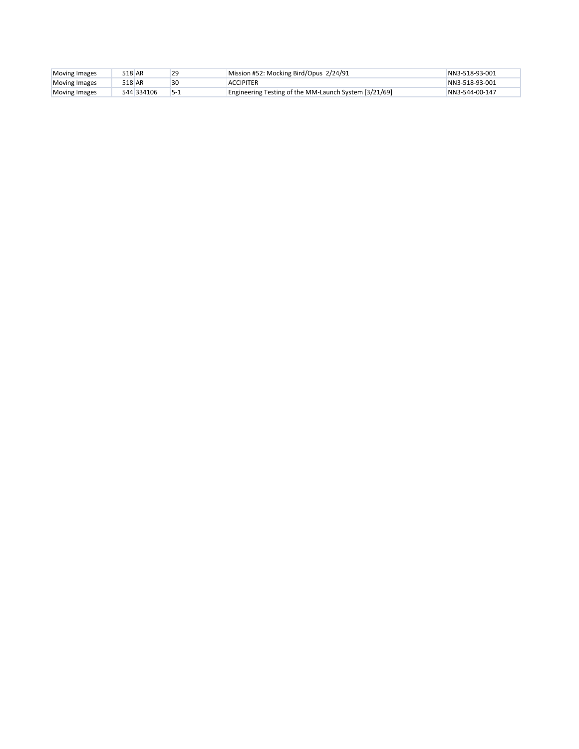| | | | | | |
|---|---|---|---|---|---|
| Moving Images | 518 | AR | 29 | Mission #52: Mocking Bird/Opus 2/24/91 | NN3-518-93-001 |
| Moving Images | 518 | AR | 30 | ACCIPITER | NN3-518-93-001 |
| Moving Images | 544 | 334106 | 5-1 | Engineering Testing of the MM-Launch System [3/21/69] | NN3-544-00-147 |